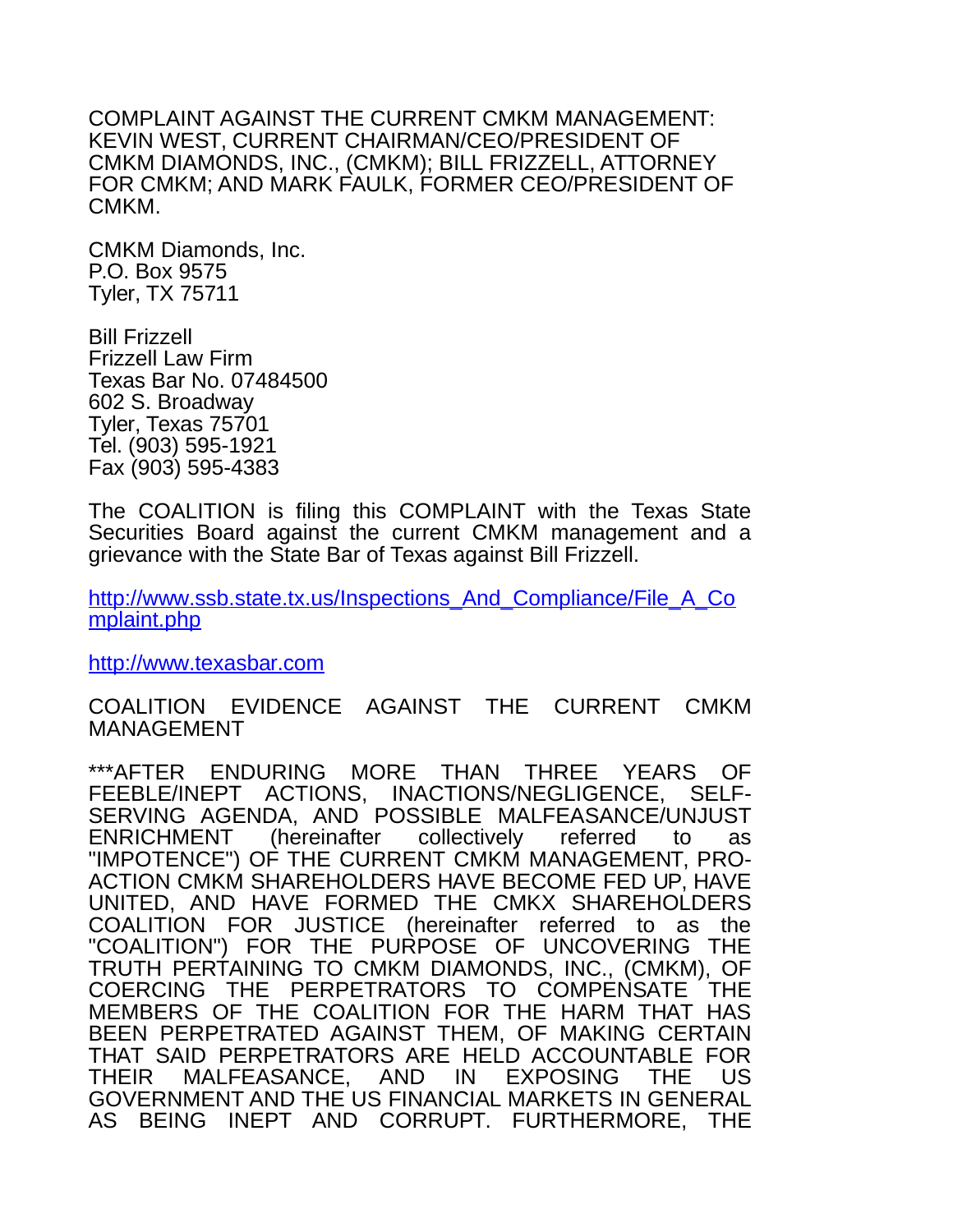COMPLAINT AGAINST THE CURRENT CMKM MANAGEMENT: KEVIN WEST, CURRENT CHAIRMAN/CEO/PRESIDENT OF CMKM DIAMONDS, INC., (CMKM); BILL FRIZZELL, ATTORNEY FOR CMKM; AND MARK FAULK, FORMER CEO/PRESIDENT OF CMKM.

CMKM Diamonds, Inc.
P.O. Box 9575
Tyler, TX 75711

Bill Frizzell
Frizzell Law Firm
Texas Bar No. 07484500
602 S. Broadway
Tyler, Texas 75701
Tel. (903) 595-1921
Fax (903) 595-4383

The COALITION is filing this COMPLAINT with the Texas State Securities Board against the current CMKM management and a grievance with the State Bar of Texas against Bill Frizzell.

http://www.ssb.state.tx.us/Inspections_And_Compliance/File_A_Complaint.php

http://www.texasbar.com

COALITION EVIDENCE AGAINST THE CURRENT CMKM MANAGEMENT

***AFTER ENDURING MORE THAN THREE YEARS OF FEEBLE/INEPT ACTIONS, INACTIONS/NEGLIGENCE, SELF-SERVING AGENDA, AND POSSIBLE MALFEASANCE/UNJUST ENRICHMENT (hereinafter collectively referred to as "IMPOTENCE") OF THE CURRENT CMKM MANAGEMENT, PRO-ACTION CMKM SHAREHOLDERS HAVE BECOME FED UP, HAVE UNITED, AND HAVE FORMED THE CMKX SHAREHOLDERS COALITION FOR JUSTICE (hereinafter referred to as the "COALITION") FOR THE PURPOSE OF UNCOVERING THE TRUTH PERTAINING TO CMKM DIAMONDS, INC., (CMKM), OF COERCING THE PERPETRATORS TO COMPENSATE THE MEMBERS OF THE COALITION FOR THE HARM THAT HAS BEEN PERPETRATED AGAINST THEM, OF MAKING CERTAIN THAT SAID PERPETRATORS ARE HELD ACCOUNTABLE FOR THEIR MALFEASANCE, AND IN EXPOSING THE US GOVERNMENT AND THE US FINANCIAL MARKETS IN GENERAL AS BEING INEPT AND CORRUPT. FURTHERMORE, THE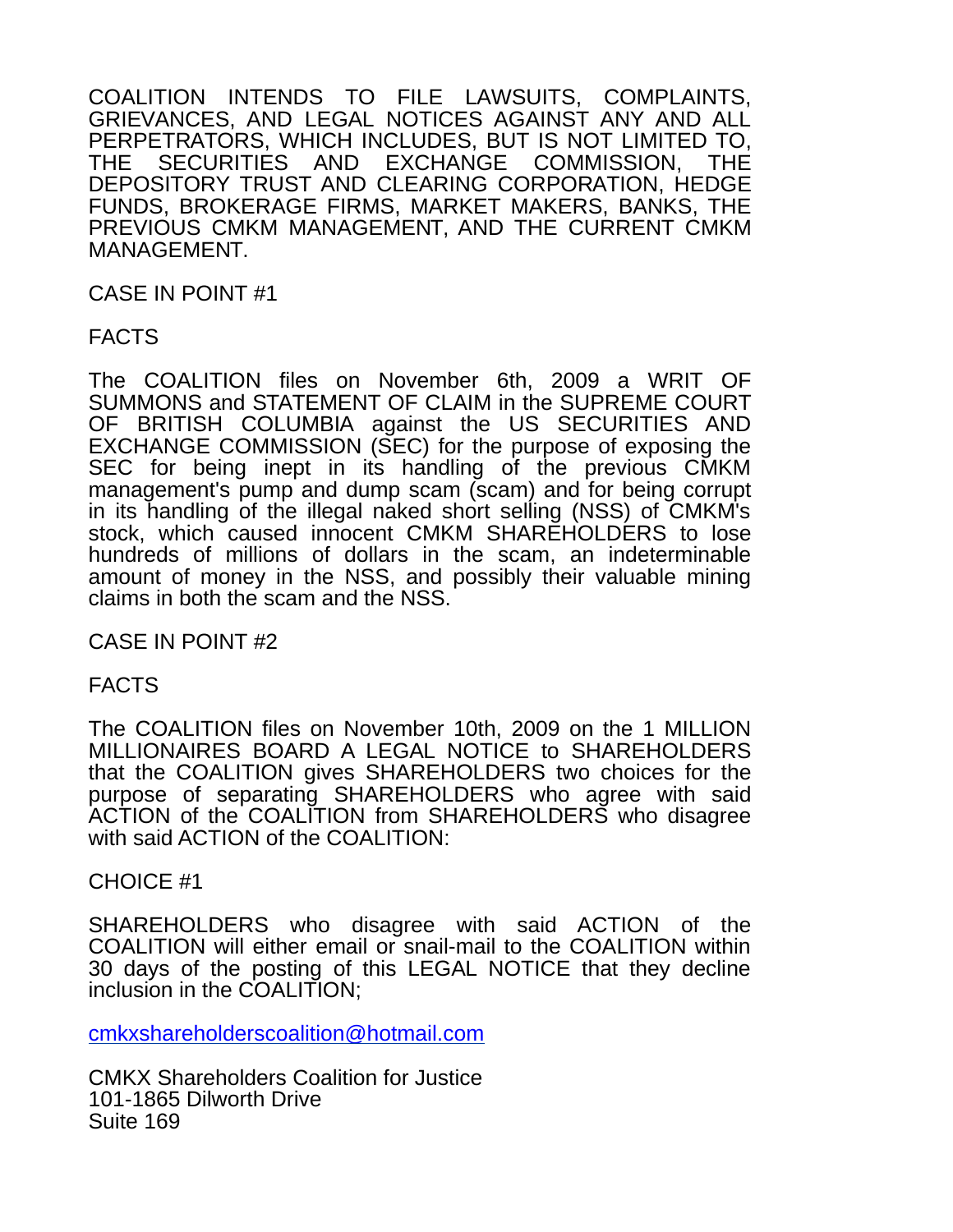COALITION INTENDS TO FILE LAWSUITS, COMPLAINTS, GRIEVANCES, AND LEGAL NOTICES AGAINST ANY AND ALL PERPETRATORS, WHICH INCLUDES, BUT IS NOT LIMITED TO, THE SECURITIES AND EXCHANGE COMMISSION, THE DEPOSITORY TRUST AND CLEARING CORPORATION, HEDGE FUNDS, BROKERAGE FIRMS, MARKET MAKERS, BANKS, THE PREVIOUS CMKM MANAGEMENT, AND THE CURRENT CMKM MANAGEMENT.

CASE IN POINT #1

FACTS

The COALITION files on November 6th, 2009 a WRIT OF SUMMONS and STATEMENT OF CLAIM in the SUPREME COURT OF BRITISH COLUMBIA against the US SECURITIES AND EXCHANGE COMMISSION (SEC) for the purpose of exposing the SEC for being inept in its handling of the previous CMKM management's pump and dump scam (scam) and for being corrupt in its handling of the illegal naked short selling (NSS) of CMKM's stock, which caused innocent CMKM SHAREHOLDERS to lose hundreds of millions of dollars in the scam, an indeterminable amount of money in the NSS, and possibly their valuable mining claims in both the scam and the NSS.

CASE IN POINT #2

FACTS

The COALITION files on November 10th, 2009 on the 1 MILLION MILLIONAIRES BOARD A LEGAL NOTICE to SHAREHOLDERS that the COALITION gives SHAREHOLDERS two choices for the purpose of separating SHAREHOLDERS who agree with said ACTION of the COALITION from SHAREHOLDERS who disagree with said ACTION of the COALITION:

CHOICE #1

SHAREHOLDERS who disagree with said ACTION of the COALITION will either email or snail-mail to the COALITION within 30 days of the posting of this LEGAL NOTICE that they decline inclusion in the COALITION;

cmkxshareholderscoalition@hotmail.com

CMKX Shareholders Coalition for Justice
101-1865 Dilworth Drive
Suite 169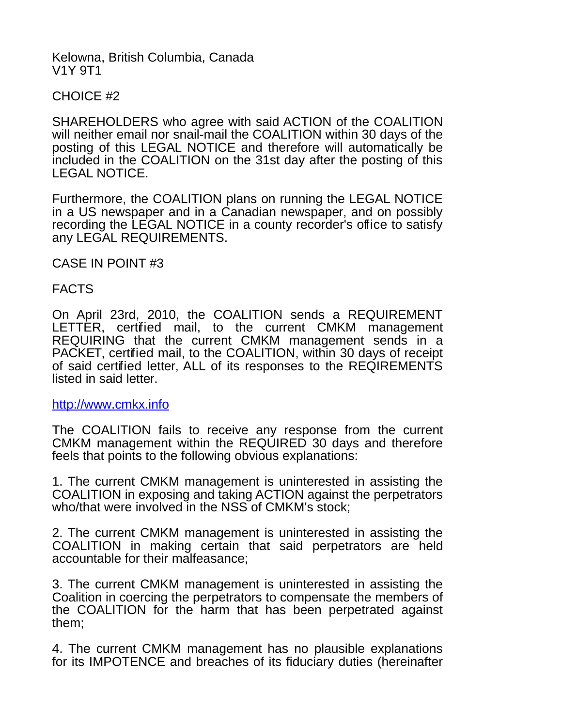Kelowna, British Columbia, Canada
V1Y 9T1

CHOICE #2

SHAREHOLDERS who agree with said ACTION of the COALITION will neither email nor snail-mail the COALITION within 30 days of the posting of this LEGAL NOTICE and therefore will automatically be included in the COALITION on the 31st day after the posting of this LEGAL NOTICE.

Furthermore, the COALITION plans on running the LEGAL NOTICE in a US newspaper and in a Canadian newspaper, and on possibly recording the LEGAL NOTICE in a county recorder's office to satisfy any LEGAL REQUIREMENTS.

CASE IN POINT #3

FACTS

On April 23rd, 2010, the COALITION sends a REQUIREMENT LETTER, certified mail, to the current CMKM management REQUIRING that the current CMKM management sends in a PACKET, certified mail, to the COALITION, within 30 days of receipt of said certified letter, ALL of its responses to the REQIREMENTS listed in said letter.

[http://www.cmkx.info](http://www.cmkx.info)

The COALITION fails to receive any response from the current CMKM management within the REQUIRED 30 days and therefore feels that points to the following obvious explanations:

1. The current CMKM management is uninterested in assisting the COALITION in exposing and taking ACTION against the perpetrators who/that were involved in the NSS of CMKM's stock;

2. The current CMKM management is uninterested in assisting the COALITION in making certain that said perpetrators are held accountable for their malfeasance;

3. The current CMKM management is uninterested in assisting the Coalition in coercing the perpetrators to compensate the members of the COALITION for the harm that has been perpetrated against them;

4. The current CMKM management has no plausible explanations for its IMPOTENCE and breaches of its fiduciary duties (hereinafter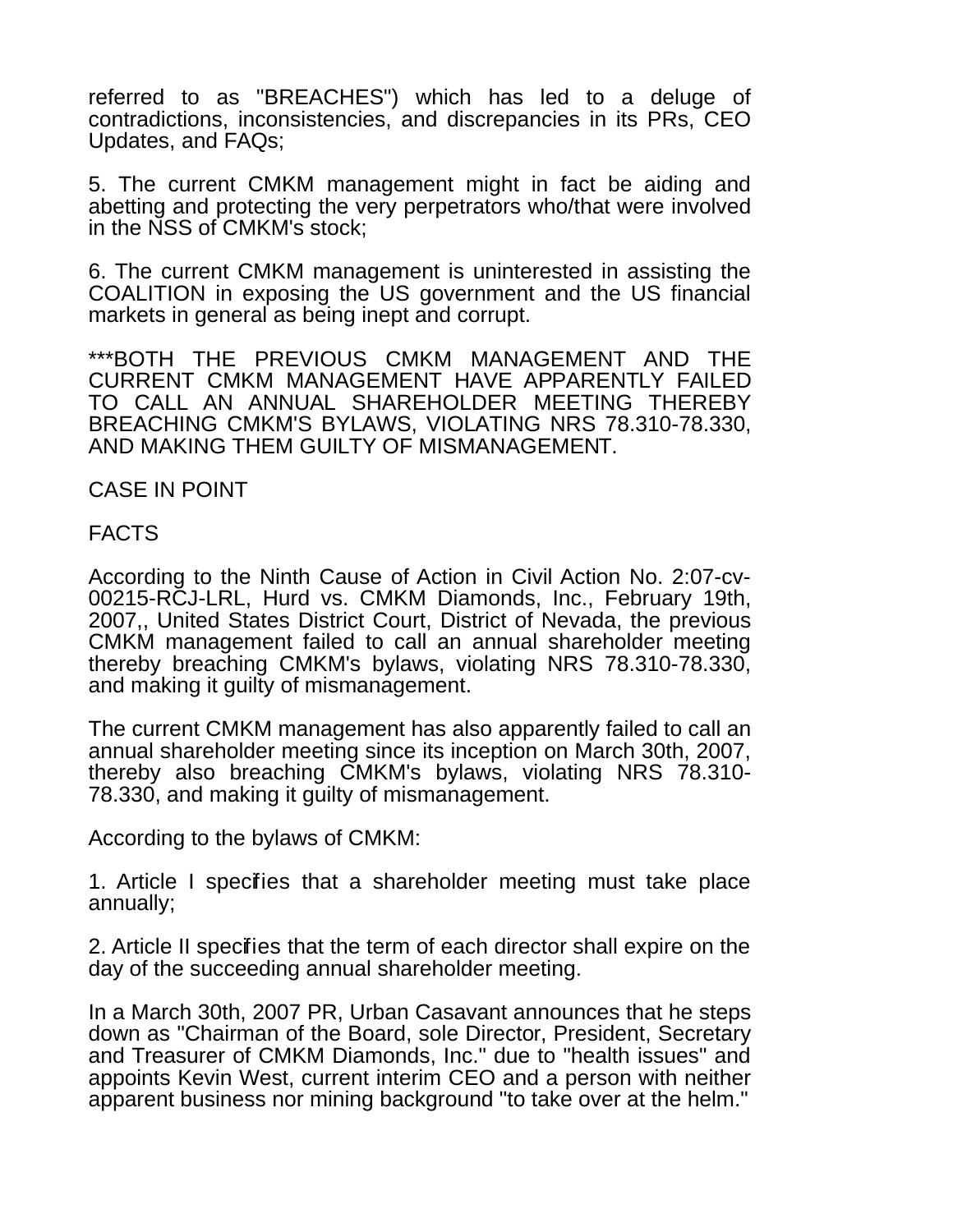referred to as "BREACHES") which has led to a deluge of contradictions, inconsistencies, and discrepancies in its PRs, CEO Updates, and FAQs;

5. The current CMKM management might in fact be aiding and abetting and protecting the very perpetrators who/that were involved in the NSS of CMKM's stock;

6. The current CMKM management is uninterested in assisting the COALITION in exposing the US government and the US financial markets in general as being inept and corrupt.

***BOTH THE PREVIOUS CMKM MANAGEMENT AND THE CURRENT CMKM MANAGEMENT HAVE APPARENTLY FAILED TO CALL AN ANNUAL SHAREHOLDER MEETING THEREBY BREACHING CMKM'S BYLAWS, VIOLATING NRS 78.310-78.330, AND MAKING THEM GUILTY OF MISMANAGEMENT.

CASE IN POINT

FACTS

According to the Ninth Cause of Action in Civil Action No. 2:07-cv-00215-RCJ-LRL, Hurd vs. CMKM Diamonds, Inc., February 19th, 2007,, United States District Court, District of Nevada, the previous CMKM management failed to call an annual shareholder meeting thereby breaching CMKM's bylaws, violating NRS 78.310-78.330, and making it guilty of mismanagement.

The current CMKM management has also apparently failed to call an annual shareholder meeting since its inception on March 30th, 2007, thereby also breaching CMKM's bylaws, violating NRS 78.310-78.330, and making it guilty of mismanagement.

According to the bylaws of CMKM:

1. Article I specifies that a shareholder meeting must take place annually;

2. Article II specifies that the term of each director shall expire on the day of the succeeding annual shareholder meeting.

In a March 30th, 2007 PR, Urban Casavant announces that he steps down as "Chairman of the Board, sole Director, President, Secretary and Treasurer of CMKM Diamonds, Inc." due to "health issues" and appoints Kevin West, current interim CEO and a person with neither apparent business nor mining background "to take over at the helm."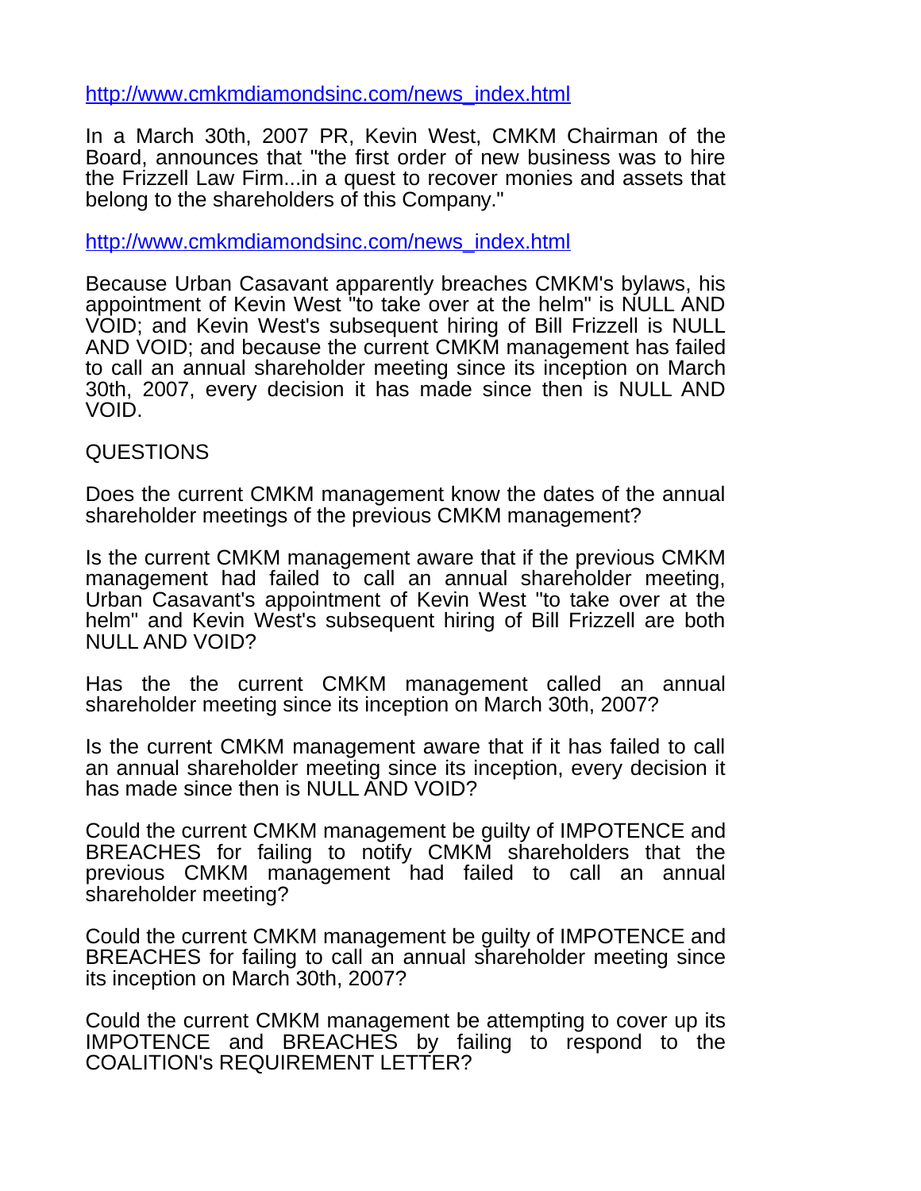http://www.cmkmdiamondsinc.com/news_index.html

In a March 30th, 2007 PR, Kevin West, CMKM Chairman of the Board, announces that "the first order of new business was to hire the Frizzell Law Firm...in a quest to recover monies and assets that belong to the shareholders of this Company."

http://www.cmkmdiamondsinc.com/news_index.html

Because Urban Casavant apparently breaches CMKM's bylaws, his appointment of Kevin West "to take over at the helm" is NULL AND VOID; and Kevin West's subsequent hiring of Bill Frizzell is NULL AND VOID; and because the current CMKM management has failed to call an annual shareholder meeting since its inception on March 30th, 2007, every decision it has made since then is NULL AND VOID.

QUESTIONS

Does the current CMKM management know the dates of the annual shareholder meetings of the previous CMKM management?

Is the current CMKM management aware that if the previous CMKM management had failed to call an annual shareholder meeting, Urban Casavant's appointment of Kevin West "to take over at the helm" and Kevin West's subsequent hiring of Bill Frizzell are both NULL AND VOID?

Has the the current CMKM management called an annual shareholder meeting since its inception on March 30th, 2007?

Is the current CMKM management aware that if it has failed to call an annual shareholder meeting since its inception, every decision it has made since then is NULL AND VOID?

Could the current CMKM management be guilty of IMPOTENCE and BREACHES for failing to notify CMKM shareholders that the previous CMKM management had failed to call an annual shareholder meeting?

Could the current CMKM management be guilty of IMPOTENCE and BREACHES for failing to call an annual shareholder meeting since its inception on March 30th, 2007?

Could the current CMKM management be attempting to cover up its IMPOTENCE and BREACHES by failing to respond to the COALITION's REQUIREMENT LETTER?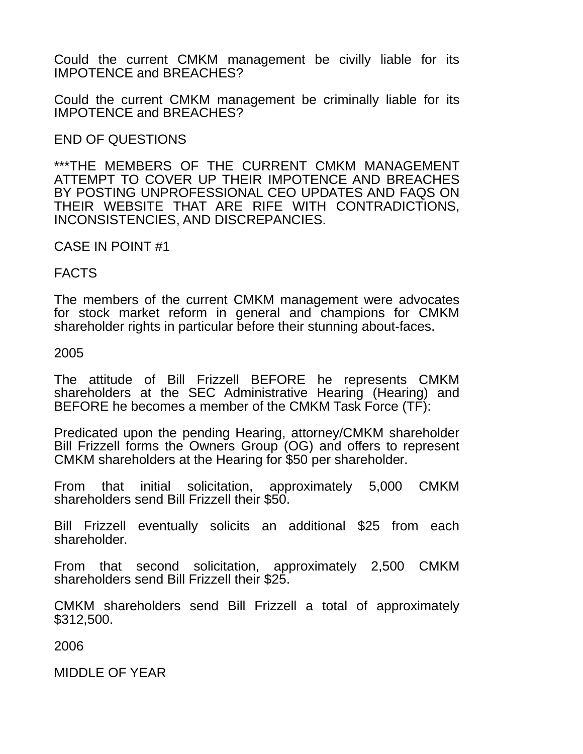Could the current CMKM management be civilly liable for its IMPOTENCE and BREACHES?

Could the current CMKM management be criminally liable for its IMPOTENCE and BREACHES?

END OF QUESTIONS

***THE MEMBERS OF THE CURRENT CMKM MANAGEMENT ATTEMPT TO COVER UP THEIR IMPOTENCE AND BREACHES BY POSTING UNPROFESSIONAL CEO UPDATES AND FAQS ON THEIR WEBSITE THAT ARE RIFE WITH CONTRADICTIONS, INCONSISTENCIES, AND DISCREPANCIES.

CASE IN POINT #1

FACTS

The members of the current CMKM management were advocates for stock market reform in general and champions for CMKM shareholder rights in particular before their stunning about-faces.

2005

The attitude of Bill Frizzell BEFORE he represents CMKM shareholders at the SEC Administrative Hearing (Hearing) and BEFORE he becomes a member of the CMKM Task Force (TF):

Predicated upon the pending Hearing, attorney/CMKM shareholder Bill Frizzell forms the Owners Group (OG) and offers to represent CMKM shareholders at the Hearing for $50 per shareholder.

From that initial solicitation, approximately 5,000 CMKM shareholders send Bill Frizzell their $50.

Bill Frizzell eventually solicits an additional $25 from each shareholder.

From that second solicitation, approximately 2,500 CMKM shareholders send Bill Frizzell their $25.

CMKM shareholders send Bill Frizzell a total of approximately $312,500.

2006

MIDDLE OF YEAR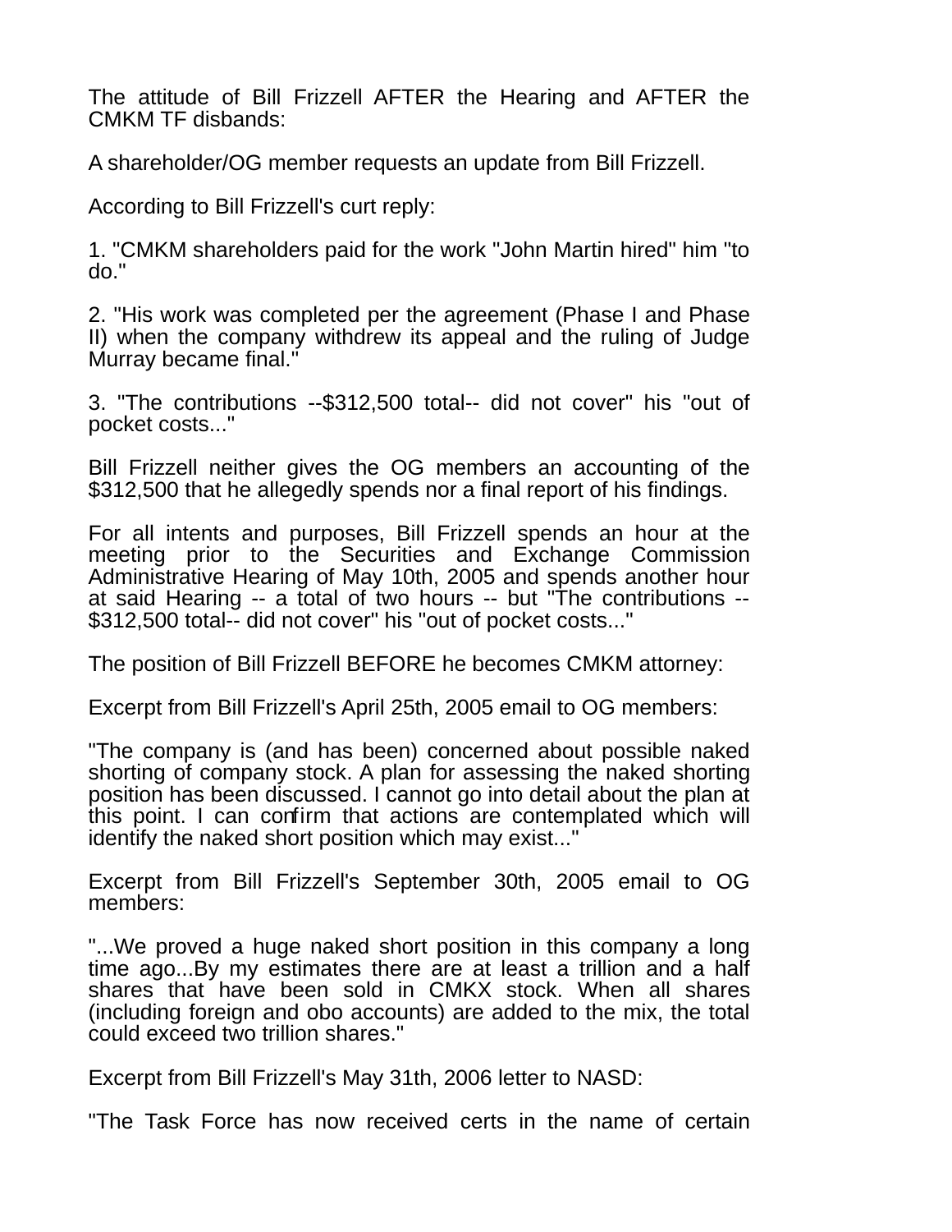The attitude of Bill Frizzell AFTER the Hearing and AFTER the CMKM TF disbands:

A shareholder/OG member requests an update from Bill Frizzell.

According to Bill Frizzell's curt reply:

1. "CMKM shareholders paid for the work "John Martin hired" him "to do."

2. "His work was completed per the agreement (Phase I and Phase II) when the company withdrew its appeal and the ruling of Judge Murray became final."

3. "The contributions --$312,500 total-- did not cover" his "out of pocket costs..."

Bill Frizzell neither gives the OG members an accounting of the $312,500 that he allegedly spends nor a final report of his findings.

For all intents and purposes, Bill Frizzell spends an hour at the meeting prior to the Securities and Exchange Commission Administrative Hearing of May 10th, 2005 and spends another hour at said Hearing -- a total of two hours -- but "The contributions -- $312,500 total-- did not cover" his "out of pocket costs..."

The position of Bill Frizzell BEFORE he becomes CMKM attorney:

Excerpt from Bill Frizzell's April 25th, 2005 email to OG members:

"The company is (and has been) concerned about possible naked shorting of company stock. A plan for assessing the naked shorting position has been discussed. I cannot go into detail about the plan at this point. I can confirm that actions are contemplated which will identify the naked short position which may exist..."

Excerpt from Bill Frizzell's September 30th, 2005 email to OG members:

"...We proved a huge naked short position in this company a long time ago...By my estimates there are at least a trillion and a half shares that have been sold in CMKX stock. When all shares (including foreign and obo accounts) are added to the mix, the total could exceed two trillion shares."

Excerpt from Bill Frizzell's May 31th, 2006 letter to NASD:

"The Task Force has now received certs in the name of certain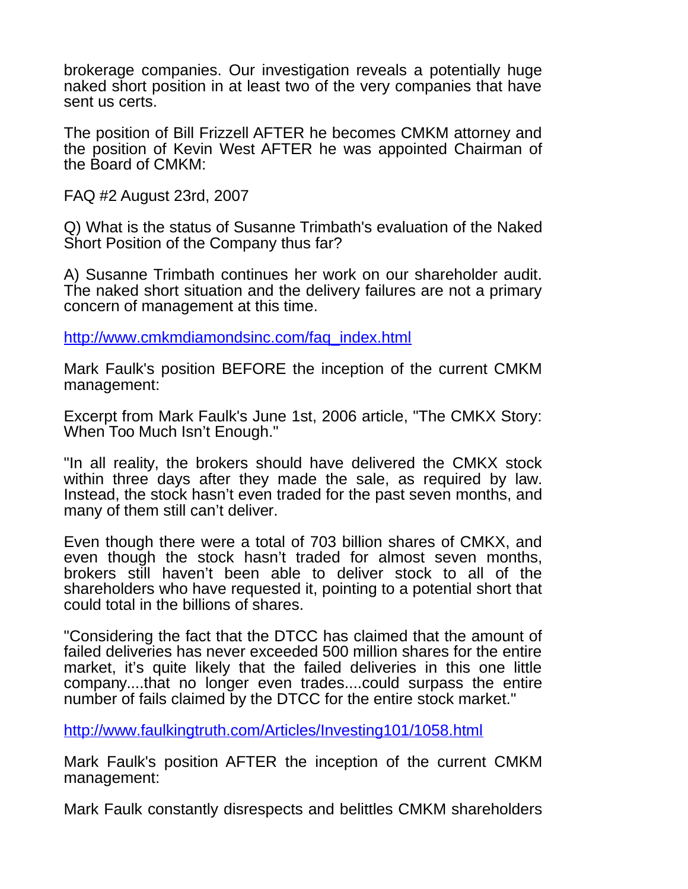brokerage companies. Our investigation reveals a potentially huge naked short position in at least two of the very companies that have sent us certs.

The position of Bill Frizzell AFTER he becomes CMKM attorney and the position of Kevin West AFTER he was appointed Chairman of the Board of CMKM:

FAQ #2 August 23rd, 2007

Q) What is the status of Susanne Trimbath's evaluation of the Naked Short Position of the Company thus far?

A) Susanne Trimbath continues her work on our shareholder audit. The naked short situation and the delivery failures are not a primary concern of management at this time.

http://www.cmkmdiamondsinc.com/faq_index.html

Mark Faulk's position BEFORE the inception of the current CMKM management:

Excerpt from Mark Faulk's June 1st, 2006 article, "The CMKX Story: When Too Much Isn't Enough."

"In all reality, the brokers should have delivered the CMKX stock within three days after they made the sale, as required by law. Instead, the stock hasn't even traded for the past seven months, and many of them still can't deliver.

Even though there were a total of 703 billion shares of CMKX, and even though the stock hasn't traded for almost seven months, brokers still haven't been able to deliver stock to all of the shareholders who have requested it, pointing to a potential short that could total in the billions of shares.

"Considering the fact that the DTCC has claimed that the amount of failed deliveries has never exceeded 500 million shares for the entire market, it's quite likely that the failed deliveries in this one little company....that no longer even trades....could surpass the entire number of fails claimed by the DTCC for the entire stock market."

http://www.faulkingtruth.com/Articles/Investing101/1058.html

Mark Faulk's position AFTER the inception of the current CMKM management:

Mark Faulk constantly disrespects and belittles CMKM shareholders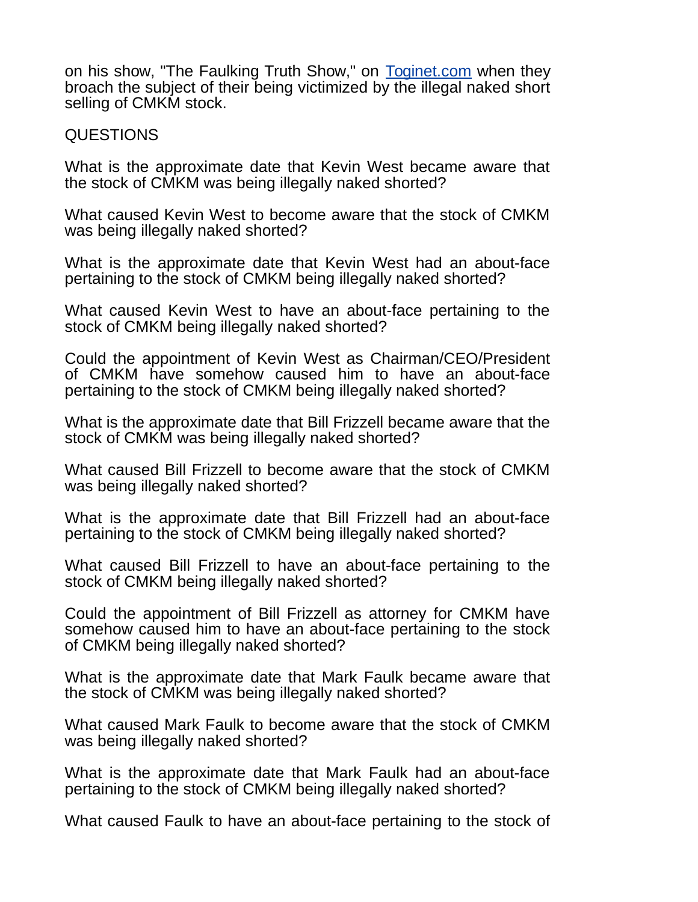on his show, "The Faulking Truth Show," on [Toginet.com](http://Toginet.com) when they broach the subject of their being victimized by the illegal naked short selling of CMKM stock.

QUESTIONS

What is the approximate date that Kevin West became aware that the stock of CMKM was being illegally naked shorted?

What caused Kevin West to become aware that the stock of CMKM was being illegally naked shorted?

What is the approximate date that Kevin West had an about-face pertaining to the stock of CMKM being illegally naked shorted?

What caused Kevin West to have an about-face pertaining to the stock of CMKM being illegally naked shorted?

Could the appointment of Kevin West as Chairman/CEO/President of CMKM have somehow caused him to have an about-face pertaining to the stock of CMKM being illegally naked shorted?

What is the approximate date that Bill Frizzell became aware that the stock of CMKM was being illegally naked shorted?

What caused Bill Frizzell to become aware that the stock of CMKM was being illegally naked shorted?

What is the approximate date that Bill Frizzell had an about-face pertaining to the stock of CMKM being illegally naked shorted?

What caused Bill Frizzell to have an about-face pertaining to the stock of CMKM being illegally naked shorted?

Could the appointment of Bill Frizzell as attorney for CMKM have somehow caused him to have an about-face pertaining to the stock of CMKM being illegally naked shorted?

What is the approximate date that Mark Faulk became aware that the stock of CMKM was being illegally naked shorted?

What caused Mark Faulk to become aware that the stock of CMKM was being illegally naked shorted?

What is the approximate date that Mark Faulk had an about-face pertaining to the stock of CMKM being illegally naked shorted?

What caused Faulk to have an about-face pertaining to the stock of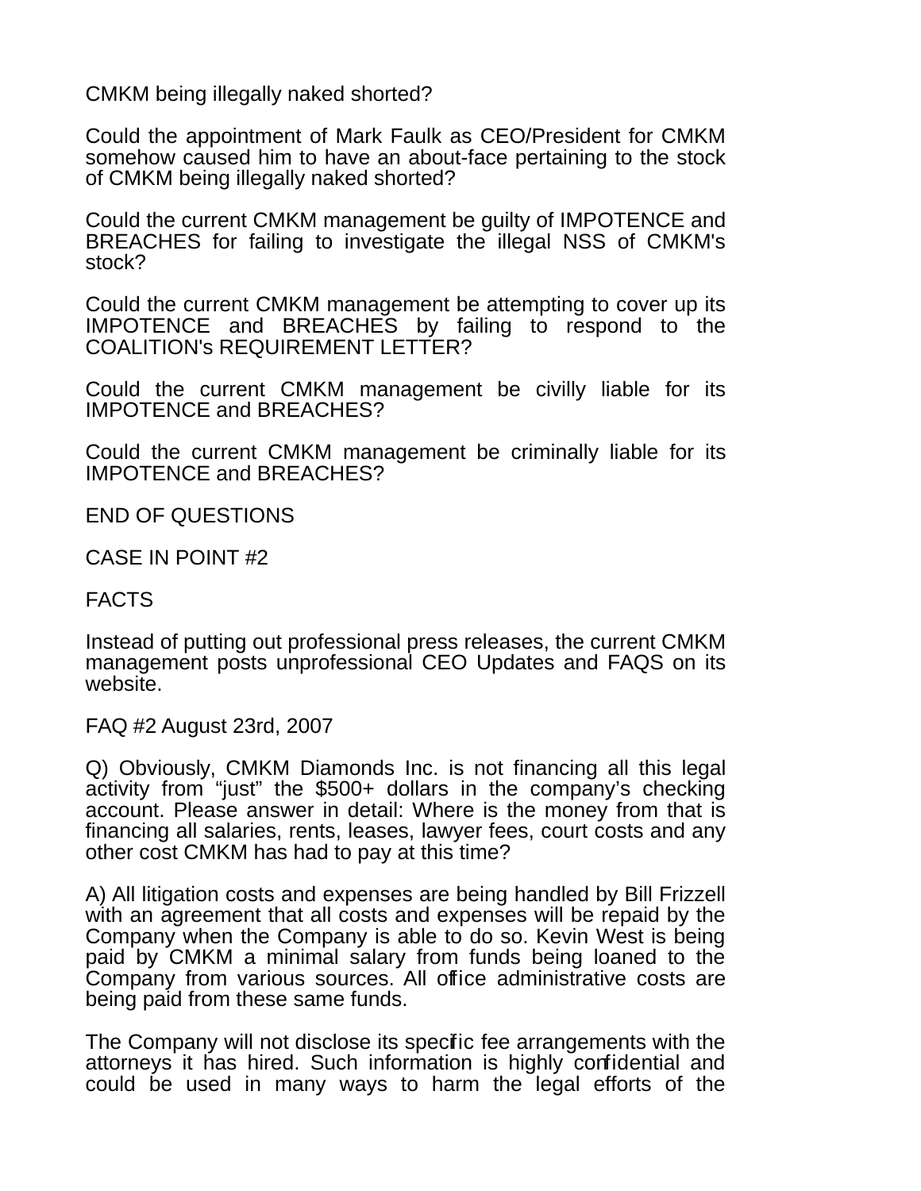CMKM being illegally naked shorted?

Could the appointment of Mark Faulk as CEO/President for CMKM somehow caused him to have an about-face pertaining to the stock of CMKM being illegally naked shorted?

Could the current CMKM management be guilty of IMPOTENCE and BREACHES for failing to investigate the illegal NSS of CMKM's stock?

Could the current CMKM management be attempting to cover up its IMPOTENCE and BREACHES by failing to respond to the COALITION's REQUIREMENT LETTER?

Could the current CMKM management be civilly liable for its IMPOTENCE and BREACHES?

Could the current CMKM management be criminally liable for its IMPOTENCE and BREACHES?

END OF QUESTIONS

CASE IN POINT #2

FACTS

Instead of putting out professional press releases, the current CMKM management posts unprofessional CEO Updates and FAQS on its website.

FAQ #2 August 23rd, 2007

Q) Obviously, CMKM Diamonds Inc. is not financing all this legal activity from “just” the $500+ dollars in the company’s checking account. Please answer in detail: Where is the money from that is financing all salaries, rents, leases, lawyer fees, court costs and any other cost CMKM has had to pay at this time?

A) All litigation costs and expenses are being handled by Bill Frizzell with an agreement that all costs and expenses will be repaid by the Company when the Company is able to do so. Kevin West is being paid by CMKM a minimal salary from funds being loaned to the Company from various sources. All office administrative costs are being paid from these same funds.

The Company will not disclose its specific fee arrangements with the attorneys it has hired. Such information is highly confidential and could be used in many ways to harm the legal efforts of the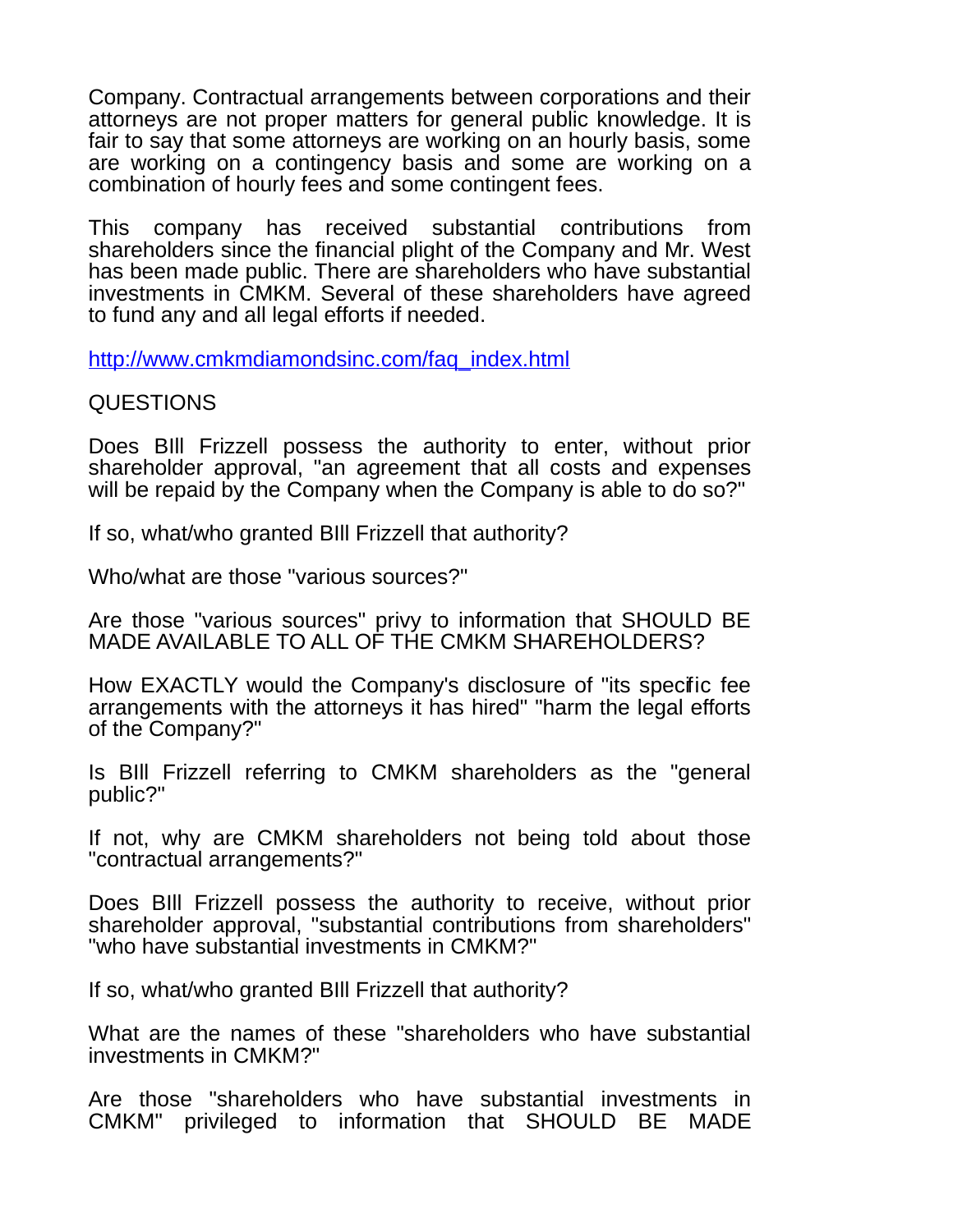Company. Contractual arrangements between corporations and their attorneys are not proper matters for general public knowledge. It is fair to say that some attorneys are working on an hourly basis, some are working on a contingency basis and some are working on a combination of hourly fees and some contingent fees.

This company has received substantial contributions from shareholders since the financial plight of the Company and Mr. West has been made public. There are shareholders who have substantial investments in CMKM. Several of these shareholders have agreed to fund any and all legal efforts if needed.

http://www.cmkmdiamondsinc.com/faq_index.html

QUESTIONS

Does BIll Frizzell possess the authority to enter, without prior shareholder approval, "an agreement that all costs and expenses will be repaid by the Company when the Company is able to do so?"

If so, what/who granted BIll Frizzell that authority?

Who/what are those "various sources?"

Are those "various sources" privy to information that SHOULD BE MADE AVAILABLE TO ALL OF THE CMKM SHAREHOLDERS?

How EXACTLY would the Company's disclosure of "its specific fee arrangements with the attorneys it has hired" "harm the legal efforts of the Company?"

Is BIll Frizzell referring to CMKM shareholders as the "general public?"

If not, why are CMKM shareholders not being told about those "contractual arrangements?"

Does BIll Frizzell possess the authority to receive, without prior shareholder approval, "substantial contributions from shareholders" "who have substantial investments in CMKM?"

If so, what/who granted BIll Frizzell that authority?

What are the names of these "shareholders who have substantial investments in CMKM?"

Are those "shareholders who have substantial investments in CMKM" privileged to information that SHOULD BE MADE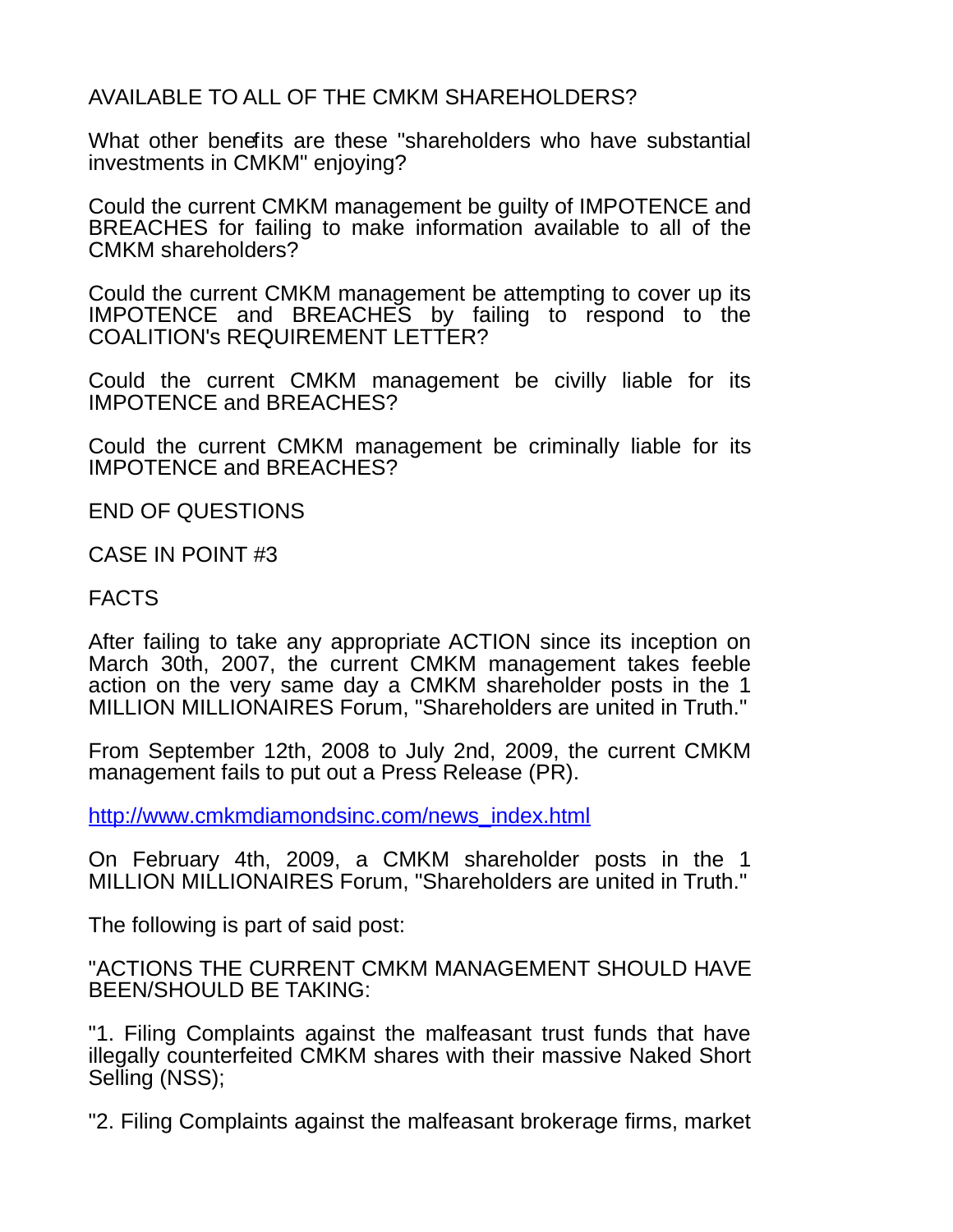AVAILABLE TO ALL OF THE CMKM SHAREHOLDERS?

What other benefits are these "shareholders who have substantial investments in CMKM" enjoying?

Could the current CMKM management be guilty of IMPOTENCE and BREACHES for failing to make information available to all of the CMKM shareholders?

Could the current CMKM management be attempting to cover up its IMPOTENCE and BREACHES by failing to respond to the COALITION's REQUIREMENT LETTER?

Could the current CMKM management be civilly liable for its IMPOTENCE and BREACHES?

Could the current CMKM management be criminally liable for its IMPOTENCE and BREACHES?

END OF QUESTIONS

CASE IN POINT #3

FACTS

After failing to take any appropriate ACTION since its inception on March 30th, 2007, the current CMKM management takes feeble action on the very same day a CMKM shareholder posts in the 1 MILLION MILLIONAIRES Forum, "Shareholders are united in Truth."

From September 12th, 2008 to July 2nd, 2009, the current CMKM management fails to put out a Press Release (PR).

http://www.cmkmdiamondsinc.com/news_index.html

On February 4th, 2009, a CMKM shareholder posts in the 1 MILLION MILLIONAIRES Forum, "Shareholders are united in Truth."

The following is part of said post:

"ACTIONS THE CURRENT CMKM MANAGEMENT SHOULD HAVE BEEN/SHOULD BE TAKING:

"1. Filing Complaints against the malfeasant trust funds that have illegally counterfeited CMKM shares with their massive Naked Short Selling (NSS);

"2. Filing Complaints against the malfeasant brokerage firms, market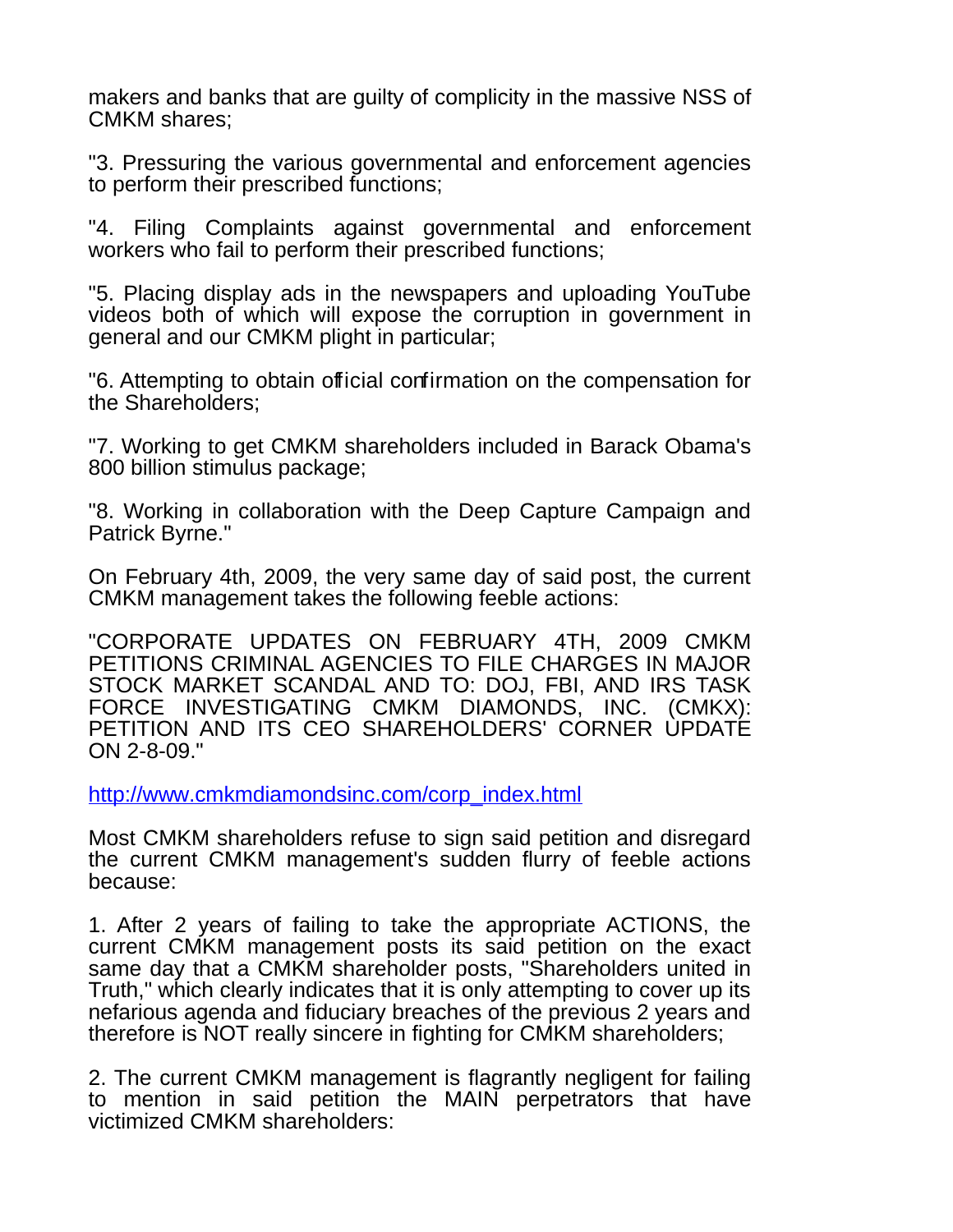makers and banks that are guilty of complicity in the massive NSS of CMKM shares;

"3. Pressuring the various governmental and enforcement agencies to perform their prescribed functions;

"4. Filing Complaints against governmental and enforcement workers who fail to perform their prescribed functions;

"5. Placing display ads in the newspapers and uploading YouTube videos both of which will expose the corruption in government in general and our CMKM plight in particular;

"6. Attempting to obtain official confirmation on the compensation for the Shareholders;

"7. Working to get CMKM shareholders included in Barack Obama's 800 billion stimulus package;

"8. Working in collaboration with the Deep Capture Campaign and Patrick Byrne."

On February 4th, 2009, the very same day of said post, the current CMKM management takes the following feeble actions:

"CORPORATE UPDATES ON FEBRUARY 4TH, 2009 CMKM PETITIONS CRIMINAL AGENCIES TO FILE CHARGES IN MAJOR STOCK MARKET SCANDAL AND TO: DOJ, FBI, AND IRS TASK FORCE INVESTIGATING CMKM DIAMONDS, INC. (CMKX): PETITION AND ITS CEO SHAREHOLDERS' CORNER UPDATE ON 2-8-09."

http://www.cmkmdiamondsinc.com/corp_index.html

Most CMKM shareholders refuse to sign said petition and disregard the current CMKM management's sudden flurry of feeble actions because:

1. After 2 years of failing to take the appropriate ACTIONS, the current CMKM management posts its said petition on the exact same day that a CMKM shareholder posts, "Shareholders united in Truth," which clearly indicates that it is only attempting to cover up its nefarious agenda and fiduciary breaches of the previous 2 years and therefore is NOT really sincere in fighting for CMKM shareholders;

2. The current CMKM management is flagrantly negligent for failing to mention in said petition the MAIN perpetrators that have victimized CMKM shareholders: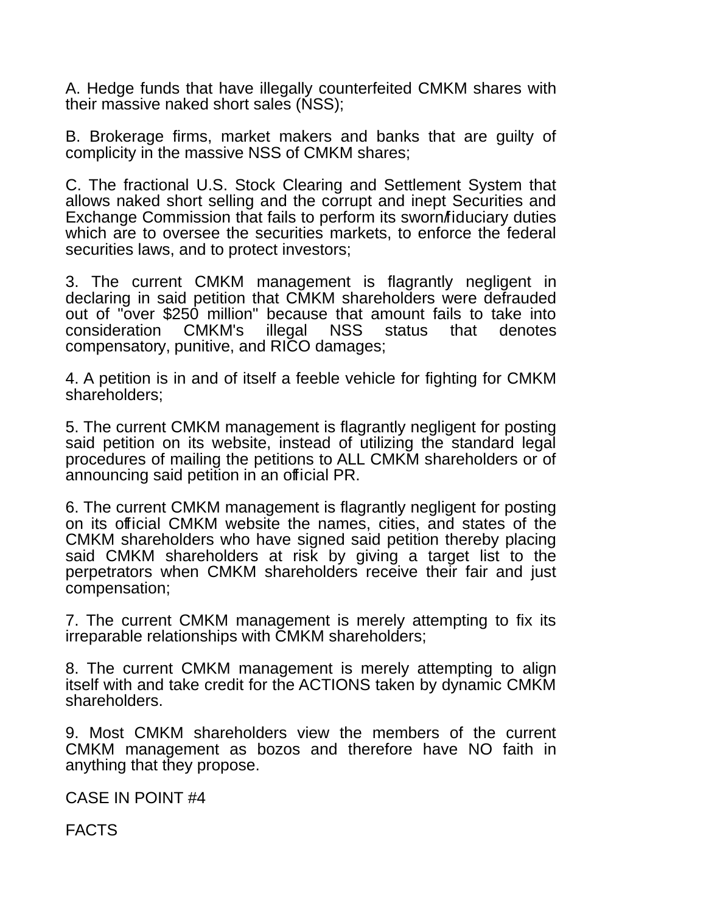A. Hedge funds that have illegally counterfeited CMKM shares with their massive naked short sales (NSS);

B. Brokerage firms, market makers and banks that are guilty of complicity in the massive NSS of CMKM shares;

C. The fractional U.S. Stock Clearing and Settlement System that allows naked short selling and the corrupt and inept Securities and Exchange Commission that fails to perform its sworn/fiduciary duties which are to oversee the securities markets, to enforce the federal securities laws, and to protect investors;

3. The current CMKM management is flagrantly negligent in declaring in said petition that CMKM shareholders were defrauded out of "over $250 million" because that amount fails to take into consideration CMKM's illegal NSS status that denotes compensatory, punitive, and RICO damages;

4. A petition is in and of itself a feeble vehicle for fighting for CMKM shareholders;

5. The current CMKM management is flagrantly negligent for posting said petition on its website, instead of utilizing the standard legal procedures of mailing the petitions to ALL CMKM shareholders or of announcing said petition in an official PR.

6. The current CMKM management is flagrantly negligent for posting on its official CMKM website the names, cities, and states of the CMKM shareholders who have signed said petition thereby placing said CMKM shareholders at risk by giving a target list to the perpetrators when CMKM shareholders receive their fair and just compensation;

7. The current CMKM management is merely attempting to fix its irreparable relationships with CMKM shareholders;

8. The current CMKM management is merely attempting to align itself with and take credit for the ACTIONS taken by dynamic CMKM shareholders.

9. Most CMKM shareholders view the members of the current CMKM management as bozos and therefore have NO faith in anything that they propose.

CASE IN POINT #4

FACTS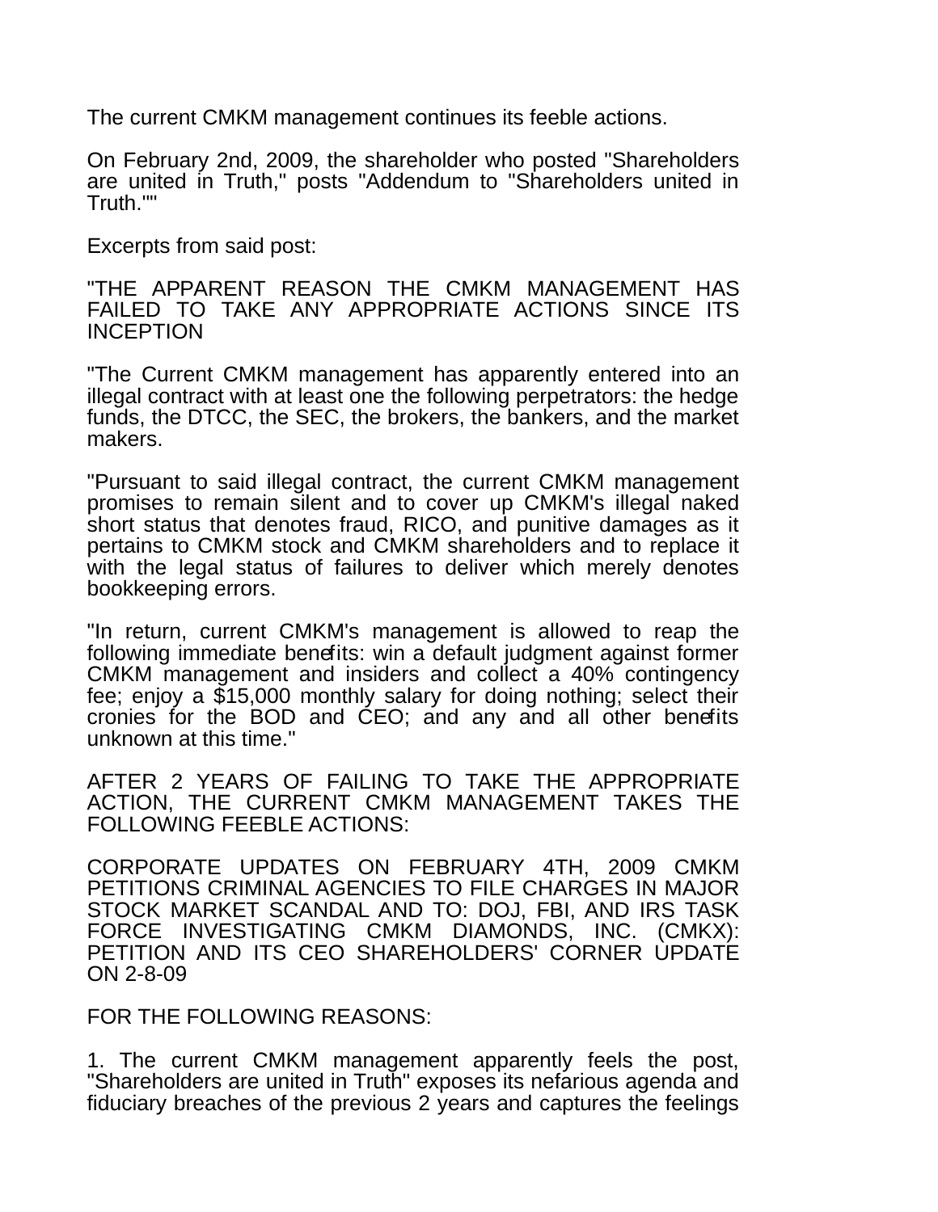The current CMKM management continues its feeble actions.

On February 2nd, 2009, the shareholder who posted "Shareholders are united in Truth," posts "Addendum to "Shareholders united in Truth.""

Excerpts from said post:

"THE APPARENT REASON THE CMKM MANAGEMENT HAS FAILED TO TAKE ANY APPROPRIATE ACTIONS SINCE ITS INCEPTION

"The Current CMKM management has apparently entered into an illegal contract with at least one the following perpetrators: the hedge funds, the DTCC, the SEC, the brokers, the bankers, and the market makers.

"Pursuant to said illegal contract, the current CMKM management promises to remain silent and to cover up CMKM's illegal naked short status that denotes fraud, RICO, and punitive damages as it pertains to CMKM stock and CMKM shareholders and to replace it with the legal status of failures to deliver which merely denotes bookkeeping errors.

"In return, current CMKM's management is allowed to reap the following immediate benefits: win a default judgment against former CMKM management and insiders and collect a 40% contingency fee; enjoy a $15,000 monthly salary for doing nothing; select their cronies for the BOD and CEO; and any and all other benefits unknown at this time."

AFTER 2 YEARS OF FAILING TO TAKE THE APPROPRIATE ACTION, THE CURRENT CMKM MANAGEMENT TAKES THE FOLLOWING FEEBLE ACTIONS:

CORPORATE UPDATES ON FEBRUARY 4TH, 2009 CMKM PETITIONS CRIMINAL AGENCIES TO FILE CHARGES IN MAJOR STOCK MARKET SCANDAL AND TO: DOJ, FBI, AND IRS TASK FORCE INVESTIGATING CMKM DIAMONDS, INC. (CMKX): PETITION AND ITS CEO SHAREHOLDERS' CORNER UPDATE ON 2-8-09

FOR THE FOLLOWING REASONS:

1. The current CMKM management apparently feels the post, "Shareholders are united in Truth" exposes its nefarious agenda and fiduciary breaches of the previous 2 years and captures the feelings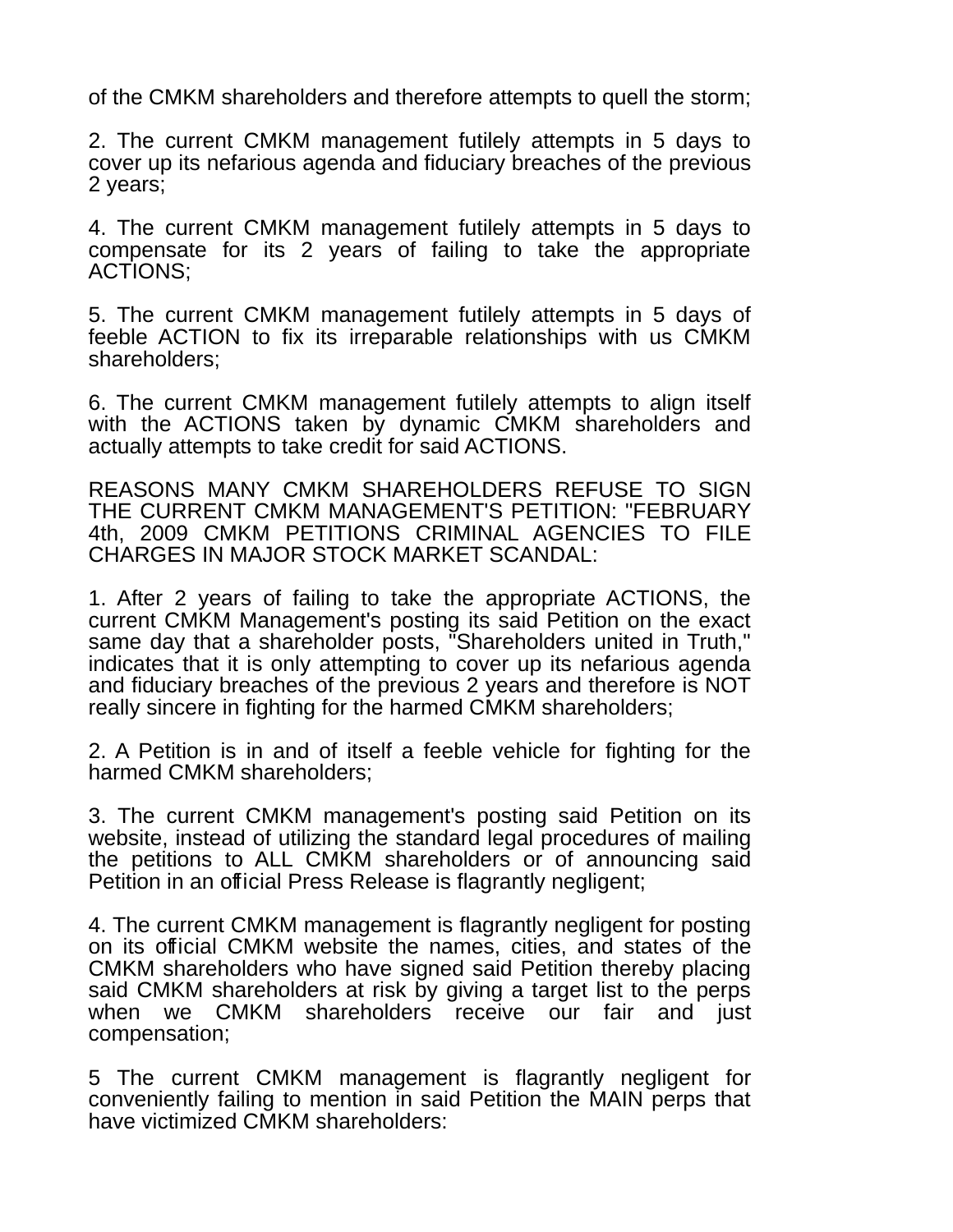of the CMKM shareholders and therefore attempts to quell the storm;

2. The current CMKM management futilely attempts in 5 days to cover up its nefarious agenda and fiduciary breaches of the previous 2 years;

4. The current CMKM management futilely attempts in 5 days to compensate for its 2 years of failing to take the appropriate ACTIONS;

5. The current CMKM management futilely attempts in 5 days of feeble ACTION to fix its irreparable relationships with us CMKM shareholders;

6. The current CMKM management futilely attempts to align itself with the ACTIONS taken by dynamic CMKM shareholders and actually attempts to take credit for said ACTIONS.

REASONS MANY CMKM SHAREHOLDERS REFUSE TO SIGN THE CURRENT CMKM MANAGEMENT'S PETITION: "FEBRUARY 4th, 2009 CMKM PETITIONS CRIMINAL AGENCIES TO FILE CHARGES IN MAJOR STOCK MARKET SCANDAL:

1. After 2 years of failing to take the appropriate ACTIONS, the current CMKM Management's posting its said Petition on the exact same day that a shareholder posts, "Shareholders united in Truth," indicates that it is only attempting to cover up its nefarious agenda and fiduciary breaches of the previous 2 years and therefore is NOT really sincere in fighting for the harmed CMKM shareholders;

2. A Petition is in and of itself a feeble vehicle for fighting for the harmed CMKM shareholders;

3. The current CMKM management's posting said Petition on its website, instead of utilizing the standard legal procedures of mailing the petitions to ALL CMKM shareholders or of announcing said Petition in an official Press Release is flagrantly negligent;

4. The current CMKM management is flagrantly negligent for posting on its official CMKM website the names, cities, and states of the CMKM shareholders who have signed said Petition thereby placing said CMKM shareholders at risk by giving a target list to the perps when we CMKM shareholders receive our fair and just compensation;

5 The current CMKM management is flagrantly negligent for conveniently failing to mention in said Petition the MAIN perps that have victimized CMKM shareholders: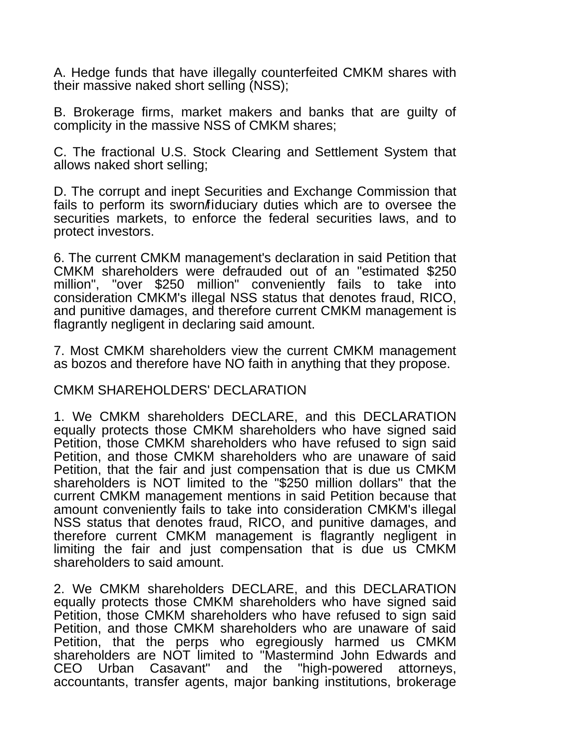A. Hedge funds that have illegally counterfeited CMKM shares with their massive naked short selling (NSS);

B. Brokerage firms, market makers and banks that are guilty of complicity in the massive NSS of CMKM shares;

C. The fractional U.S. Stock Clearing and Settlement System that allows naked short selling;

D. The corrupt and inept Securities and Exchange Commission that fails to perform its sworn/fiduciary duties which are to oversee the securities markets, to enforce the federal securities laws, and to protect investors.

6. The current CMKM management's declaration in said Petition that CMKM shareholders were defrauded out of an "estimated $250 million", "over $250 million" conveniently fails to take into consideration CMKM's illegal NSS status that denotes fraud, RICO, and punitive damages, and therefore current CMKM management is flagrantly negligent in declaring said amount.

7. Most CMKM shareholders view the current CMKM management as bozos and therefore have NO faith in anything that they propose.

CMKM SHAREHOLDERS' DECLARATION

1. We CMKM shareholders DECLARE, and this DECLARATION equally protects those CMKM shareholders who have signed said Petition, those CMKM shareholders who have refused to sign said Petition, and those CMKM shareholders who are unaware of said Petition, that the fair and just compensation that is due us CMKM shareholders is NOT limited to the "$250 million dollars" that the current CMKM management mentions in said Petition because that amount conveniently fails to take into consideration CMKM's illegal NSS status that denotes fraud, RICO, and punitive damages, and therefore current CMKM management is flagrantly negligent in limiting the fair and just compensation that is due us CMKM shareholders to said amount.

2. We CMKM shareholders DECLARE, and this DECLARATION equally protects those CMKM shareholders who have signed said Petition, those CMKM shareholders who have refused to sign said Petition, and those CMKM shareholders who are unaware of said Petition, that the perps who egregiously harmed us CMKM shareholders are NOT limited to "Mastermind John Edwards and CEO Urban Casavant" and the "high-powered attorneys, accountants, transfer agents, major banking institutions, brokerage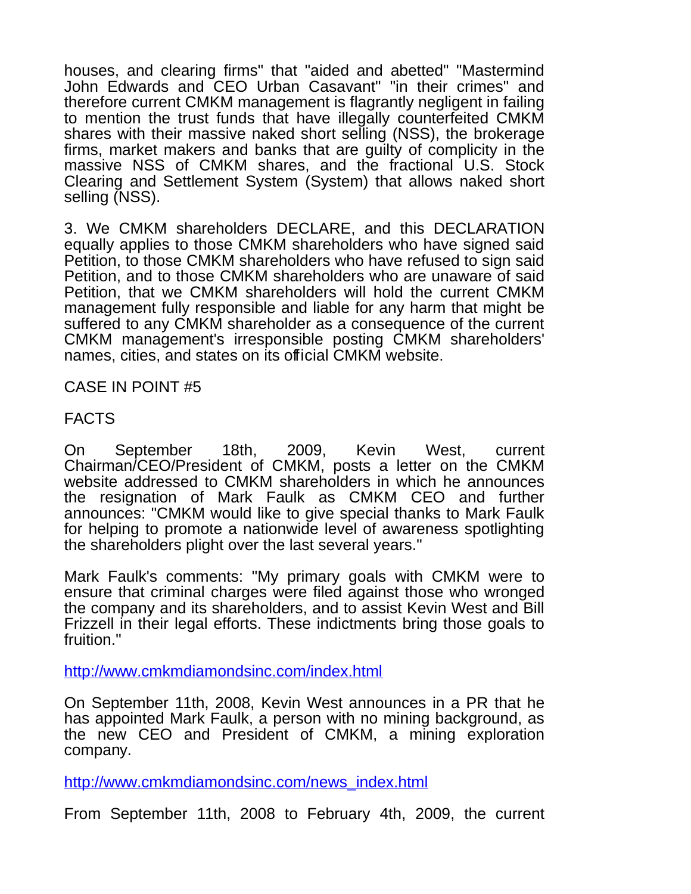houses, and clearing firms" that "aided and abetted" "Mastermind John Edwards and CEO Urban Casavant" "in their crimes" and therefore current CMKM management is flagrantly negligent in failing to mention the trust funds that have illegally counterfeited CMKM shares with their massive naked short selling (NSS), the brokerage firms, market makers and banks that are guilty of complicity in the massive NSS of CMKM shares, and the fractional U.S. Stock Clearing and Settlement System (System) that allows naked short selling (NSS).

3. We CMKM shareholders DECLARE, and this DECLARATION equally applies to those CMKM shareholders who have signed said Petition, to those CMKM shareholders who have refused to sign said Petition, and to those CMKM shareholders who are unaware of said Petition, that we CMKM shareholders will hold the current CMKM management fully responsible and liable for any harm that might be suffered to any CMKM shareholder as a consequence of the current CMKM management's irresponsible posting CMKM shareholders' names, cities, and states on its official CMKM website.

CASE IN POINT #5

FACTS

On September 18th, 2009, Kevin West, current Chairman/CEO/President of CMKM, posts a letter on the CMKM website addressed to CMKM shareholders in which he announces the resignation of Mark Faulk as CMKM CEO and further announces: "CMKM would like to give special thanks to Mark Faulk for helping to promote a nationwide level of awareness spotlighting the shareholders plight over the last several years."

Mark Faulk's comments: "My primary goals with CMKM were to ensure that criminal charges were filed against those who wronged the company and its shareholders, and to assist Kevin West and Bill Frizzell in their legal efforts. These indictments bring those goals to fruition."

http://www.cmkmdiamondsinc.com/index.html

On September 11th, 2008, Kevin West announces in a PR that he has appointed Mark Faulk, a person with no mining background, as the new CEO and President of CMKM, a mining exploration company.

http://www.cmkmdiamondsinc.com/news_index.html

From September 11th, 2008 to February 4th, 2009, the current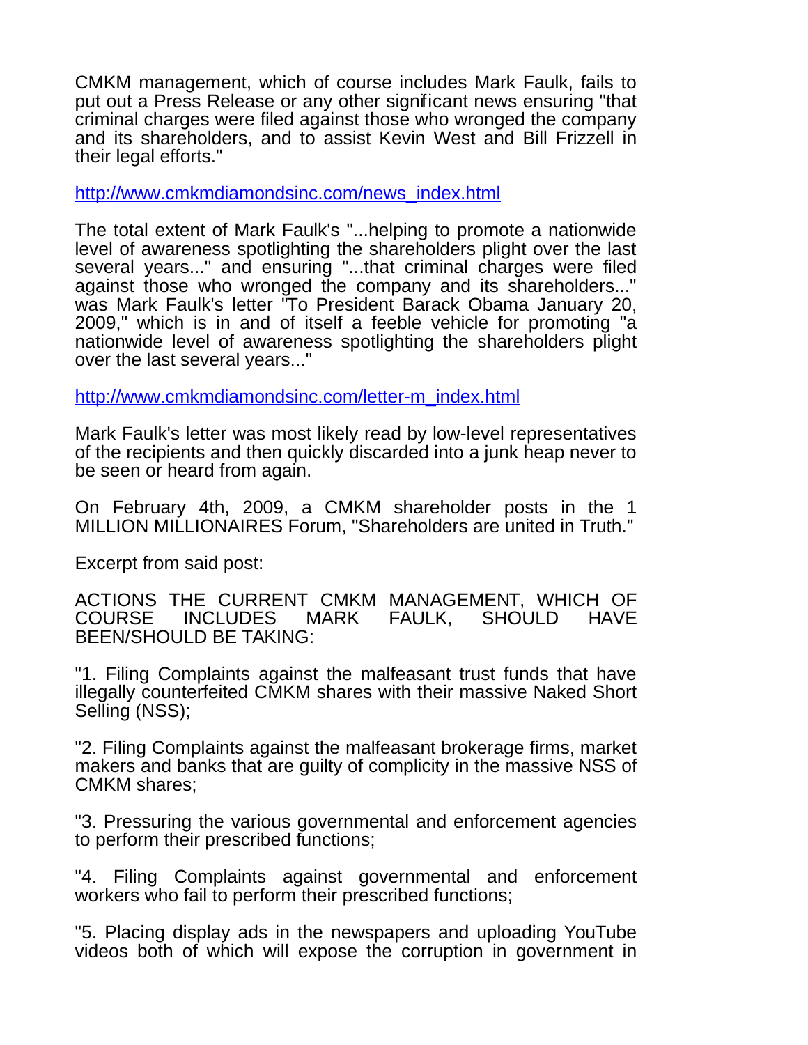CMKM management, which of course includes Mark Faulk, fails to put out a Press Release or any other significant news ensuring "that criminal charges were filed against those who wronged the company and its shareholders, and to assist Kevin West and Bill Frizzell in their legal efforts."

http://www.cmkmdiamondsinc.com/news_index.html

The total extent of Mark Faulk's "...helping to promote a nationwide level of awareness spotlighting the shareholders plight over the last several years..." and ensuring "...that criminal charges were filed against those who wronged the company and its shareholders..." was Mark Faulk's letter "To President Barack Obama January 20, 2009," which is in and of itself a feeble vehicle for promoting "a nationwide level of awareness spotlighting the shareholders plight over the last several years..."

http://www.cmkmdiamondsinc.com/letter-m_index.html

Mark Faulk's letter was most likely read by low-level representatives of the recipients and then quickly discarded into a junk heap never to be seen or heard from again.

On February 4th, 2009, a CMKM shareholder posts in the 1 MILLION MILLIONAIRES Forum, "Shareholders are united in Truth."

Excerpt from said post:

ACTIONS THE CURRENT CMKM MANAGEMENT, WHICH OF COURSE INCLUDES MARK FAULK, SHOULD HAVE BEEN/SHOULD BE TAKING:

"1. Filing Complaints against the malfeasant trust funds that have illegally counterfeited CMKM shares with their massive Naked Short Selling (NSS);

"2. Filing Complaints against the malfeasant brokerage firms, market makers and banks that are guilty of complicity in the massive NSS of CMKM shares;

"3. Pressuring the various governmental and enforcement agencies to perform their prescribed functions;

"4. Filing Complaints against governmental and enforcement workers who fail to perform their prescribed functions;

"5. Placing display ads in the newspapers and uploading YouTube videos both of which will expose the corruption in government in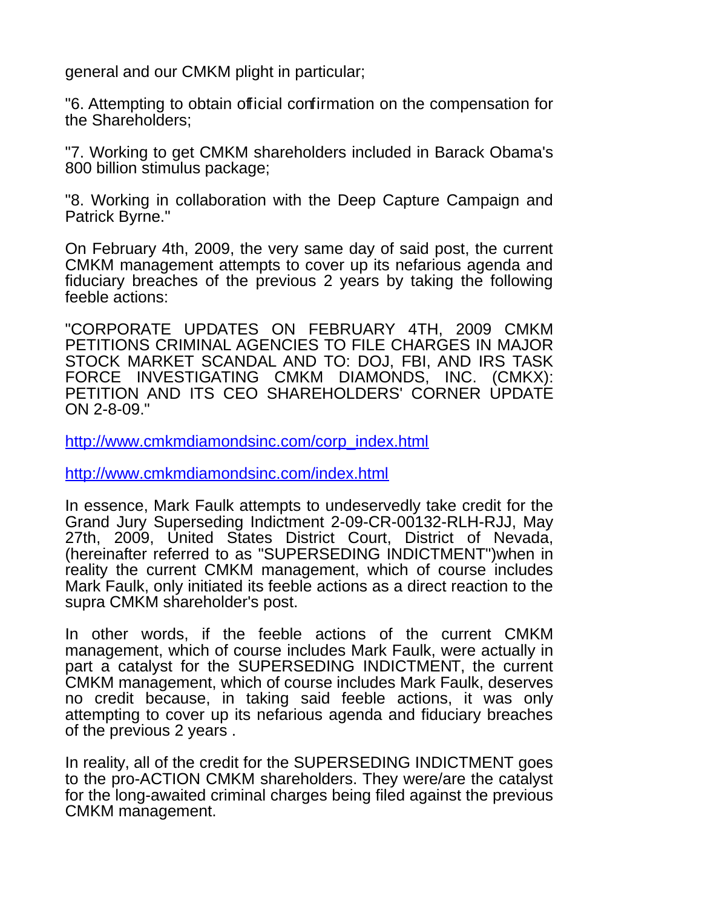general and our CMKM plight in particular;

"6. Attempting to obtain official confirmation on the compensation for the Shareholders;

"7. Working to get CMKM shareholders included in Barack Obama's 800 billion stimulus package;

"8. Working in collaboration with the Deep Capture Campaign and Patrick Byrne."

On February 4th, 2009, the very same day of said post, the current CMKM management attempts to cover up its nefarious agenda and fiduciary breaches of the previous 2 years by taking the following feeble actions:

"CORPORATE UPDATES ON FEBRUARY 4TH, 2009 CMKM PETITIONS CRIMINAL AGENCIES TO FILE CHARGES IN MAJOR STOCK MARKET SCANDAL AND TO: DOJ, FBI, AND IRS TASK FORCE INVESTIGATING CMKM DIAMONDS, INC. (CMKX): PETITION AND ITS CEO SHAREHOLDERS' CORNER UPDATE ON 2-8-09."

http://www.cmkmdiamondsinc.com/corp_index.html

http://www.cmkmdiamondsinc.com/index.html

In essence, Mark Faulk attempts to undeservedly take credit for the Grand Jury Superseding Indictment 2-09-CR-00132-RLH-RJJ, May 27th, 2009, United States District Court, District of Nevada, (hereinafter referred to as "SUPERSEDING INDICTMENT")when in reality the current CMKM management, which of course includes Mark Faulk, only initiated its feeble actions as a direct reaction to the supra CMKM shareholder's post.

In other words, if the feeble actions of the current CMKM management, which of course includes Mark Faulk, were actually in part a catalyst for the SUPERSEDING INDICTMENT, the current CMKM management, which of course includes Mark Faulk, deserves no credit because, in taking said feeble actions, it was only attempting to cover up its nefarious agenda and fiduciary breaches of the previous 2 years .

In reality, all of the credit for the SUPERSEDING INDICTMENT goes to the pro-ACTION CMKM shareholders. They were/are the catalyst for the long-awaited criminal charges being filed against the previous CMKM management.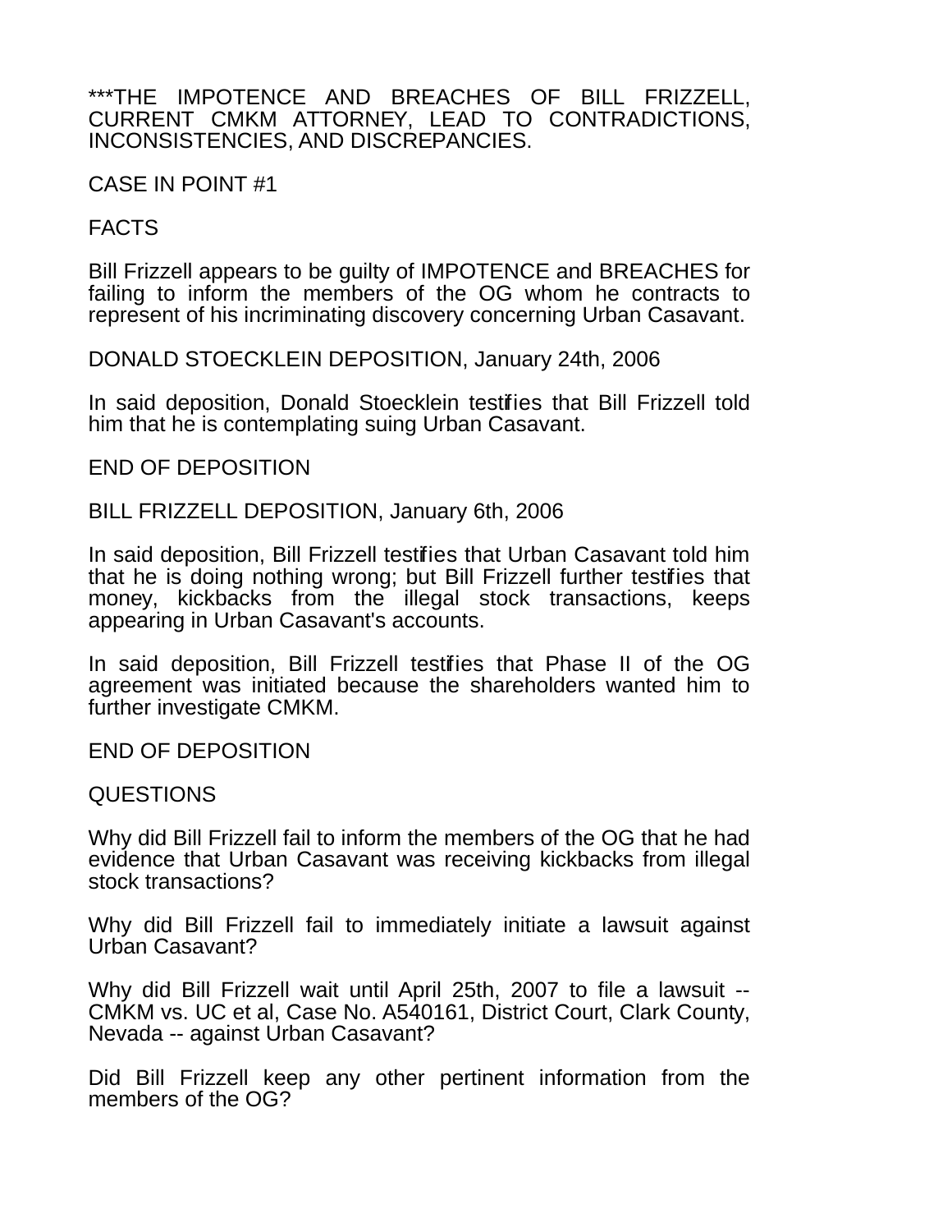***THE IMPOTENCE AND BREACHES OF BILL FRIZZELL, CURRENT CMKM ATTORNEY, LEAD TO CONTRADICTIONS, INCONSISTENCIES, AND DISCREPANCIES.

CASE IN POINT #1

FACTS

Bill Frizzell appears to be guilty of IMPOTENCE and BREACHES for failing to inform the members of the OG whom he contracts to represent of his incriminating discovery concerning Urban Casavant.

DONALD STOECKLEIN DEPOSITION, January 24th, 2006

In said deposition, Donald Stoecklein testifies that Bill Frizzell told him that he is contemplating suing Urban Casavant.

END OF DEPOSITION

BILL FRIZZELL DEPOSITION, January 6th, 2006

In said deposition, Bill Frizzell testifies that Urban Casavant told him that he is doing nothing wrong; but Bill Frizzell further testifies that money, kickbacks from the illegal stock transactions, keeps appearing in Urban Casavant's accounts.

In said deposition, Bill Frizzell testifies that Phase II of the OG agreement was initiated because the shareholders wanted him to further investigate CMKM.

END OF DEPOSITION

QUESTIONS

Why did Bill Frizzell fail to inform the members of the OG that he had evidence that Urban Casavant was receiving kickbacks from illegal stock transactions?

Why did Bill Frizzell fail to immediately initiate a lawsuit against Urban Casavant?

Why did Bill Frizzell wait until April 25th, 2007 to file a lawsuit -- CMKM vs. UC et al, Case No. A540161, District Court, Clark County, Nevada -- against Urban Casavant?

Did Bill Frizzell keep any other pertinent information from the members of the OG?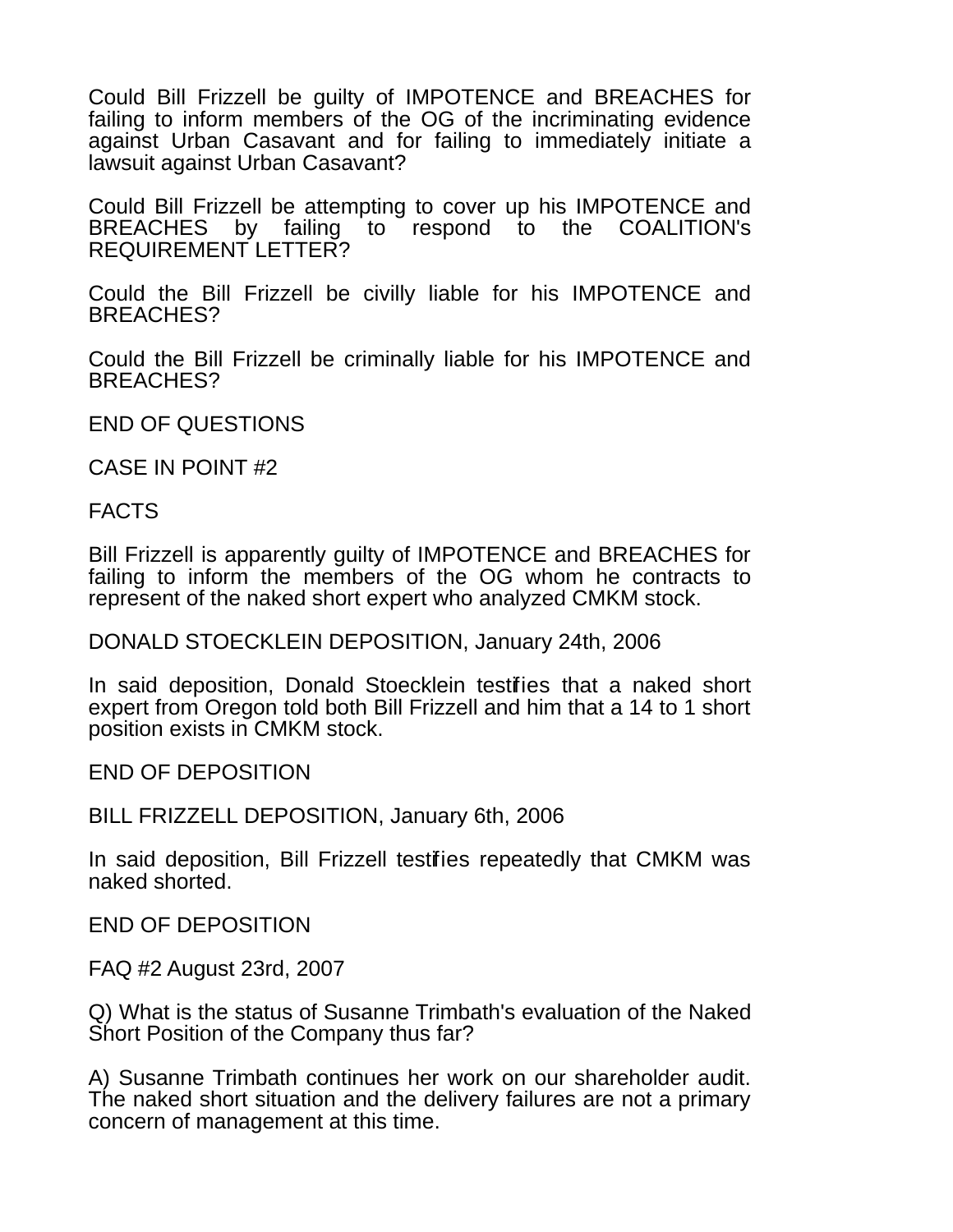Could Bill Frizzell be guilty of IMPOTENCE and BREACHES for failing to inform members of the OG of the incriminating evidence against Urban Casavant and for failing to immediately initiate a lawsuit against Urban Casavant?

Could Bill Frizzell be attempting to cover up his IMPOTENCE and BREACHES by failing to respond to the COALITION's REQUIREMENT LETTER?

Could the Bill Frizzell be civilly liable for his IMPOTENCE and BREACHES?

Could the Bill Frizzell be criminally liable for his IMPOTENCE and BREACHES?

END OF QUESTIONS

CASE IN POINT #2

FACTS

Bill Frizzell is apparently guilty of IMPOTENCE and BREACHES for failing to inform the members of the OG whom he contracts to represent of the naked short expert who analyzed CMKM stock.

DONALD STOECKLEIN DEPOSITION, January 24th, 2006

In said deposition, Donald Stoecklein testifies that a naked short expert from Oregon told both Bill Frizzell and him that a 14 to 1 short position exists in CMKM stock.

END OF DEPOSITION

BILL FRIZZELL DEPOSITION, January 6th, 2006

In said deposition, Bill Frizzell testifies repeatedly that CMKM was naked shorted.

END OF DEPOSITION

FAQ #2 August 23rd, 2007

Q) What is the status of Susanne Trimbath's evaluation of the Naked Short Position of the Company thus far?

A) Susanne Trimbath continues her work on our shareholder audit. The naked short situation and the delivery failures are not a primary concern of management at this time.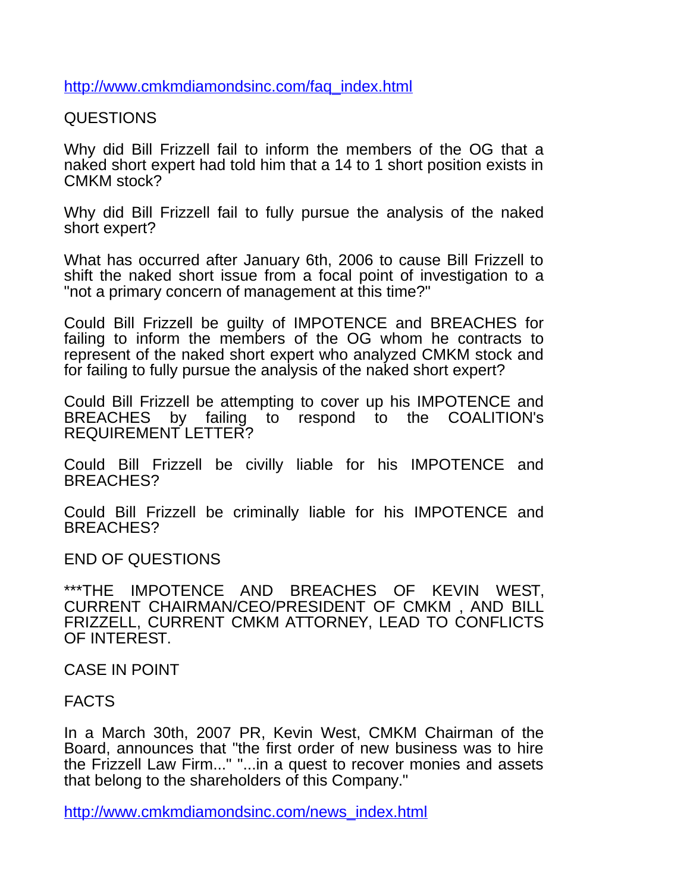http://www.cmkmdiamondsinc.com/faq_index.html

QUESTIONS

Why did Bill Frizzell fail to inform the members of the OG that a naked short expert had told him that a 14 to 1 short position exists in CMKM stock?

Why did Bill Frizzell fail to fully pursue the analysis of the naked short expert?

What has occurred after January 6th, 2006 to cause Bill Frizzell to shift the naked short issue from a focal point of investigation to a "not a primary concern of management at this time?"

Could Bill Frizzell be guilty of IMPOTENCE and BREACHES for failing to inform the members of the OG whom he contracts to represent of the naked short expert who analyzed CMKM stock and for failing to fully pursue the analysis of the naked short expert?

Could Bill Frizzell be attempting to cover up his IMPOTENCE and BREACHES by failing to respond to the COALITION's REQUIREMENT LETTER?

Could Bill Frizzell be civilly liable for his IMPOTENCE and BREACHES?

Could Bill Frizzell be criminally liable for his IMPOTENCE and BREACHES?

END OF QUESTIONS

***THE IMPOTENCE AND BREACHES OF KEVIN WEST, CURRENT CHAIRMAN/CEO/PRESIDENT OF CMKM , AND BILL FRIZZELL, CURRENT CMKM ATTORNEY, LEAD TO CONFLICTS OF INTEREST.

CASE IN POINT

FACTS

In a March 30th, 2007 PR, Kevin West, CMKM Chairman of the Board, announces that "the first order of new business was to hire the Frizzell Law Firm..." "...in a quest to recover monies and assets that belong to the shareholders of this Company."

http://www.cmkmdiamondsinc.com/news_index.html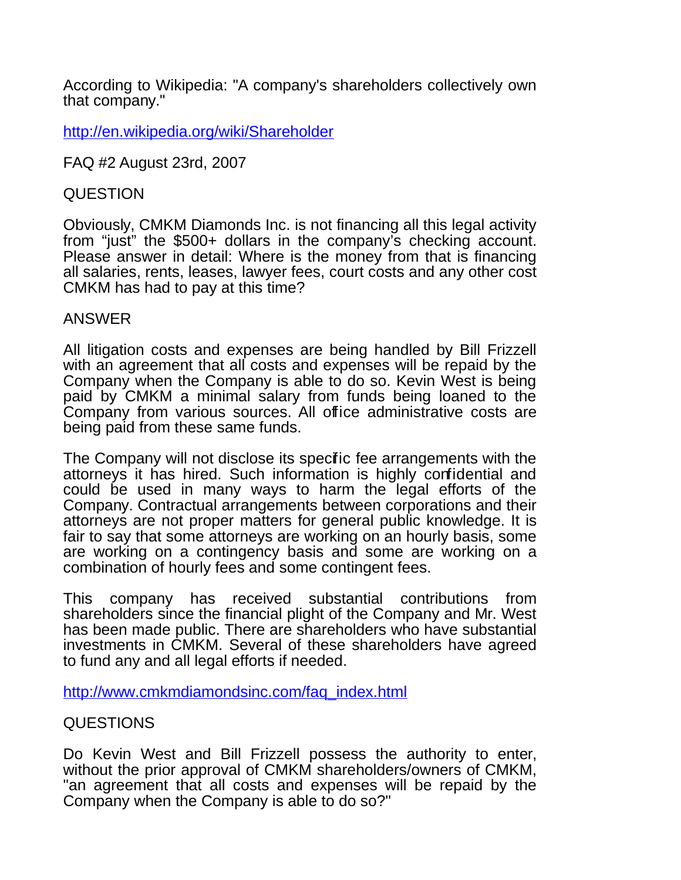According to Wikipedia: "A company's shareholders collectively own that company."

http://en.wikipedia.org/wiki/Shareholder

FAQ #2 August 23rd, 2007

QUESTION

Obviously, CMKM Diamonds Inc. is not financing all this legal activity from "just" the $500+ dollars in the company's checking account. Please answer in detail: Where is the money from that is financing all salaries, rents, leases, lawyer fees, court costs and any other cost CMKM has had to pay at this time?

ANSWER

All litigation costs and expenses are being handled by Bill Frizzell with an agreement that all costs and expenses will be repaid by the Company when the Company is able to do so. Kevin West is being paid by CMKM a minimal salary from funds being loaned to the Company from various sources. All office administrative costs are being paid from these same funds.

The Company will not disclose its specific fee arrangements with the attorneys it has hired. Such information is highly confidential and could be used in many ways to harm the legal efforts of the Company. Contractual arrangements between corporations and their attorneys are not proper matters for general public knowledge. It is fair to say that some attorneys are working on an hourly basis, some are working on a contingency basis and some are working on a combination of hourly fees and some contingent fees.

This company has received substantial contributions from shareholders since the financial plight of the Company and Mr. West has been made public. There are shareholders who have substantial investments in CMKM. Several of these shareholders have agreed to fund any and all legal efforts if needed.

http://www.cmkmdiamondsinc.com/faq_index.html

QUESTIONS

Do Kevin West and Bill Frizzell possess the authority to enter, without the prior approval of CMKM shareholders/owners of CMKM, "an agreement that all costs and expenses will be repaid by the Company when the Company is able to do so?"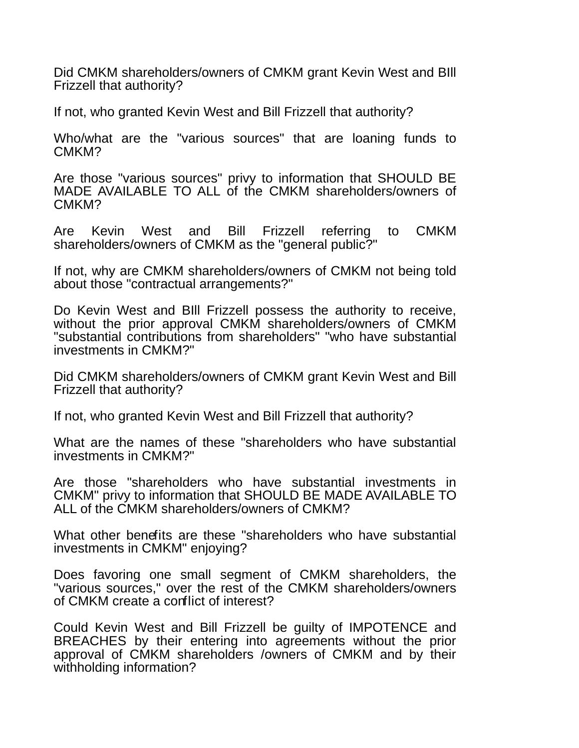Did CMKM shareholders/owners of CMKM grant Kevin West and BIll Frizzell that authority?

If not, who granted Kevin West and Bill Frizzell that authority?

Who/what are the "various sources" that are loaning funds to CMKM?

Are those "various sources" privy to information that SHOULD BE MADE AVAILABLE TO ALL of the CMKM shareholders/owners of CMKM?

Are Kevin West and Bill Frizzell referring to CMKM shareholders/owners of CMKM as the "general public?"

If not, why are CMKM shareholders/owners of CMKM not being told about those "contractual arrangements?"

Do Kevin West and BIll Frizzell possess the authority to receive, without the prior approval CMKM shareholders/owners of CMKM "substantial contributions from shareholders" "who have substantial investments in CMKM?"

Did CMKM shareholders/owners of CMKM grant Kevin West and Bill Frizzell that authority?

If not, who granted Kevin West and Bill Frizzell that authority?

What are the names of these "shareholders who have substantial investments in CMKM?"

Are those "shareholders who have substantial investments in CMKM" privy to information that SHOULD BE MADE AVAILABLE TO ALL of the CMKM shareholders/owners of CMKM?

What other benefits are these "shareholders who have substantial investments in CMKM" enjoying?

Does favoring one small segment of CMKM shareholders, the "various sources," over the rest of the CMKM shareholders/owners of CMKM create a conflict of interest?

Could Kevin West and Bill Frizzell be guilty of IMPOTENCE and BREACHES by their entering into agreements without the prior approval of CMKM shareholders /owners of CMKM and by their withholding information?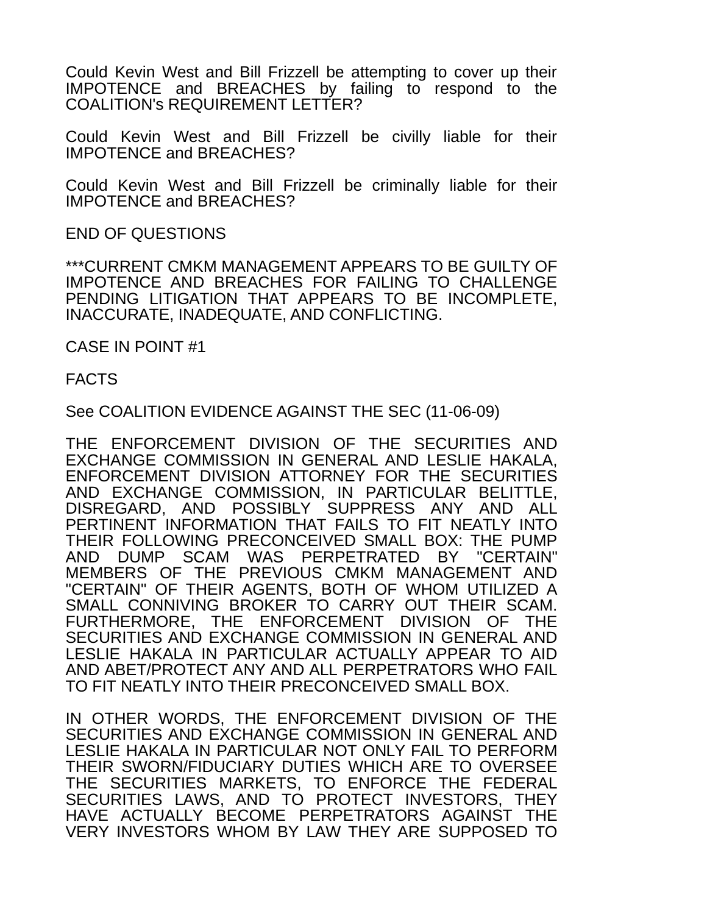Could Kevin West and Bill Frizzell be attempting to cover up their IMPOTENCE and BREACHES by failing to respond to the COALITION's REQUIREMENT LETTER?

Could Kevin West and Bill Frizzell be civilly liable for their IMPOTENCE and BREACHES?

Could Kevin West and Bill Frizzell be criminally liable for their IMPOTENCE and BREACHES?

END OF QUESTIONS

***CURRENT CMKM MANAGEMENT APPEARS TO BE GUILTY OF IMPOTENCE AND BREACHES FOR FAILING TO CHALLENGE PENDING LITIGATION THAT APPEARS TO BE INCOMPLETE, INACCURATE, INADEQUATE, AND CONFLICTING.

CASE IN POINT #1

FACTS

See COALITION EVIDENCE AGAINST THE SEC (11-06-09)

THE ENFORCEMENT DIVISION OF THE SECURITIES AND EXCHANGE COMMISSION IN GENERAL AND LESLIE HAKALA, ENFORCEMENT DIVISION ATTORNEY FOR THE SECURITIES AND EXCHANGE COMMISSION, IN PARTICULAR BELITTLE, DISREGARD, AND POSSIBLY SUPPRESS ANY AND ALL PERTINENT INFORMATION THAT FAILS TO FIT NEATLY INTO THEIR FOLLOWING PRECONCEIVED SMALL BOX: THE PUMP AND DUMP SCAM WAS PERPETRATED BY "CERTAIN" MEMBERS OF THE PREVIOUS CMKM MANAGEMENT AND "CERTAIN" OF THEIR AGENTS, BOTH OF WHOM UTILIZED A SMALL CONNIVING BROKER TO CARRY OUT THEIR SCAM. FURTHERMORE, THE ENFORCEMENT DIVISION OF THE SECURITIES AND EXCHANGE COMMISSION IN GENERAL AND LESLIE HAKALA IN PARTICULAR ACTUALLY APPEAR TO AID AND ABET/PROTECT ANY AND ALL PERPETRATORS WHO FAIL TO FIT NEATLY INTO THEIR PRECONCEIVED SMALL BOX.

IN OTHER WORDS, THE ENFORCEMENT DIVISION OF THE SECURITIES AND EXCHANGE COMMISSION IN GENERAL AND LESLIE HAKALA IN PARTICULAR NOT ONLY FAIL TO PERFORM THEIR SWORN/FIDUCIARY DUTIES WHICH ARE TO OVERSEE THE SECURITIES MARKETS, TO ENFORCE THE FEDERAL SECURITIES LAWS, AND TO PROTECT INVESTORS, THEY HAVE ACTUALLY BECOME PERPETRATORS AGAINST THE VERY INVESTORS WHOM BY LAW THEY ARE SUPPOSED TO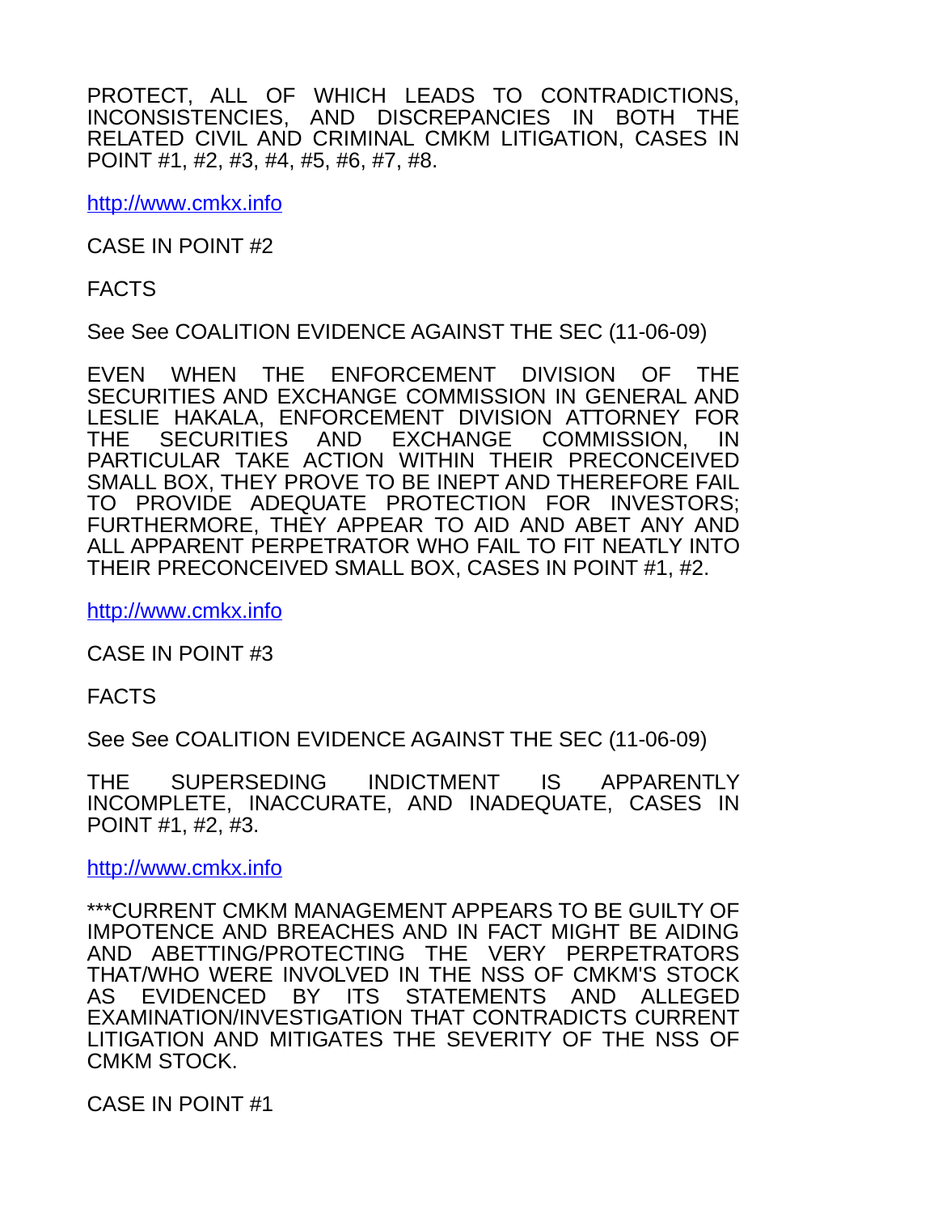PROTECT, ALL OF WHICH LEADS TO CONTRADICTIONS, INCONSISTENCIES, AND DISCREPANCIES IN BOTH THE RELATED CIVIL AND CRIMINAL CMKM LITIGATION, CASES IN POINT #1, #2, #3, #4, #5, #6, #7, #8.

http://www.cmkx.info

CASE IN POINT #2

FACTS

See See COALITION EVIDENCE AGAINST THE SEC (11-06-09)

EVEN WHEN THE ENFORCEMENT DIVISION OF THE SECURITIES AND EXCHANGE COMMISSION IN GENERAL AND LESLIE HAKALA, ENFORCEMENT DIVISION ATTORNEY FOR THE SECURITIES AND EXCHANGE COMMISSION, IN PARTICULAR TAKE ACTION WITHIN THEIR PRECONCEIVED SMALL BOX, THEY PROVE TO BE INEPT AND THEREFORE FAIL TO PROVIDE ADEQUATE PROTECTION FOR INVESTORS; FURTHERMORE, THEY APPEAR TO AID AND ABET ANY AND ALL APPARENT PERPETRATOR WHO FAIL TO FIT NEATLY INTO THEIR PRECONCEIVED SMALL BOX, CASES IN POINT #1, #2.

http://www.cmkx.info

CASE IN POINT #3

FACTS

See See COALITION EVIDENCE AGAINST THE SEC (11-06-09)

THE SUPERSEDING INDICTMENT IS APPARENTLY INCOMPLETE, INACCURATE, AND INADEQUATE, CASES IN POINT #1, #2, #3.

http://www.cmkx.info

***CURRENT CMKM MANAGEMENT APPEARS TO BE GUILTY OF IMPOTENCE AND BREACHES AND IN FACT MIGHT BE AIDING AND ABETTING/PROTECTING THE VERY PERPETRATORS THAT/WHO WERE INVOLVED IN THE NSS OF CMKM'S STOCK AS EVIDENCED BY ITS STATEMENTS AND ALLEGED EXAMINATION/INVESTIGATION THAT CONTRADICTS CURRENT LITIGATION AND MITIGATES THE SEVERITY OF THE NSS OF CMKM STOCK.

CASE IN POINT #1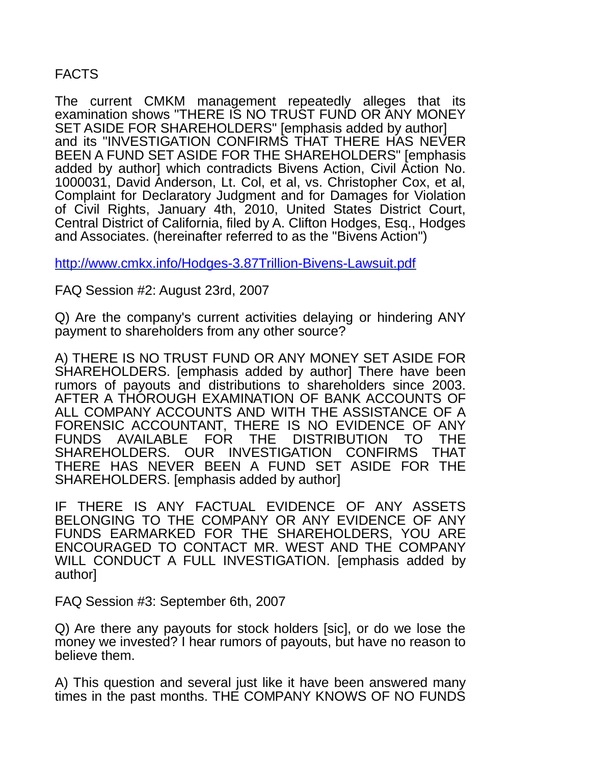FACTS

The current CMKM management repeatedly alleges that its examination shows "THERE IS NO TRUST FUND OR ANY MONEY SET ASIDE FOR SHAREHOLDERS" [emphasis added by author] and its "INVESTIGATION CONFIRMS THAT THERE HAS NEVER BEEN A FUND SET ASIDE FOR THE SHAREHOLDERS" [emphasis added by author] which contradicts Bivens Action, Civil Action No. 1000031, David Anderson, Lt. Col, et al, vs. Christopher Cox, et al, Complaint for Declaratory Judgment and for Damages for Violation of Civil Rights, January 4th, 2010, United States District Court, Central District of California, filed by A. Clifton Hodges, Esq., Hodges and Associates. (hereinafter referred to as the "Bivens Action")

http://www.cmkx.info/Hodges-3.87Trillion-Bivens-Lawsuit.pdf

FAQ Session #2: August 23rd, 2007

Q) Are the company's current activities delaying or hindering ANY payment to shareholders from any other source?

A) THERE IS NO TRUST FUND OR ANY MONEY SET ASIDE FOR SHAREHOLDERS. [emphasis added by author] There have been rumors of payouts and distributions to shareholders since 2003. AFTER A THOROUGH EXAMINATION OF BANK ACCOUNTS OF ALL COMPANY ACCOUNTS AND WITH THE ASSISTANCE OF A FORENSIC ACCOUNTANT, THERE IS NO EVIDENCE OF ANY FUNDS AVAILABLE FOR THE DISTRIBUTION TO THE SHAREHOLDERS. OUR INVESTIGATION CONFIRMS THAT THERE HAS NEVER BEEN A FUND SET ASIDE FOR THE SHAREHOLDERS. [emphasis added by author]

IF THERE IS ANY FACTUAL EVIDENCE OF ANY ASSETS BELONGING TO THE COMPANY OR ANY EVIDENCE OF ANY FUNDS EARMARKED FOR THE SHAREHOLDERS, YOU ARE ENCOURAGED TO CONTACT MR. WEST AND THE COMPANY WILL CONDUCT A FULL INVESTIGATION. [emphasis added by author]

FAQ Session #3: September 6th, 2007

Q) Are there any payouts for stock holders [sic], or do we lose the money we invested? I hear rumors of payouts, but have no reason to believe them.

A) This question and several just like it have been answered many times in the past months. THE COMPANY KNOWS OF NO FUNDS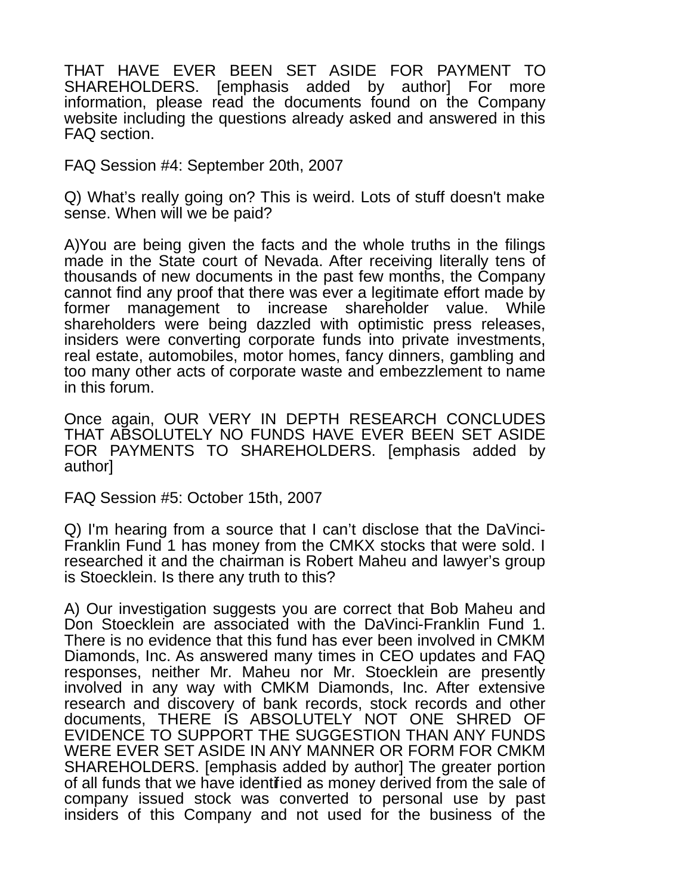THAT HAVE EVER BEEN SET ASIDE FOR PAYMENT TO SHAREHOLDERS. [emphasis added by author] For more information, please read the documents found on the Company website including the questions already asked and answered in this FAQ section.

FAQ Session #4: September 20th, 2007

Q) What's really going on? This is weird. Lots of stuff doesn't make sense. When will we be paid?

A)You are being given the facts and the whole truths in the filings made in the State court of Nevada. After receiving literally tens of thousands of new documents in the past few months, the Company cannot find any proof that there was ever a legitimate effort made by former management to increase shareholder value. While shareholders were being dazzled with optimistic press releases, insiders were converting corporate funds into private investments, real estate, automobiles, motor homes, fancy dinners, gambling and too many other acts of corporate waste and embezzlement to name in this forum.

Once again, OUR VERY IN DEPTH RESEARCH CONCLUDES THAT ABSOLUTELY NO FUNDS HAVE EVER BEEN SET ASIDE FOR PAYMENTS TO SHAREHOLDERS. [emphasis added by author]

FAQ Session #5: October 15th, 2007

Q) I'm hearing from a source that I can't disclose that the DaVinci-Franklin Fund 1 has money from the CMKX stocks that were sold. I researched it and the chairman is Robert Maheu and lawyer's group is Stoecklein. Is there any truth to this?

A) Our investigation suggests you are correct that Bob Maheu and Don Stoecklein are associated with the DaVinci-Franklin Fund 1. There is no evidence that this fund has ever been involved in CMKM Diamonds, Inc. As answered many times in CEO updates and FAQ responses, neither Mr. Maheu nor Mr. Stoecklein are presently involved in any way with CMKM Diamonds, Inc. After extensive research and discovery of bank records, stock records and other documents, THERE IS ABSOLUTELY NOT ONE SHRED OF EVIDENCE TO SUPPORT THE SUGGESTION THAN ANY FUNDS WERE EVER SET ASIDE IN ANY MANNER OR FORM FOR CMKM SHAREHOLDERS. [emphasis added by author] The greater portion of all funds that we have identified as money derived from the sale of company issued stock was converted to personal use by past insiders of this Company and not used for the business of the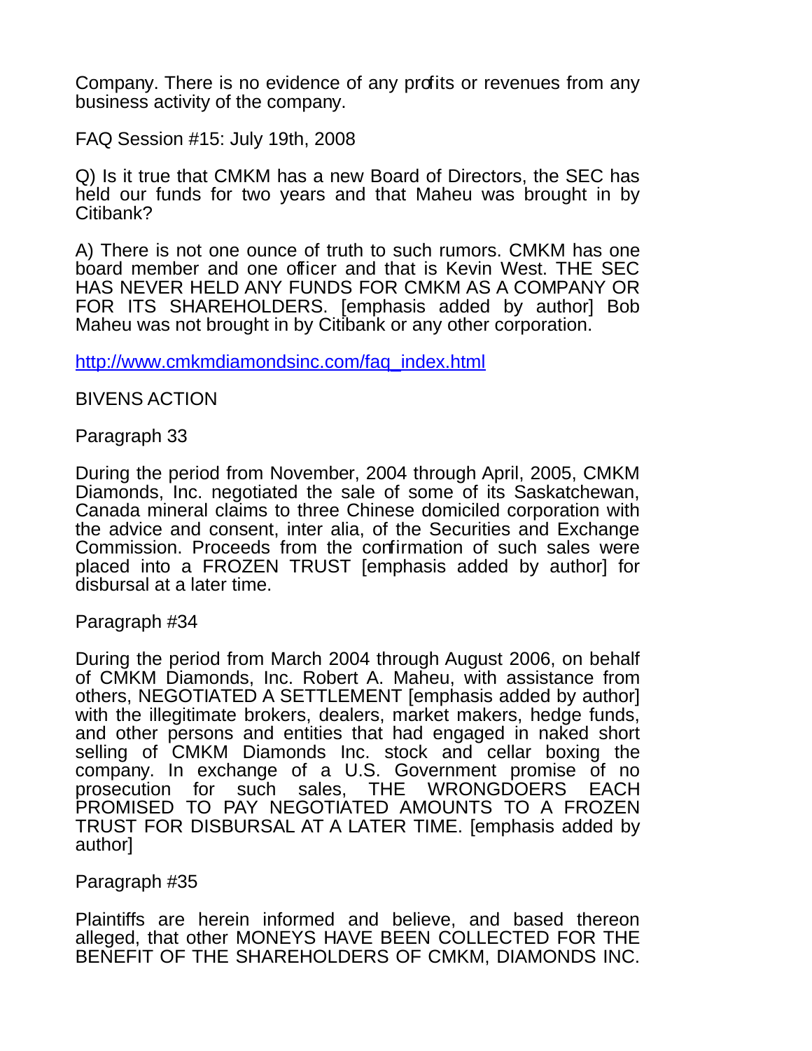Company. There is no evidence of any profits or revenues from any business activity of the company.

FAQ Session #15: July 19th, 2008

Q) Is it true that CMKM has a new Board of Directors, the SEC has held our funds for two years and that Maheu was brought in by Citibank?

A) There is not one ounce of truth to such rumors. CMKM has one board member and one officer and that is Kevin West. THE SEC HAS NEVER HELD ANY FUNDS FOR CMKM AS A COMPANY OR FOR ITS SHAREHOLDERS. [emphasis added by author] Bob Maheu was not brought in by Citibank or any other corporation.

http://www.cmkmdiamondsinc.com/faq_index.html

BIVENS ACTION

Paragraph 33

During the period from November, 2004 through April, 2005, CMKM Diamonds, Inc. negotiated the sale of some of its Saskatchewan, Canada mineral claims to three Chinese domiciled corporation with the advice and consent, inter alia, of the Securities and Exchange Commission. Proceeds from the confirmation of such sales were placed into a FROZEN TRUST [emphasis added by author] for disbursal at a later time.

Paragraph #34

During the period from March 2004 through August 2006, on behalf of CMKM Diamonds, Inc. Robert A. Maheu, with assistance from others, NEGOTIATED A SETTLEMENT [emphasis added by author] with the illegitimate brokers, dealers, market makers, hedge funds, and other persons and entities that had engaged in naked short selling of CMKM Diamonds Inc. stock and cellar boxing the company. In exchange of a U.S. Government promise of no prosecution for such sales, THE WRONGDOERS EACH PROMISED TO PAY NEGOTIATED AMOUNTS TO A FROZEN TRUST FOR DISBURSAL AT A LATER TIME. [emphasis added by author]

Paragraph #35

Plaintiffs are herein informed and believe, and based thereon alleged, that other MONEYS HAVE BEEN COLLECTED FOR THE BENEFIT OF THE SHAREHOLDERS OF CMKM, DIAMONDS INC.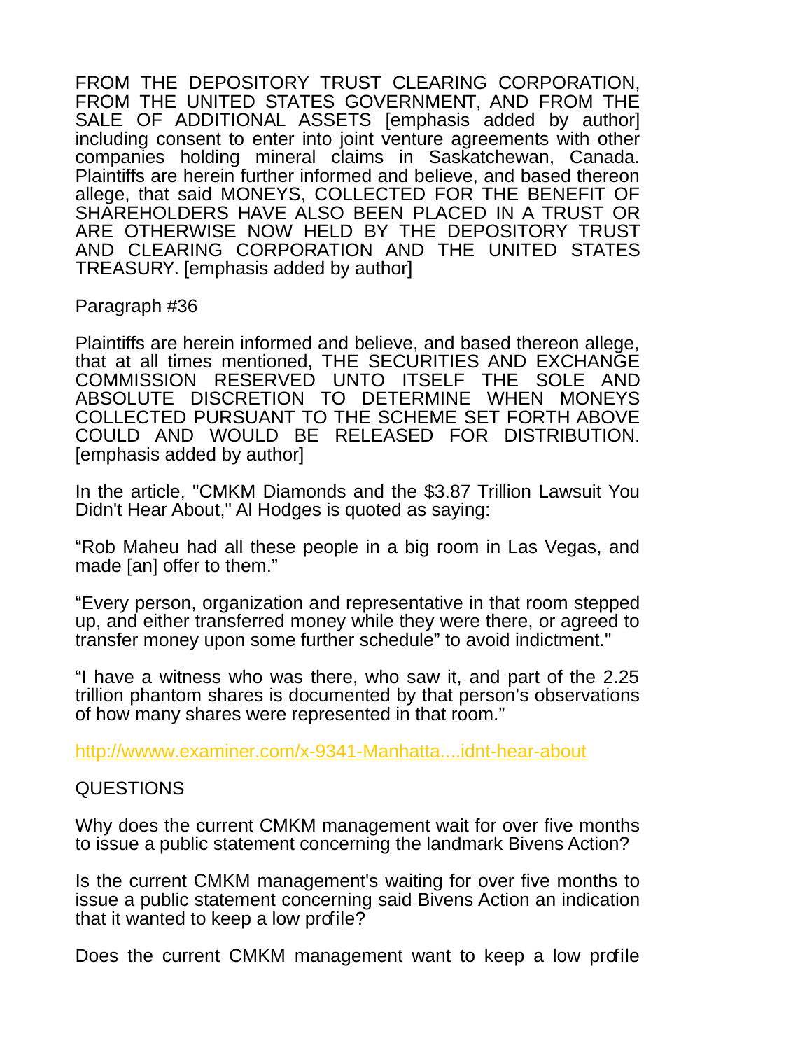FROM THE DEPOSITORY TRUST CLEARING CORPORATION, FROM THE UNITED STATES GOVERNMENT, AND FROM THE SALE OF ADDITIONAL ASSETS [emphasis added by author] including consent to enter into joint venture agreements with other companies holding mineral claims in Saskatchewan, Canada. Plaintiffs are herein further informed and believe, and based thereon allege, that said MONEYS, COLLECTED FOR THE BENEFIT OF SHAREHOLDERS HAVE ALSO BEEN PLACED IN A TRUST OR ARE OTHERWISE NOW HELD BY THE DEPOSITORY TRUST AND CLEARING CORPORATION AND THE UNITED STATES TREASURY. [emphasis added by author]

Paragraph #36

Plaintiffs are herein informed and believe, and based thereon allege, that at all times mentioned, THE SECURITIES AND EXCHANGE COMMISSION RESERVED UNTO ITSELF THE SOLE AND ABSOLUTE DISCRETION TO DETERMINE WHEN MONEYS COLLECTED PURSUANT TO THE SCHEME SET FORTH ABOVE COULD AND WOULD BE RELEASED FOR DISTRIBUTION. [emphasis added by author]

In the article, "CMKM Diamonds and the $3.87 Trillion Lawsuit You Didn't Hear About," Al Hodges is quoted as saying:

"Rob Maheu had all these people in a big room in Las Vegas, and made [an] offer to them."

"Every person, organization and representative in that room stepped up, and either transferred money while they were there, or agreed to transfer money upon some further schedule" to avoid indictment."

"I have a witness who was there, who saw it, and part of the 2.25 trillion phantom shares is documented by that person's observations of how many shares were represented in that room."

http://wwww.examiner.com/x-9341-Manhatta....idnt-hear-about

QUESTIONS

Why does the current CMKM management wait for over five months to issue a public statement concerning the landmark Bivens Action?

Is the current CMKM management's waiting for over five months to issue a public statement concerning said Bivens Action an indication that it wanted to keep a low profile?

Does the current CMKM management want to keep a low profile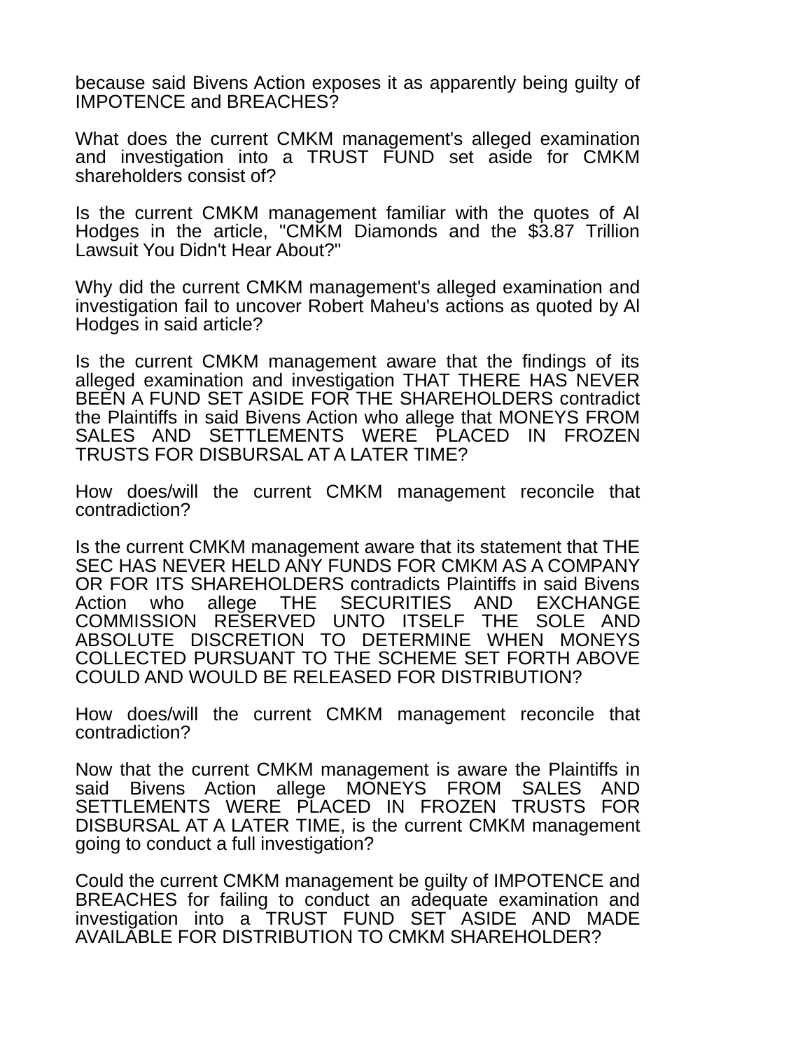because said Bivens Action exposes it as apparently being guilty of IMPOTENCE and BREACHES?

What does the current CMKM management's alleged examination and investigation into a TRUST FUND set aside for CMKM shareholders consist of?

Is the current CMKM management familiar with the quotes of Al Hodges in the article, "CMKM Diamonds and the $3.87 Trillion Lawsuit You Didn't Hear About?"

Why did the current CMKM management's alleged examination and investigation fail to uncover Robert Maheu's actions as quoted by Al Hodges in said article?

Is the current CMKM management aware that the findings of its alleged examination and investigation THAT THERE HAS NEVER BEEN A FUND SET ASIDE FOR THE SHAREHOLDERS contradict the Plaintiffs in said Bivens Action who allege that MONEYS FROM SALES AND SETTLEMENTS WERE PLACED IN FROZEN TRUSTS FOR DISBURSAL AT A LATER TIME?

How does/will the current CMKM management reconcile that contradiction?

Is the current CMKM management aware that its statement that THE SEC HAS NEVER HELD ANY FUNDS FOR CMKM AS A COMPANY OR FOR ITS SHAREHOLDERS contradicts Plaintiffs in said Bivens Action who allege THE SECURITIES AND EXCHANGE COMMISSION RESERVED UNTO ITSELF THE SOLE AND ABSOLUTE DISCRETION TO DETERMINE WHEN MONEYS COLLECTED PURSUANT TO THE SCHEME SET FORTH ABOVE COULD AND WOULD BE RELEASED FOR DISTRIBUTION?

How does/will the current CMKM management reconcile that contradiction?

Now that the current CMKM management is aware the Plaintiffs in said Bivens Action allege MONEYS FROM SALES AND SETTLEMENTS WERE PLACED IN FROZEN TRUSTS FOR DISBURSAL AT A LATER TIME, is the current CMKM management going to conduct a full investigation?

Could the current CMKM management be guilty of IMPOTENCE and BREACHES for failing to conduct an adequate examination and investigation into a TRUST FUND SET ASIDE AND MADE AVAILABLE FOR DISTRIBUTION TO CMKM SHAREHOLDER?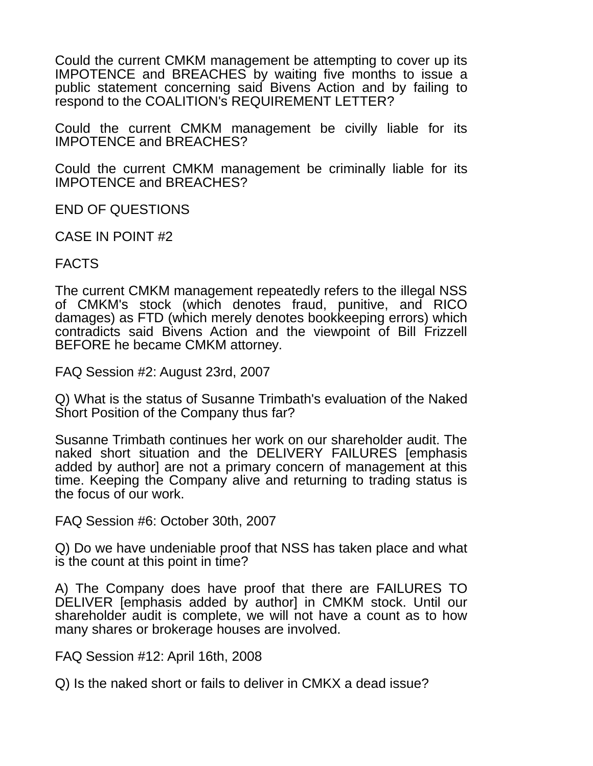Could the current CMKM management be attempting to cover up its IMPOTENCE and BREACHES by waiting five months to issue a public statement concerning said Bivens Action and by failing to respond to the COALITION's REQUIREMENT LETTER?

Could the current CMKM management be civilly liable for its IMPOTENCE and BREACHES?

Could the current CMKM management be criminally liable for its IMPOTENCE and BREACHES?

END OF QUESTIONS

CASE IN POINT #2

FACTS

The current CMKM management repeatedly refers to the illegal NSS of CMKM's stock (which denotes fraud, punitive, and RICO damages) as FTD (which merely denotes bookkeeping errors) which contradicts said Bivens Action and the viewpoint of Bill Frizzell BEFORE he became CMKM attorney.

FAQ Session #2: August 23rd, 2007

Q) What is the status of Susanne Trimbath's evaluation of the Naked Short Position of the Company thus far?

Susanne Trimbath continues her work on our shareholder audit. The naked short situation and the DELIVERY FAILURES [emphasis added by author] are not a primary concern of management at this time. Keeping the Company alive and returning to trading status is the focus of our work.

FAQ Session #6: October 30th, 2007

Q) Do we have undeniable proof that NSS has taken place and what is the count at this point in time?

A) The Company does have proof that there are FAILURES TO DELIVER [emphasis added by author] in CMKM stock. Until our shareholder audit is complete, we will not have a count as to how many shares or brokerage houses are involved.

FAQ Session #12: April 16th, 2008

Q) Is the naked short or fails to deliver in CMKX a dead issue?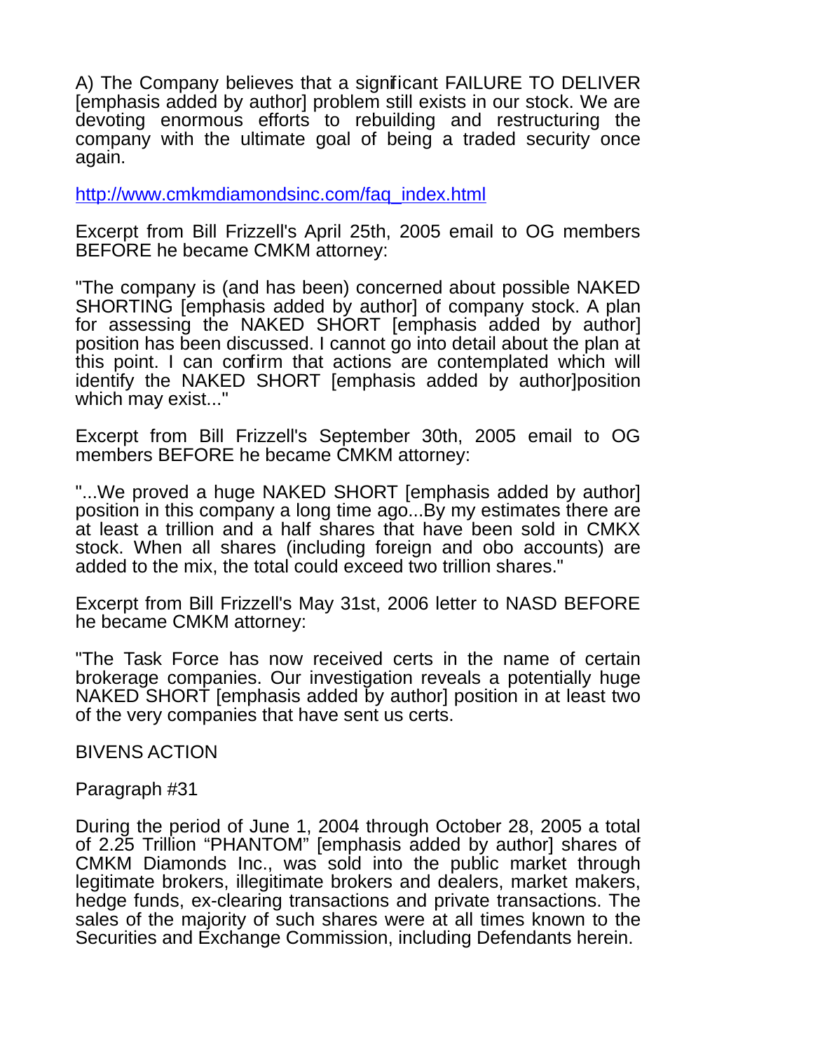A) The Company believes that a significant FAILURE TO DELIVER [emphasis added by author] problem still exists in our stock. We are devoting enormous efforts to rebuilding and restructuring the company with the ultimate goal of being a traded security once again.

http://www.cmkmdiamondsinc.com/faq_index.html

Excerpt from Bill Frizzell's April 25th, 2005 email to OG members BEFORE he became CMKM attorney:

"The company is (and has been) concerned about possible NAKED SHORTING [emphasis added by author] of company stock. A plan for assessing the NAKED SHORT [emphasis added by author] position has been discussed. I cannot go into detail about the plan at this point. I can confirm that actions are contemplated which will identify the NAKED SHORT [emphasis added by author]position which may exist..."

Excerpt from Bill Frizzell's September 30th, 2005 email to OG members BEFORE he became CMKM attorney:

"...We proved a huge NAKED SHORT [emphasis added by author] position in this company a long time ago...By my estimates there are at least a trillion and a half shares that have been sold in CMKX stock. When all shares (including foreign and obo accounts) are added to the mix, the total could exceed two trillion shares."

Excerpt from Bill Frizzell's May 31st, 2006 letter to NASD BEFORE he became CMKM attorney:

"The Task Force has now received certs in the name of certain brokerage companies. Our investigation reveals a potentially huge NAKED SHORT [emphasis added by author] position in at least two of the very companies that have sent us certs.

BIVENS ACTION

Paragraph #31

During the period of June 1, 2004 through October 28, 2005 a total of 2.25 Trillion "PHANTOM" [emphasis added by author] shares of CMKM Diamonds Inc., was sold into the public market through legitimate brokers, illegitimate brokers and dealers, market makers, hedge funds, ex-clearing transactions and private transactions. The sales of the majority of such shares were at all times known to the Securities and Exchange Commission, including Defendants herein.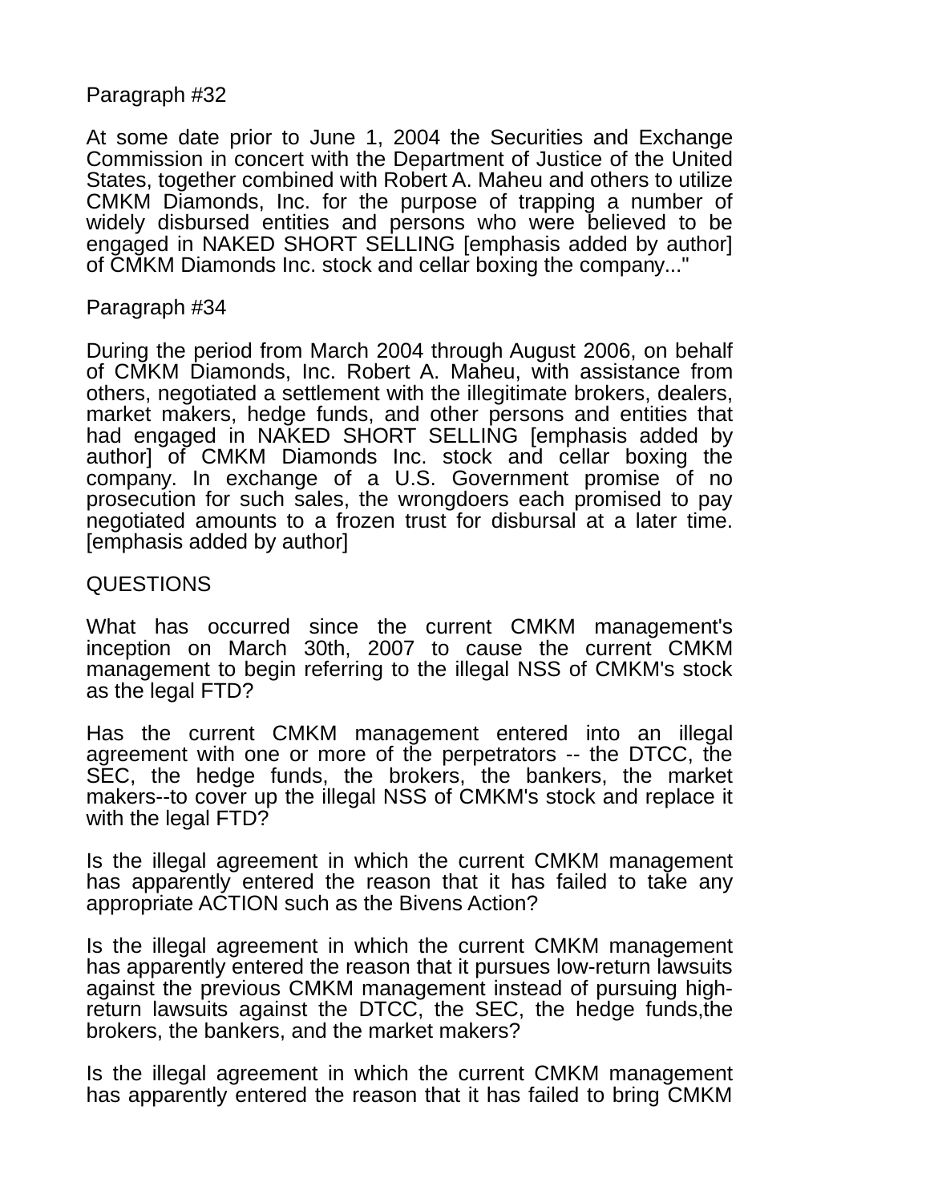Paragraph #32

At some date prior to June 1, 2004 the Securities and Exchange Commission in concert with the Department of Justice of the United States, together combined with Robert A. Maheu and others to utilize CMKM Diamonds, Inc. for the purpose of trapping a number of widely disbursed entities and persons who were believed to be engaged in NAKED SHORT SELLING [emphasis added by author] of CMKM Diamonds Inc. stock and cellar boxing the company..."

Paragraph #34

During the period from March 2004 through August 2006, on behalf of CMKM Diamonds, Inc. Robert A. Maheu, with assistance from others, negotiated a settlement with the illegitimate brokers, dealers, market makers, hedge funds, and other persons and entities that had engaged in NAKED SHORT SELLING [emphasis added by author] of CMKM Diamonds Inc. stock and cellar boxing the company. In exchange of a U.S. Government promise of no prosecution for such sales, the wrongdoers each promised to pay negotiated amounts to a frozen trust for disbursal at a later time. [emphasis added by author]

QUESTIONS

What has occurred since the current CMKM management's inception on March 30th, 2007 to cause the current CMKM management to begin referring to the illegal NSS of CMKM's stock as the legal FTD?

Has the current CMKM management entered into an illegal agreement with one or more of the perpetrators -- the DTCC, the SEC, the hedge funds, the brokers, the bankers, the market makers--to cover up the illegal NSS of CMKM's stock and replace it with the legal FTD?

Is the illegal agreement in which the current CMKM management has apparently entered the reason that it has failed to take any appropriate ACTION such as the Bivens Action?

Is the illegal agreement in which the current CMKM management has apparently entered the reason that it pursues low-return lawsuits against the previous CMKM management instead of pursuing high-return lawsuits against the DTCC, the SEC, the hedge funds,the brokers, the bankers, and the market makers?

Is the illegal agreement in which the current CMKM management has apparently entered the reason that it has failed to bring CMKM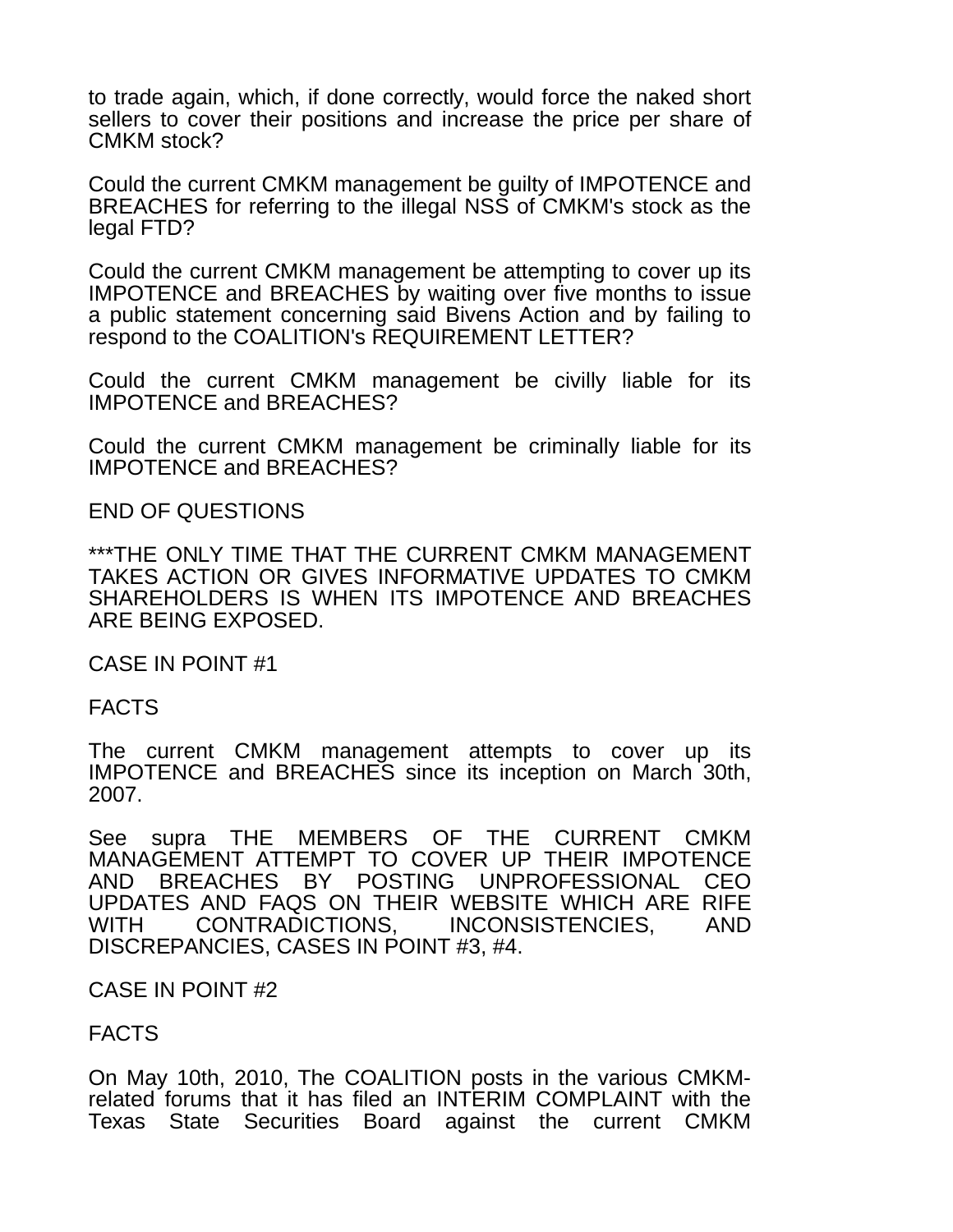to trade again, which, if done correctly, would force the naked short sellers to cover their positions and increase the price per share of CMKM stock?

Could the current CMKM management be guilty of IMPOTENCE and BREACHES for referring to the illegal NSS of CMKM's stock as the legal FTD?

Could the current CMKM management be attempting to cover up its IMPOTENCE and BREACHES by waiting over five months to issue a public statement concerning said Bivens Action and by failing to respond to the COALITION's REQUIREMENT LETTER?

Could the current CMKM management be civilly liable for its IMPOTENCE and BREACHES?

Could the current CMKM management be criminally liable for its IMPOTENCE and BREACHES?

END OF QUESTIONS

***THE ONLY TIME THAT THE CURRENT CMKM MANAGEMENT TAKES ACTION OR GIVES INFORMATIVE UPDATES TO CMKM SHAREHOLDERS IS WHEN ITS IMPOTENCE AND BREACHES ARE BEING EXPOSED.

CASE IN POINT #1

FACTS

The current CMKM management attempts to cover up its IMPOTENCE and BREACHES since its inception on March 30th, 2007.

See supra THE MEMBERS OF THE CURRENT CMKM MANAGEMENT ATTEMPT TO COVER UP THEIR IMPOTENCE AND BREACHES BY POSTING UNPROFESSIONAL CEO UPDATES AND FAQS ON THEIR WEBSITE WHICH ARE RIFE WITH CONTRADICTIONS, INCONSISTENCIES, AND DISCREPANCIES, CASES IN POINT #3, #4.

CASE IN POINT #2

FACTS

On May 10th, 2010, The COALITION posts in the various CMKM-related forums that it has filed an INTERIM COMPLAINT with the Texas State Securities Board against the current CMKM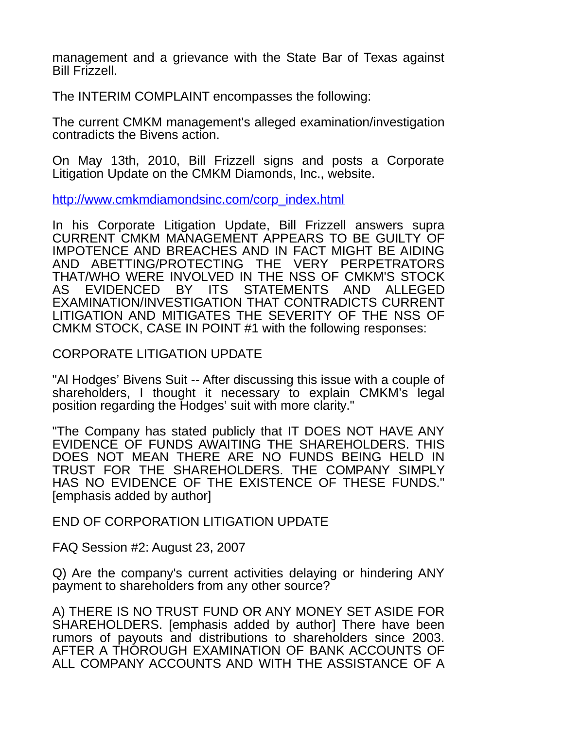management and a grievance with the State Bar of Texas against Bill Frizzell.

The INTERIM COMPLAINT encompasses the following:

The current CMKM management's alleged examination/investigation contradicts the Bivens action.

On May 13th, 2010, Bill Frizzell signs and posts a Corporate Litigation Update on the CMKM Diamonds, Inc., website.

http://www.cmkmdiamondsinc.com/corp_index.html

In his Corporate Litigation Update, Bill Frizzell answers supra CURRENT CMKM MANAGEMENT APPEARS TO BE GUILTY OF IMPOTENCE AND BREACHES AND IN FACT MIGHT BE AIDING AND ABETTING/PROTECTING THE VERY PERPETRATORS THAT/WHO WERE INVOLVED IN THE NSS OF CMKM'S STOCK AS EVIDENCED BY ITS STATEMENTS AND ALLEGED EXAMINATION/INVESTIGATION THAT CONTRADICTS CURRENT LITIGATION AND MITIGATES THE SEVERITY OF THE NSS OF CMKM STOCK, CASE IN POINT #1 with the following responses:

CORPORATE LITIGATION UPDATE

"Al Hodges' Bivens Suit -- After discussing this issue with a couple of shareholders, I thought it necessary to explain CMKM's legal position regarding the Hodges' suit with more clarity."

"The Company has stated publicly that IT DOES NOT HAVE ANY EVIDENCE OF FUNDS AWAITING THE SHAREHOLDERS. THIS DOES NOT MEAN THERE ARE NO FUNDS BEING HELD IN TRUST FOR THE SHAREHOLDERS. THE COMPANY SIMPLY HAS NO EVIDENCE OF THE EXISTENCE OF THESE FUNDS." [emphasis added by author]

END OF CORPORATION LITIGATION UPDATE

FAQ Session #2: August 23, 2007

Q) Are the company's current activities delaying or hindering ANY payment to shareholders from any other source?

A) THERE IS NO TRUST FUND OR ANY MONEY SET ASIDE FOR SHAREHOLDERS. [emphasis added by author] There have been rumors of payouts and distributions to shareholders since 2003. AFTER A THOROUGH EXAMINATION OF BANK ACCOUNTS OF ALL COMPANY ACCOUNTS AND WITH THE ASSISTANCE OF A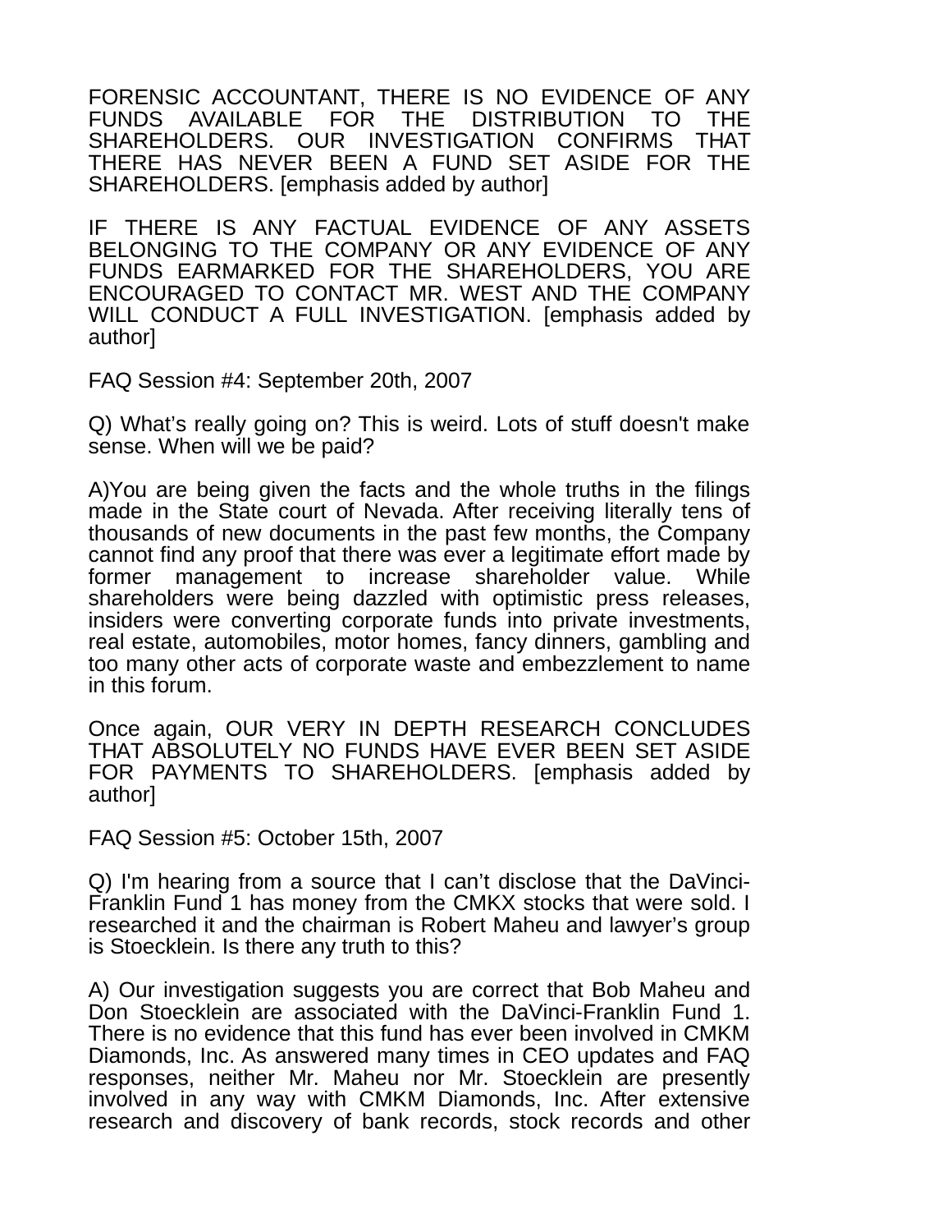FORENSIC ACCOUNTANT, THERE IS NO EVIDENCE OF ANY FUNDS AVAILABLE FOR THE DISTRIBUTION TO THE SHAREHOLDERS. OUR INVESTIGATION CONFIRMS THAT THERE HAS NEVER BEEN A FUND SET ASIDE FOR THE SHAREHOLDERS. [emphasis added by author]

IF THERE IS ANY FACTUAL EVIDENCE OF ANY ASSETS BELONGING TO THE COMPANY OR ANY EVIDENCE OF ANY FUNDS EARMARKED FOR THE SHAREHOLDERS, YOU ARE ENCOURAGED TO CONTACT MR. WEST AND THE COMPANY WILL CONDUCT A FULL INVESTIGATION. [emphasis added by author]

FAQ Session #4: September 20th, 2007

Q) What's really going on? This is weird. Lots of stuff doesn't make sense. When will we be paid?

A)You are being given the facts and the whole truths in the filings made in the State court of Nevada. After receiving literally tens of thousands of new documents in the past few months, the Company cannot find any proof that there was ever a legitimate effort made by former management to increase shareholder value. While shareholders were being dazzled with optimistic press releases, insiders were converting corporate funds into private investments, real estate, automobiles, motor homes, fancy dinners, gambling and too many other acts of corporate waste and embezzlement to name in this forum.

Once again, OUR VERY IN DEPTH RESEARCH CONCLUDES THAT ABSOLUTELY NO FUNDS HAVE EVER BEEN SET ASIDE FOR PAYMENTS TO SHAREHOLDERS. [emphasis added by author]

FAQ Session #5: October 15th, 2007

Q) I'm hearing from a source that I can't disclose that the DaVinci-Franklin Fund 1 has money from the CMKX stocks that were sold. I researched it and the chairman is Robert Maheu and lawyer's group is Stoecklein. Is there any truth to this?

A) Our investigation suggests you are correct that Bob Maheu and Don Stoecklein are associated with the DaVinci-Franklin Fund 1. There is no evidence that this fund has ever been involved in CMKM Diamonds, Inc. As answered many times in CEO updates and FAQ responses, neither Mr. Maheu nor Mr. Stoecklein are presently involved in any way with CMKM Diamonds, Inc. After extensive research and discovery of bank records, stock records and other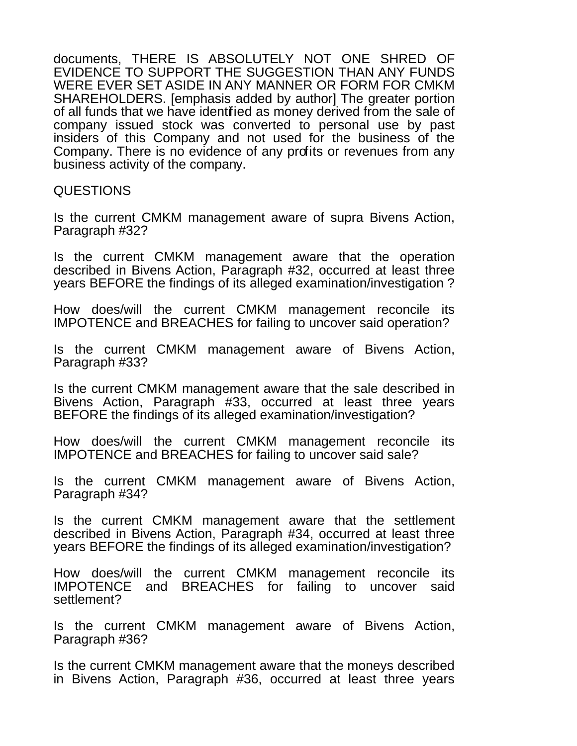documents, THERE IS ABSOLUTELY NOT ONE SHRED OF EVIDENCE TO SUPPORT THE SUGGESTION THAN ANY FUNDS WERE EVER SET ASIDE IN ANY MANNER OR FORM FOR CMKM SHAREHOLDERS. [emphasis added by author] The greater portion of all funds that we have identified as money derived from the sale of company issued stock was converted to personal use by past insiders of this Company and not used for the business of the Company. There is no evidence of any profits or revenues from any business activity of the company.

QUESTIONS

Is the current CMKM management aware of supra Bivens Action, Paragraph #32?

Is the current CMKM management aware that the operation described in Bivens Action, Paragraph #32, occurred at least three years BEFORE the findings of its alleged examination/investigation ?

How does/will the current CMKM management reconcile its IMPOTENCE and BREACHES for failing to uncover said operation?

Is the current CMKM management aware of Bivens Action, Paragraph #33?

Is the current CMKM management aware that the sale described in Bivens Action, Paragraph #33, occurred at least three years BEFORE the findings of its alleged examination/investigation?

How does/will the current CMKM management reconcile its IMPOTENCE and BREACHES for failing to uncover said sale?

Is the current CMKM management aware of Bivens Action, Paragraph #34?

Is the current CMKM management aware that the settlement described in Bivens Action, Paragraph #34, occurred at least three years BEFORE the findings of its alleged examination/investigation?

How does/will the current CMKM management reconcile its IMPOTENCE and BREACHES for failing to uncover said settlement?

Is the current CMKM management aware of Bivens Action, Paragraph #36?

Is the current CMKM management aware that the moneys described in Bivens Action, Paragraph #36, occurred at least three years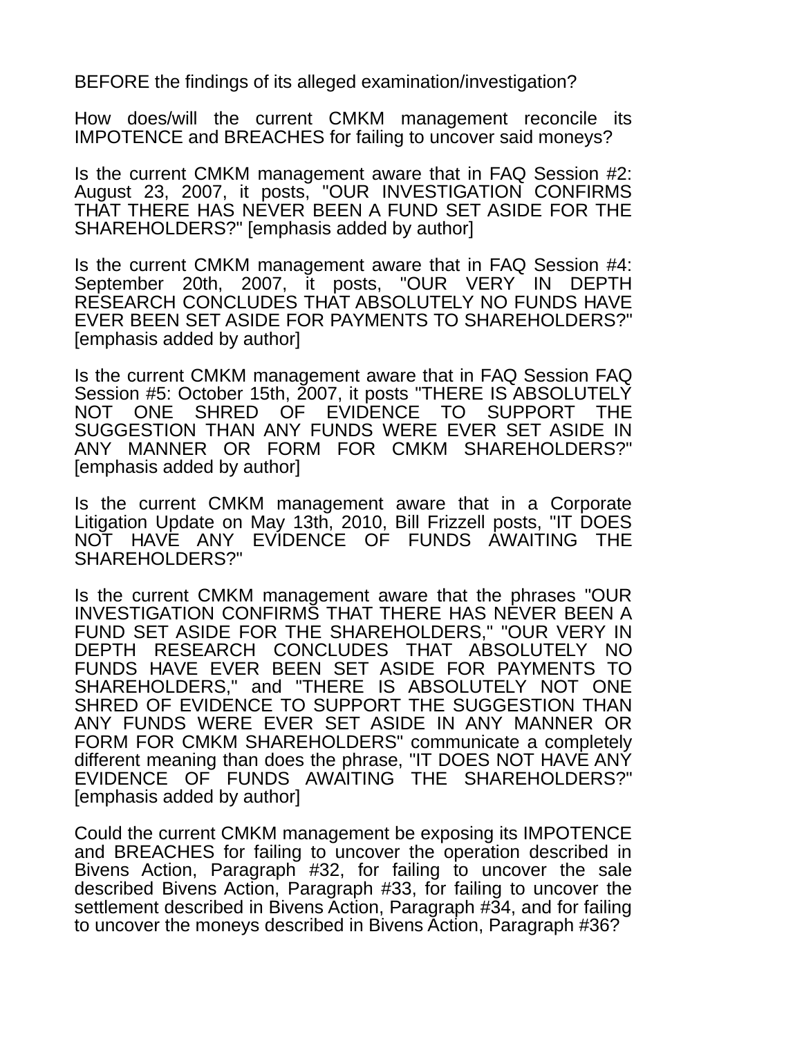BEFORE the findings of its alleged examination/investigation?

How does/will the current CMKM management reconcile its IMPOTENCE and BREACHES for failing to uncover said moneys?

Is the current CMKM management aware that in FAQ Session #2: August 23, 2007, it posts, "OUR INVESTIGATION CONFIRMS THAT THERE HAS NEVER BEEN A FUND SET ASIDE FOR THE SHAREHOLDERS?" [emphasis added by author]

Is the current CMKM management aware that in FAQ Session #4: September 20th, 2007, it posts, "OUR VERY IN DEPTH RESEARCH CONCLUDES THAT ABSOLUTELY NO FUNDS HAVE EVER BEEN SET ASIDE FOR PAYMENTS TO SHAREHOLDERS?" [emphasis added by author]

Is the current CMKM management aware that in FAQ Session FAQ Session #5: October 15th, 2007, it posts "THERE IS ABSOLUTELY NOT ONE SHRED OF EVIDENCE TO SUPPORT THE SUGGESTION THAN ANY FUNDS WERE EVER SET ASIDE IN ANY MANNER OR FORM FOR CMKM SHAREHOLDERS?" [emphasis added by author]

Is the current CMKM management aware that in a Corporate Litigation Update on May 13th, 2010, Bill Frizzell posts, "IT DOES NOT HAVE ANY EVIDENCE OF FUNDS AWAITING THE SHAREHOLDERS?"

Is the current CMKM management aware that the phrases "OUR INVESTIGATION CONFIRMS THAT THERE HAS NEVER BEEN A FUND SET ASIDE FOR THE SHAREHOLDERS," "OUR VERY IN DEPTH RESEARCH CONCLUDES THAT ABSOLUTELY NO FUNDS HAVE EVER BEEN SET ASIDE FOR PAYMENTS TO SHAREHOLDERS," and "THERE IS ABSOLUTELY NOT ONE SHRED OF EVIDENCE TO SUPPORT THE SUGGESTION THAN ANY FUNDS WERE EVER SET ASIDE IN ANY MANNER OR FORM FOR CMKM SHAREHOLDERS" communicate a completely different meaning than does the phrase, "IT DOES NOT HAVE ANY EVIDENCE OF FUNDS AWAITING THE SHAREHOLDERS?" [emphasis added by author]

Could the current CMKM management be exposing its IMPOTENCE and BREACHES for failing to uncover the operation described in Bivens Action, Paragraph #32, for failing to uncover the sale described Bivens Action, Paragraph #33, for failing to uncover the settlement described in Bivens Action, Paragraph #34, and for failing to uncover the moneys described in Bivens Action, Paragraph #36?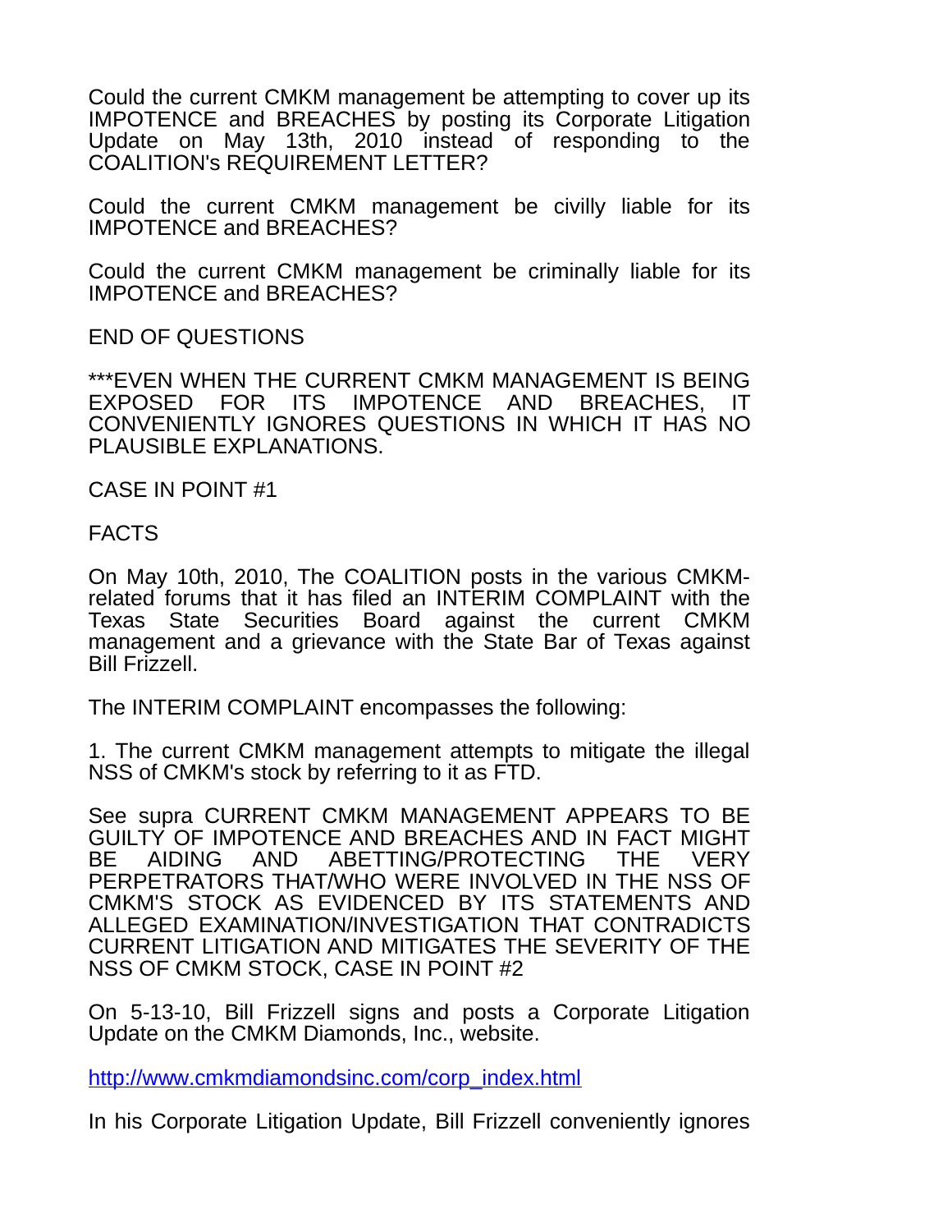Could the current CMKM management be attempting to cover up its IMPOTENCE and BREACHES by posting its Corporate Litigation Update on May 13th, 2010 instead of responding to the COALITION's REQUIREMENT LETTER?

Could the current CMKM management be civilly liable for its IMPOTENCE and BREACHES?

Could the current CMKM management be criminally liable for its IMPOTENCE and BREACHES?

END OF QUESTIONS

***EVEN WHEN THE CURRENT CMKM MANAGEMENT IS BEING EXPOSED FOR ITS IMPOTENCE AND BREACHES, IT CONVENIENTLY IGNORES QUESTIONS IN WHICH IT HAS NO PLAUSIBLE EXPLANATIONS.

CASE IN POINT #1

FACTS

On May 10th, 2010, The COALITION posts in the various CMKM-related forums that it has filed an INTERIM COMPLAINT with the Texas State Securities Board against the current CMKM management and a grievance with the State Bar of Texas against Bill Frizzell.

The INTERIM COMPLAINT encompasses the following:

1. The current CMKM management attempts to mitigate the illegal NSS of CMKM's stock by referring to it as FTD.

See supra CURRENT CMKM MANAGEMENT APPEARS TO BE GUILTY OF IMPOTENCE AND BREACHES AND IN FACT MIGHT BE AIDING AND ABETTING/PROTECTING THE VERY PERPETRATORS THAT/WHO WERE INVOLVED IN THE NSS OF CMKM'S STOCK AS EVIDENCED BY ITS STATEMENTS AND ALLEGED EXAMINATION/INVESTIGATION THAT CONTRADICTS CURRENT LITIGATION AND MITIGATES THE SEVERITY OF THE NSS OF CMKM STOCK, CASE IN POINT #2

On 5-13-10, Bill Frizzell signs and posts a Corporate Litigation Update on the CMKM Diamonds, Inc., website.

http://www.cmkmdiamondsinc.com/corp_index.html

In his Corporate Litigation Update, Bill Frizzell conveniently ignores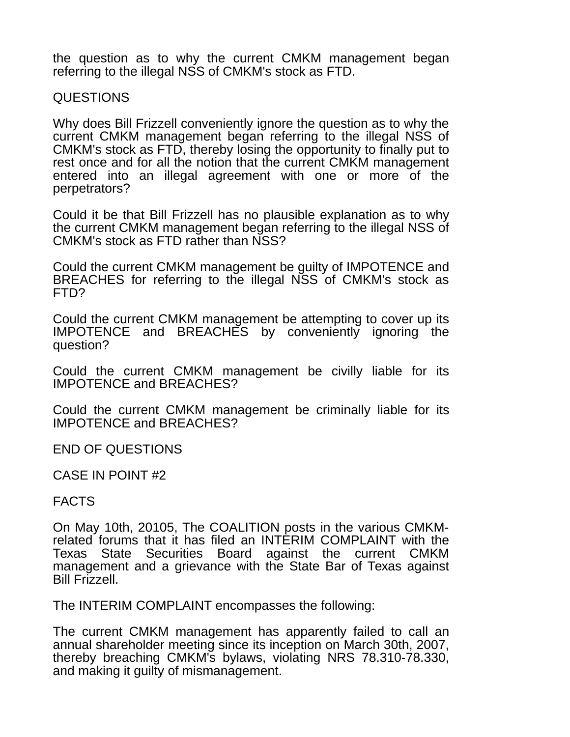the question as to why the current CMKM management began referring to the illegal NSS of CMKM's stock as FTD.

QUESTIONS

Why does Bill Frizzell conveniently ignore the question as to why the current CMKM management began referring to the illegal NSS of CMKM's stock as FTD, thereby losing the opportunity to finally put to rest once and for all the notion that the current CMKM management entered into an illegal agreement with one or more of the perpetrators?

Could it be that Bill Frizzell has no plausible explanation as to why the current CMKM management began referring to the illegal NSS of CMKM's stock as FTD rather than NSS?

Could the current CMKM management be guilty of IMPOTENCE and BREACHES for referring to the illegal NSS of CMKM's stock as FTD?

Could the current CMKM management be attempting to cover up its IMPOTENCE and BREACHES by conveniently ignoring the question?

Could the current CMKM management be civilly liable for its IMPOTENCE and BREACHES?

Could the current CMKM management be criminally liable for its IMPOTENCE and BREACHES?

END OF QUESTIONS

CASE IN POINT #2

FACTS

On May 10th, 20105, The COALITION posts in the various CMKM-related forums that it has filed an INTERIM COMPLAINT with the Texas State Securities Board against the current CMKM management and a grievance with the State Bar of Texas against Bill Frizzell.

The INTERIM COMPLAINT encompasses the following:

The current CMKM management has apparently failed to call an annual shareholder meeting since its inception on March 30th, 2007, thereby breaching CMKM's bylaws, violating NRS 78.310-78.330, and making it guilty of mismanagement.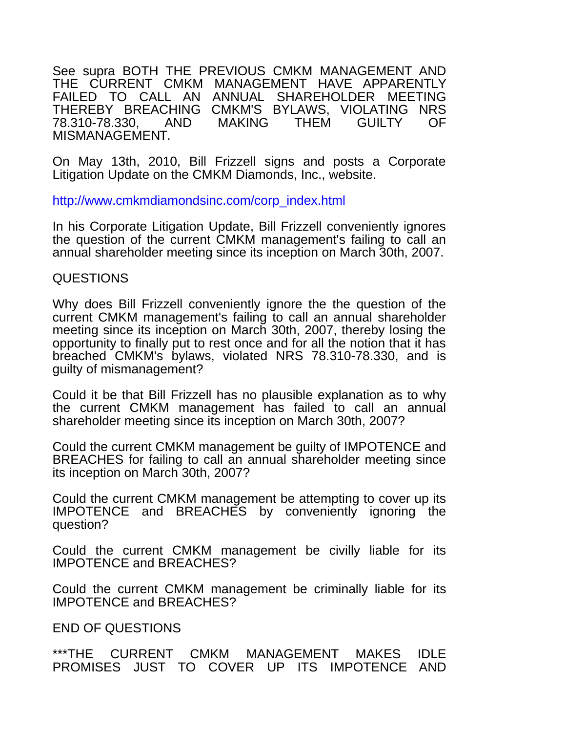See supra BOTH THE PREVIOUS CMKM MANAGEMENT AND THE CURRENT CMKM MANAGEMENT HAVE APPARENTLY FAILED TO CALL AN ANNUAL SHAREHOLDER MEETING THEREBY BREACHING CMKM'S BYLAWS, VIOLATING NRS 78.310-78.330, AND MAKING THEM GUILTY OF MISMANAGEMENT.

On May 13th, 2010, Bill Frizzell signs and posts a Corporate Litigation Update on the CMKM Diamonds, Inc., website.

http://www.cmkmdiamondsinc.com/corp_index.html

In his Corporate Litigation Update, Bill Frizzell conveniently ignores the question of the current CMKM management's failing to call an annual shareholder meeting since its inception on March 30th, 2007.

QUESTIONS

Why does Bill Frizzell conveniently ignore the the question of the current CMKM management's failing to call an annual shareholder meeting since its inception on March 30th, 2007, thereby losing the opportunity to finally put to rest once and for all the notion that it has breached CMKM's bylaws, violated NRS 78.310-78.330, and is guilty of mismanagement?

Could it be that Bill Frizzell has no plausible explanation as to why the current CMKM management has failed to call an annual shareholder meeting since its inception on March 30th, 2007?

Could the current CMKM management be guilty of IMPOTENCE and BREACHES for failing to call an annual shareholder meeting since its inception on March 30th, 2007?

Could the current CMKM management be attempting to cover up its IMPOTENCE and BREACHES by conveniently ignoring the question?

Could the current CMKM management be civilly liable for its IMPOTENCE and BREACHES?

Could the current CMKM management be criminally liable for its IMPOTENCE and BREACHES?

END OF QUESTIONS

***THE CURRENT CMKM MANAGEMENT MAKES IDLE PROMISES JUST TO COVER UP ITS IMPOTENCE AND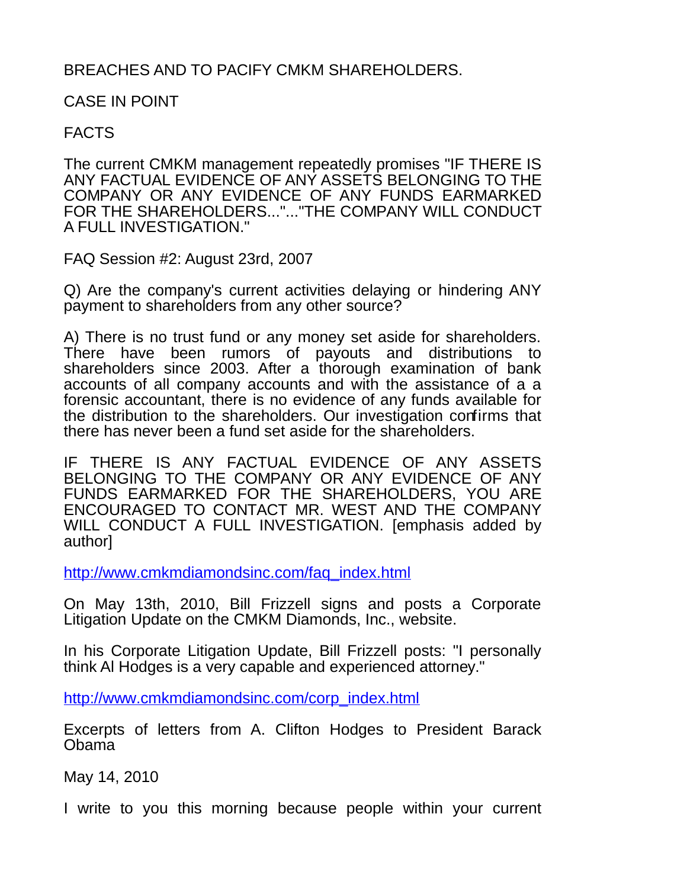BREACHES AND TO PACIFY CMKM SHAREHOLDERS.

CASE IN POINT

FACTS

The current CMKM management repeatedly promises "IF THERE IS ANY FACTUAL EVIDENCE OF ANY ASSETS BELONGING TO THE COMPANY OR ANY EVIDENCE OF ANY FUNDS EARMARKED FOR THE SHAREHOLDERS..."..."THE COMPANY WILL CONDUCT A FULL INVESTIGATION."

FAQ Session #2: August 23rd, 2007

Q) Are the company's current activities delaying or hindering ANY payment to shareholders from any other source?

A) There is no trust fund or any money set aside for shareholders. There have been rumors of payouts and distributions to shareholders since 2003. After a thorough examination of bank accounts of all company accounts and with the assistance of a a forensic accountant, there is no evidence of any funds available for the distribution to the shareholders. Our investigation confirms that there has never been a fund set aside for the shareholders.

IF THERE IS ANY FACTUAL EVIDENCE OF ANY ASSETS BELONGING TO THE COMPANY OR ANY EVIDENCE OF ANY FUNDS EARMARKED FOR THE SHAREHOLDERS, YOU ARE ENCOURAGED TO CONTACT MR. WEST AND THE COMPANY WILL CONDUCT A FULL INVESTIGATION. [emphasis added by author]

http://www.cmkmdiamondsinc.com/faq_index.html

On May 13th, 2010, Bill Frizzell signs and posts a Corporate Litigation Update on the CMKM Diamonds, Inc., website.

In his Corporate Litigation Update, Bill Frizzell posts: "I personally think Al Hodges is a very capable and experienced attorney."

http://www.cmkmdiamondsinc.com/corp_index.html

Excerpts of letters from A. Clifton Hodges to President Barack Obama

May 14, 2010

I write to you this morning because people within your current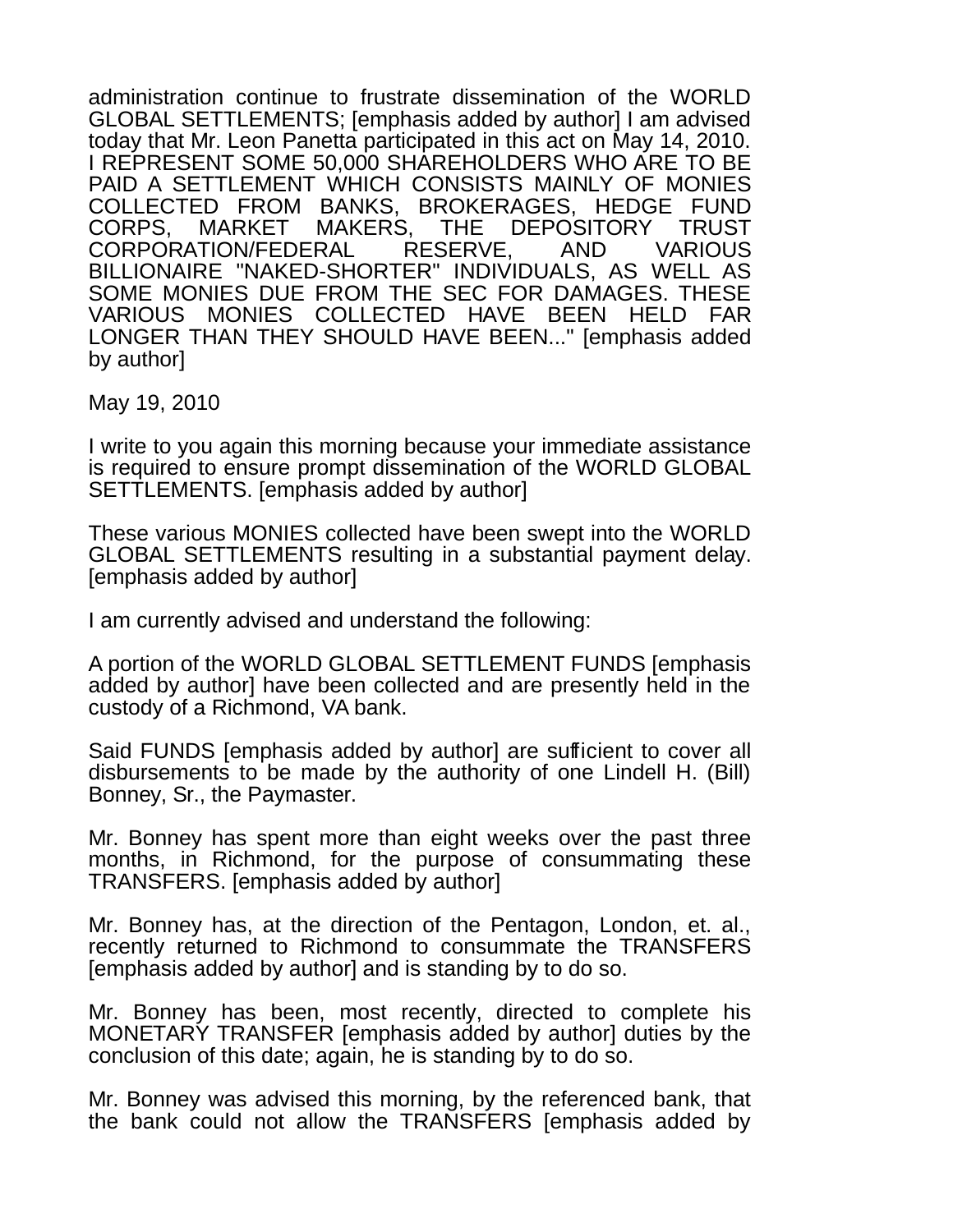administration continue to frustrate dissemination of the WORLD GLOBAL SETTLEMENTS; [emphasis added by author] I am advised today that Mr. Leon Panetta participated in this act on May 14, 2010. I REPRESENT SOME 50,000 SHAREHOLDERS WHO ARE TO BE PAID A SETTLEMENT WHICH CONSISTS MAINLY OF MONIES COLLECTED FROM BANKS, BROKERAGES, HEDGE FUND CORPS, MARKET MAKERS, THE DEPOSITORY TRUST CORPORATION/FEDERAL RESERVE, AND VARIOUS BILLIONAIRE "NAKED-SHORTER" INDIVIDUALS, AS WELL AS SOME MONIES DUE FROM THE SEC FOR DAMAGES. THESE VARIOUS MONIES COLLECTED HAVE BEEN HELD FAR LONGER THAN THEY SHOULD HAVE BEEN..." [emphasis added by author]

May 19, 2010

I write to you again this morning because your immediate assistance is required to ensure prompt dissemination of the WORLD GLOBAL SETTLEMENTS. [emphasis added by author]

These various MONIES collected have been swept into the WORLD GLOBAL SETTLEMENTS resulting in a substantial payment delay. [emphasis added by author]

I am currently advised and understand the following:

A portion of the WORLD GLOBAL SETTLEMENT FUNDS [emphasis added by author] have been collected and are presently held in the custody of a Richmond, VA bank.

Said FUNDS [emphasis added by author] are sufficient to cover all disbursements to be made by the authority of one Lindell H. (Bill) Bonney, Sr., the Paymaster.

Mr. Bonney has spent more than eight weeks over the past three months, in Richmond, for the purpose of consummating these TRANSFERS. [emphasis added by author]

Mr. Bonney has, at the direction of the Pentagon, London, et. al., recently returned to Richmond to consummate the TRANSFERS [emphasis added by author] and is standing by to do so.

Mr. Bonney has been, most recently, directed to complete his MONETARY TRANSFER [emphasis added by author] duties by the conclusion of this date; again, he is standing by to do so.

Mr. Bonney was advised this morning, by the referenced bank, that the bank could not allow the TRANSFERS [emphasis added by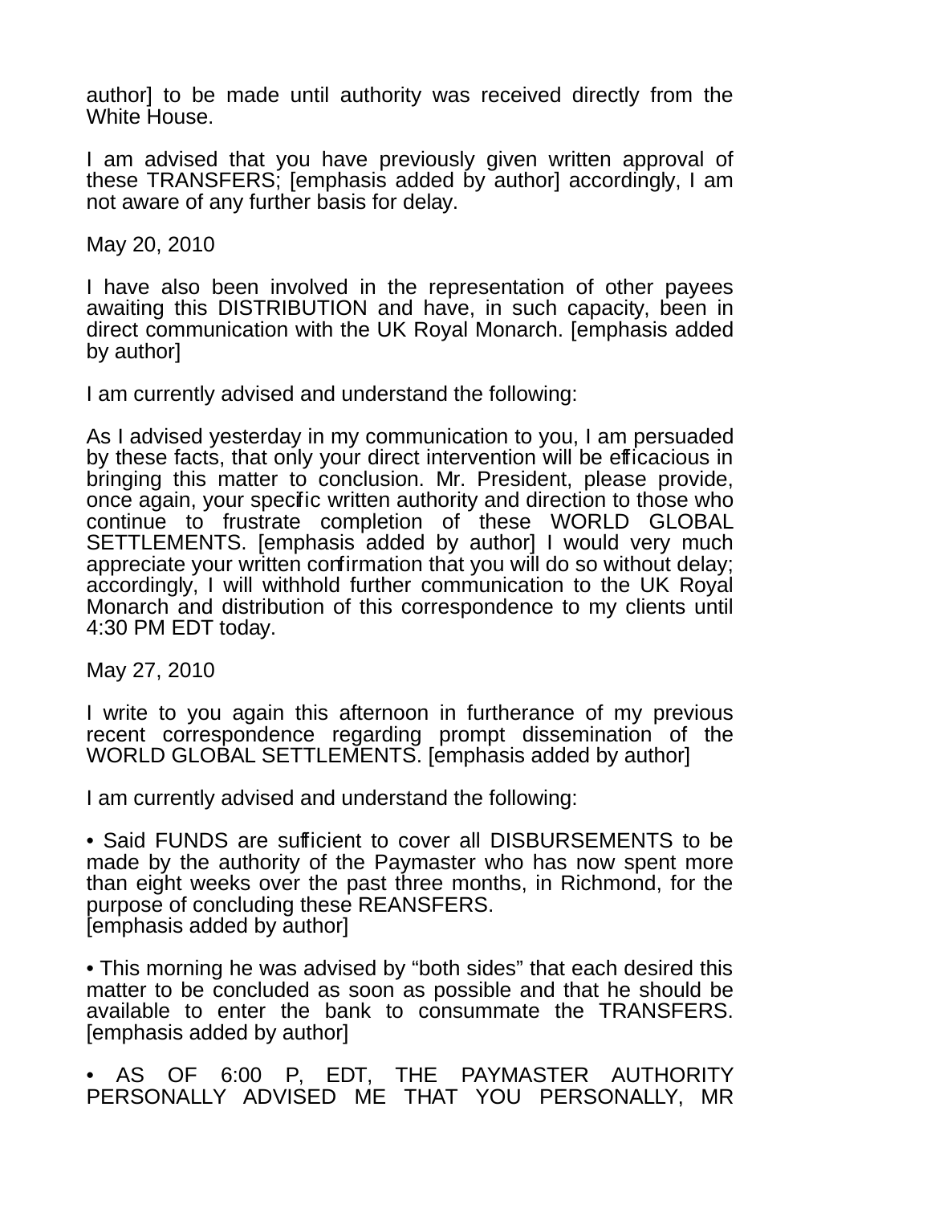author] to be made until authority was received directly from the White House.

I am advised that you have previously given written approval of these TRANSFERS; [emphasis added by author] accordingly, I am not aware of any further basis for delay.

May 20, 2010

I have also been involved in the representation of other payees awaiting this DISTRIBUTION and have, in such capacity, been in direct communication with the UK Royal Monarch. [emphasis added by author]

I am currently advised and understand the following:

As I advised yesterday in my communication to you, I am persuaded by these facts, that only your direct intervention will be efficacious in bringing this matter to conclusion. Mr. President, please provide, once again, your specific written authority and direction to those who continue to frustrate completion of these WORLD GLOBAL SETTLEMENTS. [emphasis added by author] I would very much appreciate your written confirmation that you will do so without delay; accordingly, I will withhold further communication to the UK Royal Monarch and distribution of this correspondence to my clients until 4:30 PM EDT today.

May 27, 2010

I write to you again this afternoon in furtherance of my previous recent correspondence regarding prompt dissemination of the WORLD GLOBAL SETTLEMENTS. [emphasis added by author]

I am currently advised and understand the following:

- Said FUNDS are sufficient to cover all DISBURSEMENTS to be made by the authority of the Paymaster who has now spent more than eight weeks over the past three months, in Richmond, for the purpose of concluding these REANSFERS. [emphasis added by author]

- This morning he was advised by "both sides" that each desired this matter to be concluded as soon as possible and that he should be available to enter the bank to consummate the TRANSFERS. [emphasis added by author]

- AS OF 6:00 P, EDT, THE PAYMASTER AUTHORITY PERSONALLY ADVISED ME THAT YOU PERSONALLY, MR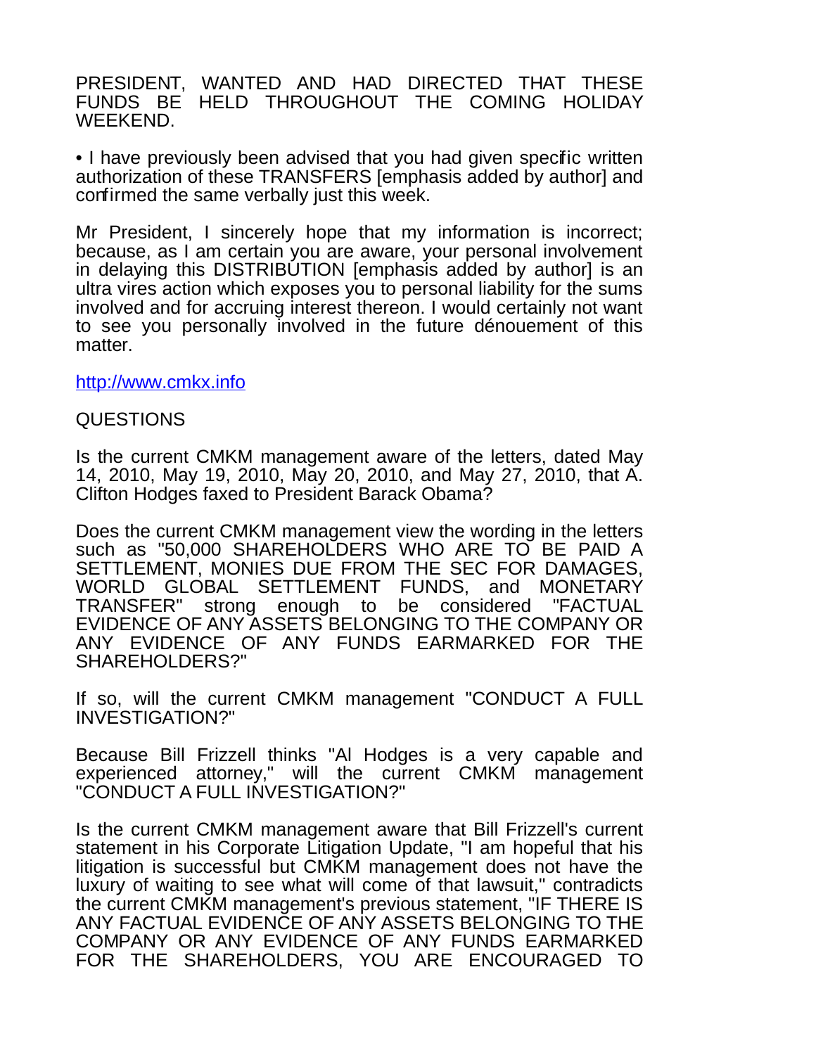PRESIDENT, WANTED AND HAD DIRECTED THAT THESE FUNDS BE HELD THROUGHOUT THE COMING HOLIDAY WEEKEND.

• I have previously been advised that you had given specific written authorization of these TRANSFERS [emphasis added by author] and confirmed the same verbally just this week.

Mr President, I sincerely hope that my information is incorrect; because, as I am certain you are aware, your personal involvement in delaying this DISTRIBUTION [emphasis added by author] is an ultra vires action which exposes you to personal liability for the sums involved and for accruing interest thereon. I would certainly not want to see you personally involved in the future dénouement of this matter.

http://www.cmkx.info

QUESTIONS

Is the current CMKM management aware of the letters, dated May 14, 2010, May 19, 2010, May 20, 2010, and May 27, 2010, that A. Clifton Hodges faxed to President Barack Obama?

Does the current CMKM management view the wording in the letters such as "50,000 SHAREHOLDERS WHO ARE TO BE PAID A SETTLEMENT, MONIES DUE FROM THE SEC FOR DAMAGES, WORLD GLOBAL SETTLEMENT FUNDS, and MONETARY TRANSFER" strong enough to be considered "FACTUAL EVIDENCE OF ANY ASSETS BELONGING TO THE COMPANY OR ANY EVIDENCE OF ANY FUNDS EARMARKED FOR THE SHAREHOLDERS?"

If so, will the current CMKM management "CONDUCT A FULL INVESTIGATION?"

Because Bill Frizzell thinks "Al Hodges is a very capable and experienced attorney," will the current CMKM management "CONDUCT A FULL INVESTIGATION?"

Is the current CMKM management aware that Bill Frizzell's current statement in his Corporate Litigation Update, "I am hopeful that his litigation is successful but CMKM management does not have the luxury of waiting to see what will come of that lawsuit," contradicts the current CMKM management's previous statement, "IF THERE IS ANY FACTUAL EVIDENCE OF ANY ASSETS BELONGING TO THE COMPANY OR ANY EVIDENCE OF ANY FUNDS EARMARKED FOR THE SHAREHOLDERS, YOU ARE ENCOURAGED TO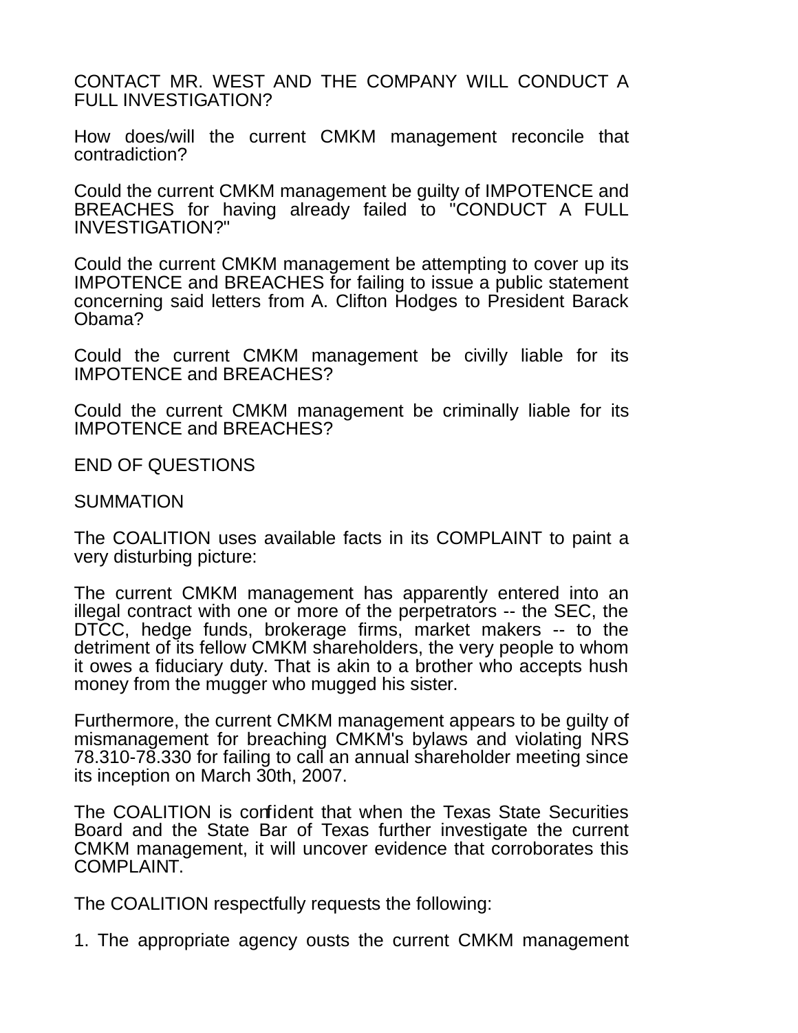CONTACT MR. WEST AND THE COMPANY WILL CONDUCT A FULL INVESTIGATION?

How does/will the current CMKM management reconcile that contradiction?

Could the current CMKM management be guilty of IMPOTENCE and BREACHES for having already failed to "CONDUCT A FULL INVESTIGATION?"

Could the current CMKM management be attempting to cover up its IMPOTENCE and BREACHES for failing to issue a public statement concerning said letters from A. Clifton Hodges to President Barack Obama?

Could the current CMKM management be civilly liable for its IMPOTENCE and BREACHES?

Could the current CMKM management be criminally liable for its IMPOTENCE and BREACHES?

END OF QUESTIONS

SUMMATION

The COALITION uses available facts in its COMPLAINT to paint a very disturbing picture:

The current CMKM management has apparently entered into an illegal contract with one or more of the perpetrators -- the SEC, the DTCC, hedge funds, brokerage firms, market makers -- to the detriment of its fellow CMKM shareholders, the very people to whom it owes a fiduciary duty. That is akin to a brother who accepts hush money from the mugger who mugged his sister.

Furthermore, the current CMKM management appears to be guilty of mismanagement for breaching CMKM's bylaws and violating NRS 78.310-78.330 for failing to call an annual shareholder meeting since its inception on March 30th, 2007.

The COALITION is confident that when the Texas State Securities Board and the State Bar of Texas further investigate the current CMKM management, it will uncover evidence that corroborates this COMPLAINT.

The COALITION respectfully requests the following:

1. The appropriate agency ousts the current CMKM management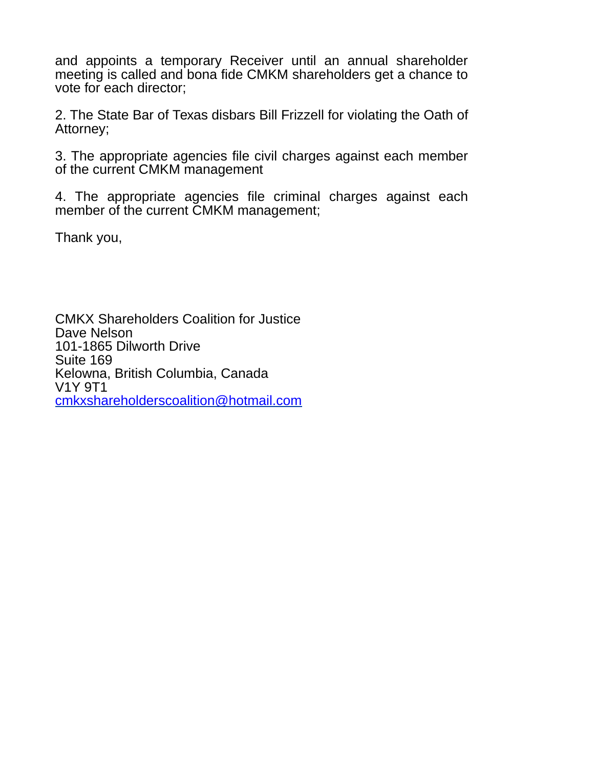and appoints a temporary Receiver until an annual shareholder meeting is called and bona fide CMKM shareholders get a chance to vote for each director;

2. The State Bar of Texas disbars Bill Frizzell for violating the Oath of Attorney;

3. The appropriate agencies file civil charges against each member of the current CMKM management

4. The appropriate agencies file criminal charges against each member of the current CMKM management;

Thank you,

CMKX Shareholders Coalition for Justice
Dave Nelson
101-1865 Dilworth Drive
Suite 169
Kelowna, British Columbia, Canada
V1Y 9T1
cmkxshareholderscoalition@hotmail.com